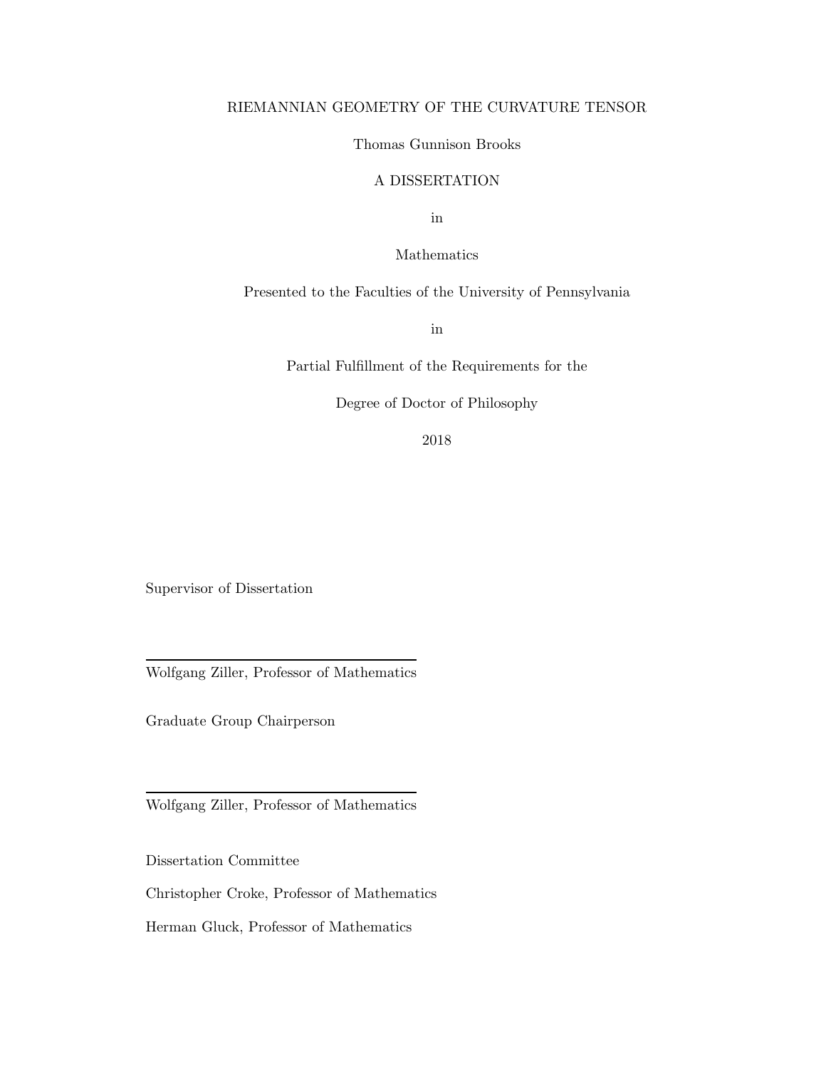# RIEMANNIAN GEOMETRY OF THE CURVATURE TENSOR

Thomas Gunnison Brooks

A DISSERTATION

in

Mathematics

Presented to the Faculties of the University of Pennsylvania

in

Partial Fulfillment of the Requirements for the

Degree of Doctor of Philosophy

2018

Supervisor of Dissertation

---

Wolfgang Ziller, Professor of Mathematics

Graduate Group Chairperson

---

Wolfgang Ziller, Professor of Mathematics

Dissertation Committee

Christopher Croke, Professor of Mathematics

Herman Gluck, Professor of Mathematics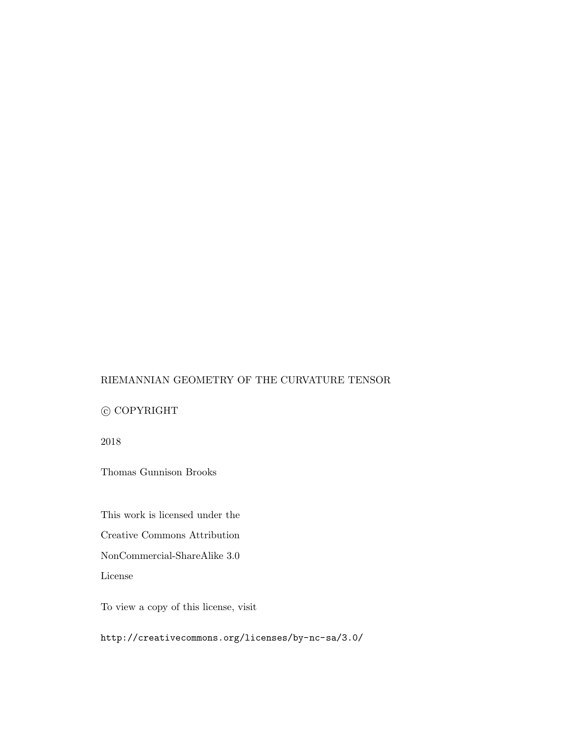RIEMANNIAN GEOMETRY OF THE CURVATURE TENSOR

© COPYRIGHT

2018

Thomas Gunnison Brooks

This work is licensed under the

Creative Commons Attribution

NonCommercial-ShareAlike 3.0

License

To view a copy of this license, visit

http://creativecommons.org/licenses/by-nc-sa/3.0/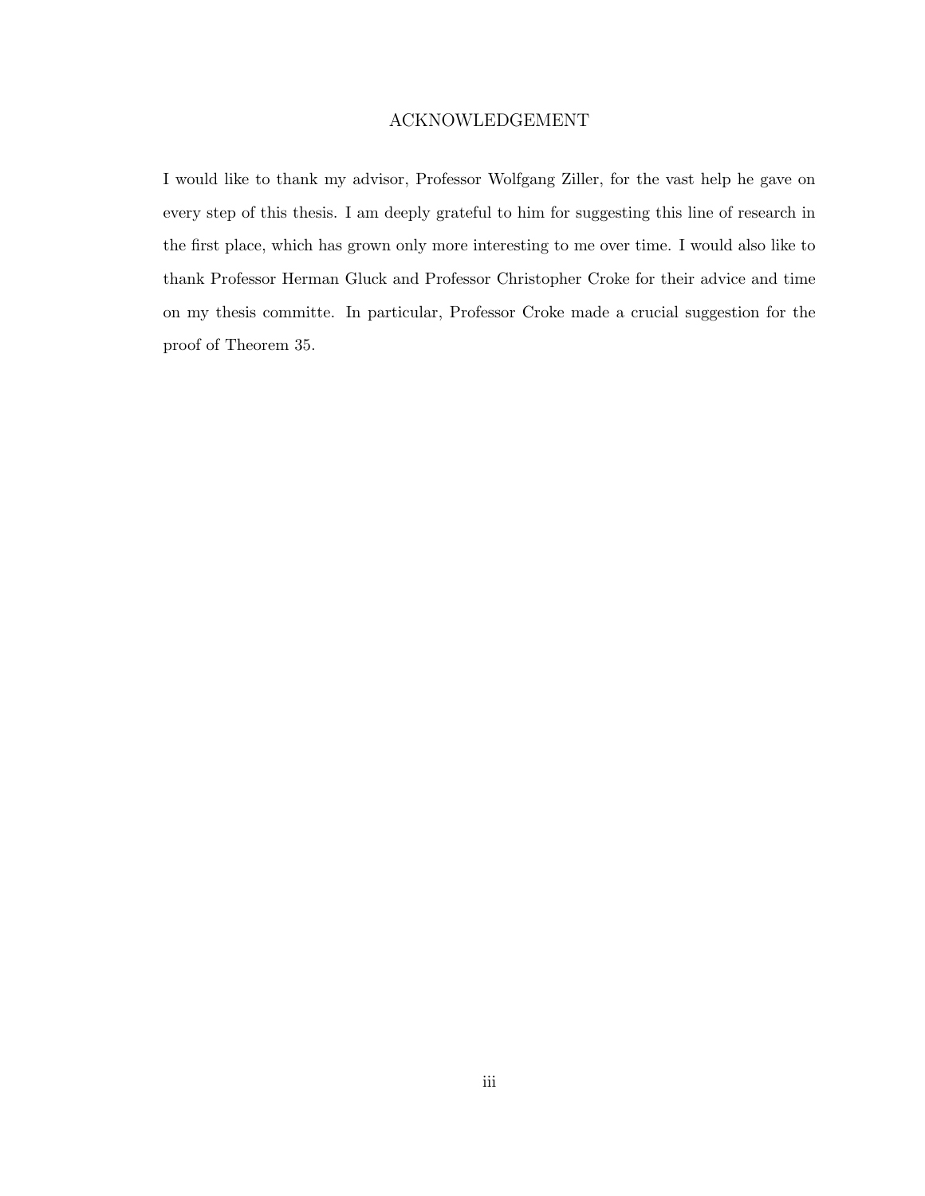# ACKNOWLEDGEMENT

I would like to thank my advisor, Professor Wolfgang Ziller, for the vast help he gave on every step of this thesis. I am deeply grateful to him for suggesting this line of research in the first place, which has grown only more interesting to me over time. I would also like to thank Professor Herman Gluck and Professor Christopher Croke for their advice and time on my thesis committe. In particular, Professor Croke made a crucial suggestion for the proof of Theorem 35.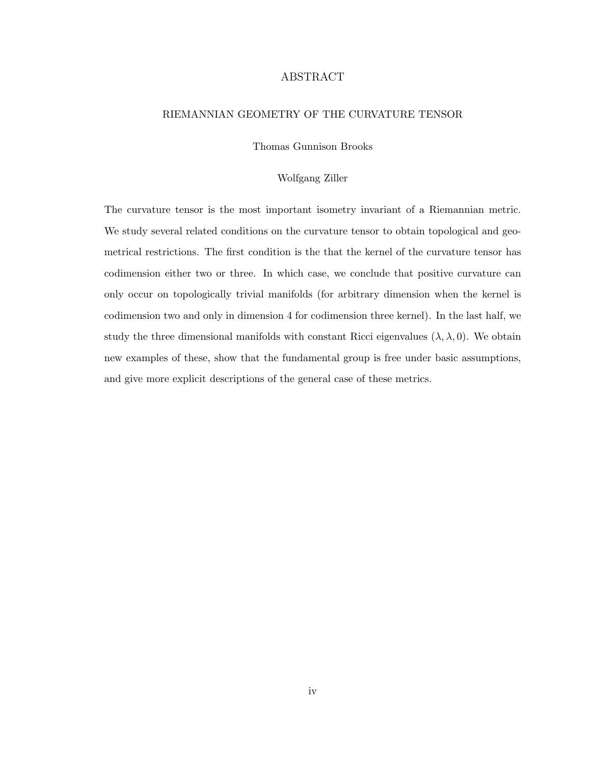# ABSTRACT

## RIEMANNIAN GEOMETRY OF THE CURVATURE TENSOR

Thomas Gunnison Brooks

Wolfgang Ziller

The curvature tensor is the most important isometry invariant of a Riemannian metric. We study several related conditions on the curvature tensor to obtain topological and geometrical restrictions. The first condition is the that the kernel of the curvature tensor has codimension either two or three. In which case, we conclude that positive curvature can only occur on topologically trivial manifolds (for arbitrary dimension when the kernel is codimension two and only in dimension 4 for codimension three kernel). In the last half, we study the three dimensional manifolds with constant Ricci eigenvalues $(\lambda, \lambda, 0)$. We obtain new examples of these, show that the fundamental group is free under basic assumptions, and give more explicit descriptions of the general case of these metrics.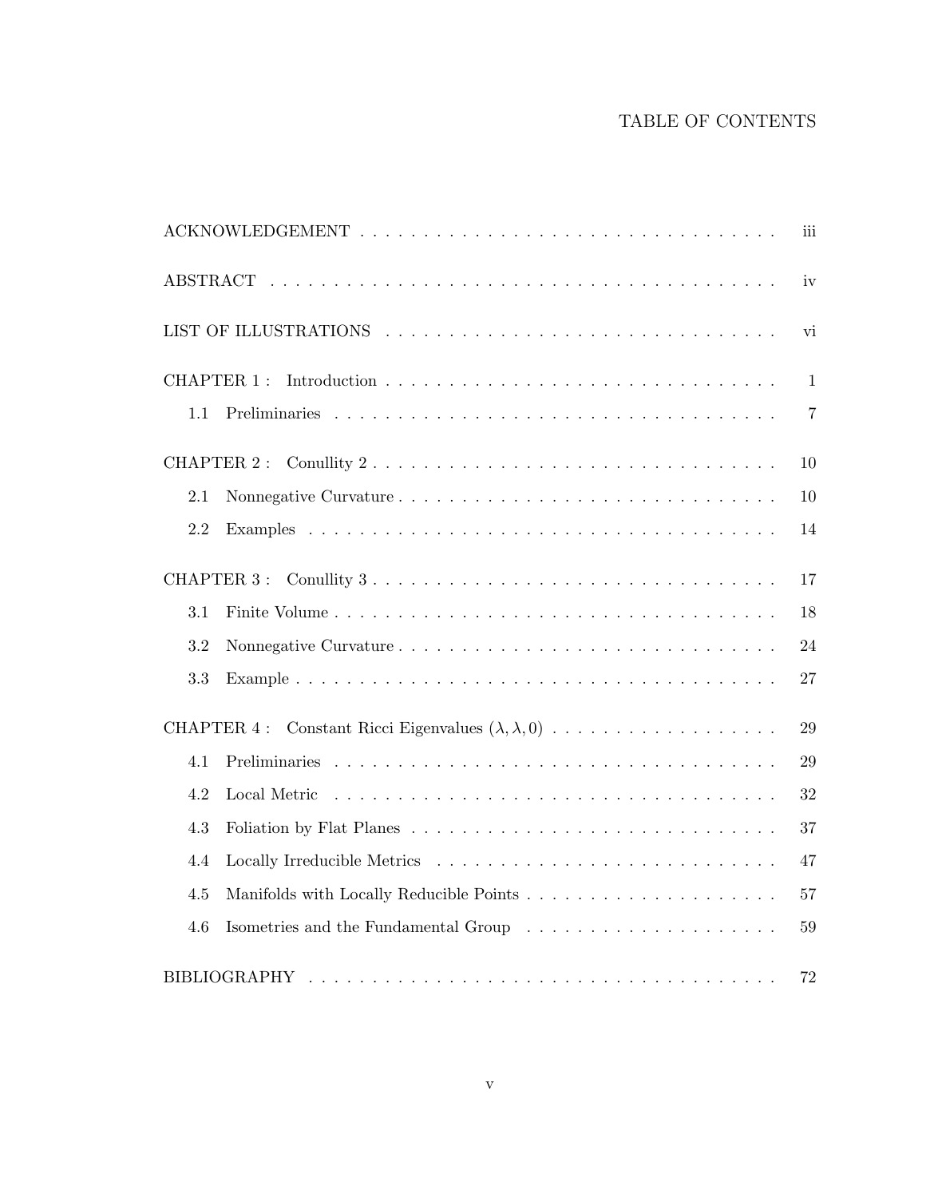# TABLE OF CONTENTS

ACKNOWLEDGEMENT . . . . . . . . . . . . . . . . . . . . . . . . . . . . . . . . . . iii

ABSTRACT . . . . . . . . . . . . . . . . . . . . . . . . . . . . . . . . . . . . . . iv

LIST OF ILLUSTRATIONS . . . . . . . . . . . . . . . . . . . . . . . . . . . . . . vi

CHAPTER 1 : Introduction . . . . . . . . . . . . . . . . . . . . . . . . . . . . . . 1

1.1 Preliminaries . . . . . . . . . . . . . . . . . . . . . . . . . . . . . . . . . 7

CHAPTER 2 : Conullity 2 . . . . . . . . . . . . . . . . . . . . . . . . . . . . . . 10

2.1 Nonnegative Curvature . . . . . . . . . . . . . . . . . . . . . . . . . . . . 10

2.2 Examples . . . . . . . . . . . . . . . . . . . . . . . . . . . . . . . . . . . 14

CHAPTER 3 : Conullity 3 . . . . . . . . . . . . . . . . . . . . . . . . . . . . . . 17

3.1 Finite Volume . . . . . . . . . . . . . . . . . . . . . . . . . . . . . . . . . 18

3.2 Nonnegative Curvature . . . . . . . . . . . . . . . . . . . . . . . . . . . . 24

3.3 Example . . . . . . . . . . . . . . . . . . . . . . . . . . . . . . . . . . . . 27

CHAPTER 4 : Constant Ricci Eigenvalues $(\lambda, \lambda, 0)$ . . . . . . . . . . . . . . . . . . 29

4.1 Preliminaries . . . . . . . . . . . . . . . . . . . . . . . . . . . . . . . . . 29

4.2 Local Metric . . . . . . . . . . . . . . . . . . . . . . . . . . . . . . . . . . 32

4.3 Foliation by Flat Planes . . . . . . . . . . . . . . . . . . . . . . . . . . . . 37

4.4 Locally Irreducible Metrics . . . . . . . . . . . . . . . . . . . . . . . . . . 47

4.5 Manifolds with Locally Reducible Points . . . . . . . . . . . . . . . . . . . 57

4.6 Isometries and the Fundamental Group . . . . . . . . . . . . . . . . . . . 59

BIBLIOGRAPHY . . . . . . . . . . . . . . . . . . . . . . . . . . . . . . . . . . . 72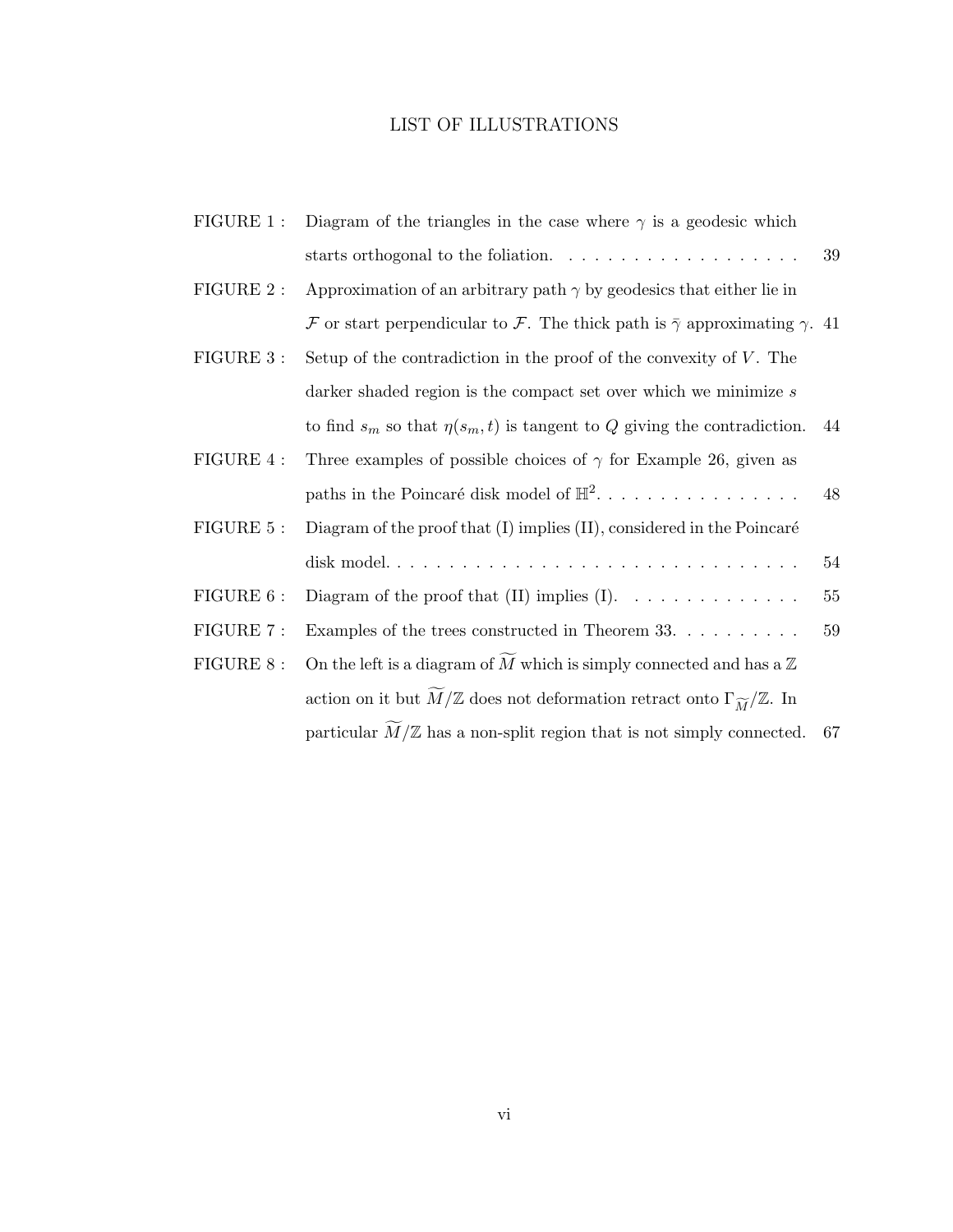# LIST OF ILLUSTRATIONS

| | | |
|---|---|---|
| FIGURE 1 : | Diagram of the triangles in the case where $\gamma$ is a geodesic which starts orthogonal to the foliation. | 39 |
| FIGURE 2 : | Approximation of an arbitrary path $\gamma$ by geodesics that either lie in $\mathcal{F}$ or start perpendicular to $\mathcal{F}$. The thick path is $\bar{\gamma}$ approximating $\gamma$. | 41 |
| FIGURE 3 : | Setup of the contradiction in the proof of the convexity of $V$. The darker shaded region is the compact set over which we minimize $s$ to find $s_m$ so that $\eta(s_m, t)$ is tangent to $Q$ giving the contradiction. | 44 |
| FIGURE 4 : | Three examples of possible choices of $\gamma$ for Example 26, given as paths in the Poincaré disk model of $\mathbb{H}^2$. | 48 |
| FIGURE 5 : | Diagram of the proof that (I) implies (II), considered in the Poincaré disk model. | 54 |
| FIGURE 6 : | Diagram of the proof that (II) implies (I). | 55 |
| FIGURE 7 : | Examples of the trees constructed in Theorem 33. | 59 |
| FIGURE 8 : | On the left is a diagram of $\widetilde{M}$ which is simply connected and has a $\mathbb{Z}$ action on it but $\widetilde{M}/\mathbb{Z}$ does not deformation retract onto $\Gamma_{\widetilde{M}}/\mathbb{Z}$. In particular $\widetilde{M}/\mathbb{Z}$ has a non-split region that is not simply connected. | 67 |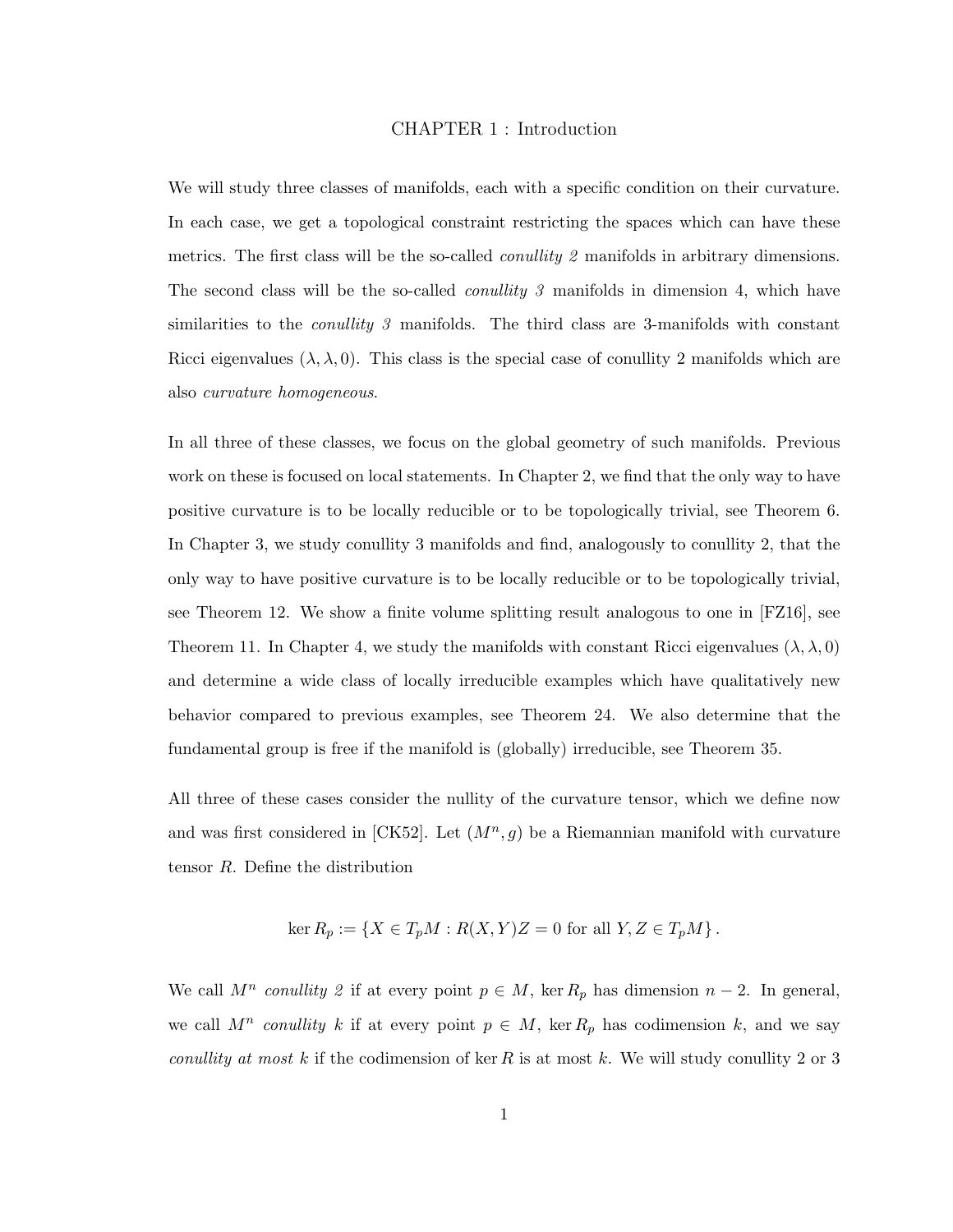# CHAPTER 1 : Introduction

We will study three classes of manifolds, each with a specific condition on their curvature. In each case, we get a topological constraint restricting the spaces which can have these metrics. The first class will be the so-called *conullity 2* manifolds in arbitrary dimensions. The second class will be the so-called *conullity 3* manifolds in dimension 4, which have similarities to the *conullity 3* manifolds. The third class are 3-manifolds with constant Ricci eigenvalues $(\lambda, \lambda, 0)$. This class is the special case of conullity 2 manifolds which are also *curvature homogeneous*.

In all three of these classes, we focus on the global geometry of such manifolds. Previous work on these is focused on local statements. In Chapter 2, we find that the only way to have positive curvature is to be locally reducible or to be topologically trivial, see Theorem 6. In Chapter 3, we study conullity 3 manifolds and find, analogously to conullity 2, that the only way to have positive curvature is to be locally reducible or to be topologically trivial, see Theorem 12. We show a finite volume splitting result analogous to one in [FZ16], see Theorem 11. In Chapter 4, we study the manifolds with constant Ricci eigenvalues $(\lambda, \lambda, 0)$ and determine a wide class of locally irreducible examples which have qualitatively new behavior compared to previous examples, see Theorem 24. We also determine that the fundamental group is free if the manifold is (globally) irreducible, see Theorem 35.

All three of these cases consider the nullity of the curvature tensor, which we define now and was first considered in [CK52]. Let $(M^n, g)$ be a Riemannian manifold with curvature tensor $R$. Define the distribution

$$\ker R_p := \{X \in T_pM : R(X,Y)Z = 0 \text{ for all } Y, Z \in T_pM\}.$$

We call $M^n$ *conullity 2* if at every point $p \in M$, $\ker R_p$ has dimension $n-2$. In general, we call $M^n$ *conullity $k$* if at every point $p \in M$, $\ker R_p$ has codimension $k$, and we say *conullity at most $k$* if the codimension of $\ker R$ is at most $k$. We will study conullity 2 or 3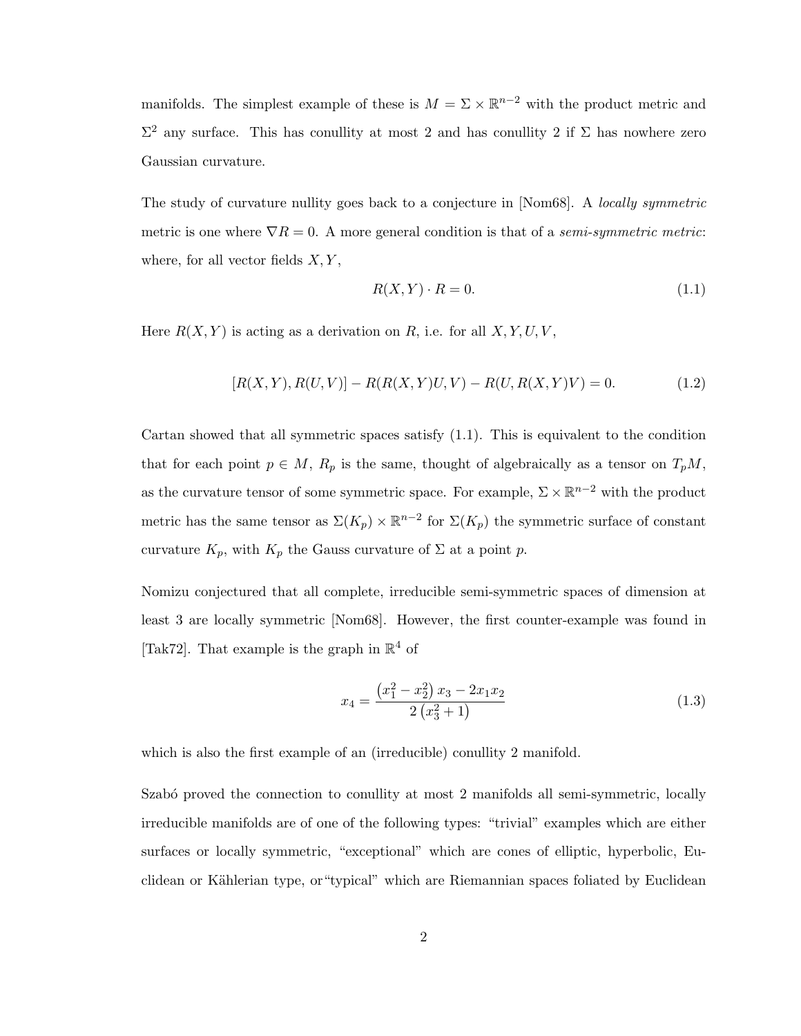manifolds. The simplest example of these is $M = \Sigma \times \mathbb{R}^{n-2}$ with the product metric and $\Sigma^2$ any surface. This has conullity at most 2 and has conullity 2 if $\Sigma$ has nowhere zero Gaussian curvature.

The study of curvature nullity goes back to a conjecture in [Nom68]. A *locally symmetric* metric is one where $\nabla R = 0$. A more general condition is that of a *semi-symmetric metric*: where, for all vector fields $X, Y$,

$$R(X, Y) \cdot R = 0. \tag{1.1}$$

Here $R(X, Y)$ is acting as a derivation on $R$, i.e. for all $X, Y, U, V$,

$$[R(X, Y), R(U, V)] - R(R(X, Y)U, V) - R(U, R(X, Y)V) = 0. \tag{1.2}$$

Cartan showed that all symmetric spaces satisfy (1.1). This is equivalent to the condition that for each point $p \in M$, $R_p$ is the same, thought of algebraically as a tensor on $T_pM$, as the curvature tensor of some symmetric space. For example, $\Sigma \times \mathbb{R}^{n-2}$ with the product metric has the same tensor as $\Sigma(K_p) \times \mathbb{R}^{n-2}$ for $\Sigma(K_p)$ the symmetric surface of constant curvature $K_p$, with $K_p$ the Gauss curvature of $\Sigma$ at a point $p$.

Nomizu conjectured that all complete, irreducible semi-symmetric spaces of dimension at least 3 are locally symmetric [Nom68]. However, the first counter-example was found in [Tak72]. That example is the graph in $\mathbb{R}^4$ of

$$x_4 = \frac{\left(x_1^2 - x_2^2\right) x_3 - 2x_1x_2}{2\left(x_3^2 + 1\right)} \tag{1.3}$$

which is also the first example of an (irreducible) conullity 2 manifold.

Szabó proved the connection to conullity at most 2 manifolds all semi-symmetric, locally irreducible manifolds are of one of the following types: "trivial" examples which are either surfaces or locally symmetric, "exceptional" which are cones of elliptic, hyperbolic, Euclidean or Kählerian type, or"typical" which are Riemannian spaces foliated by Euclidean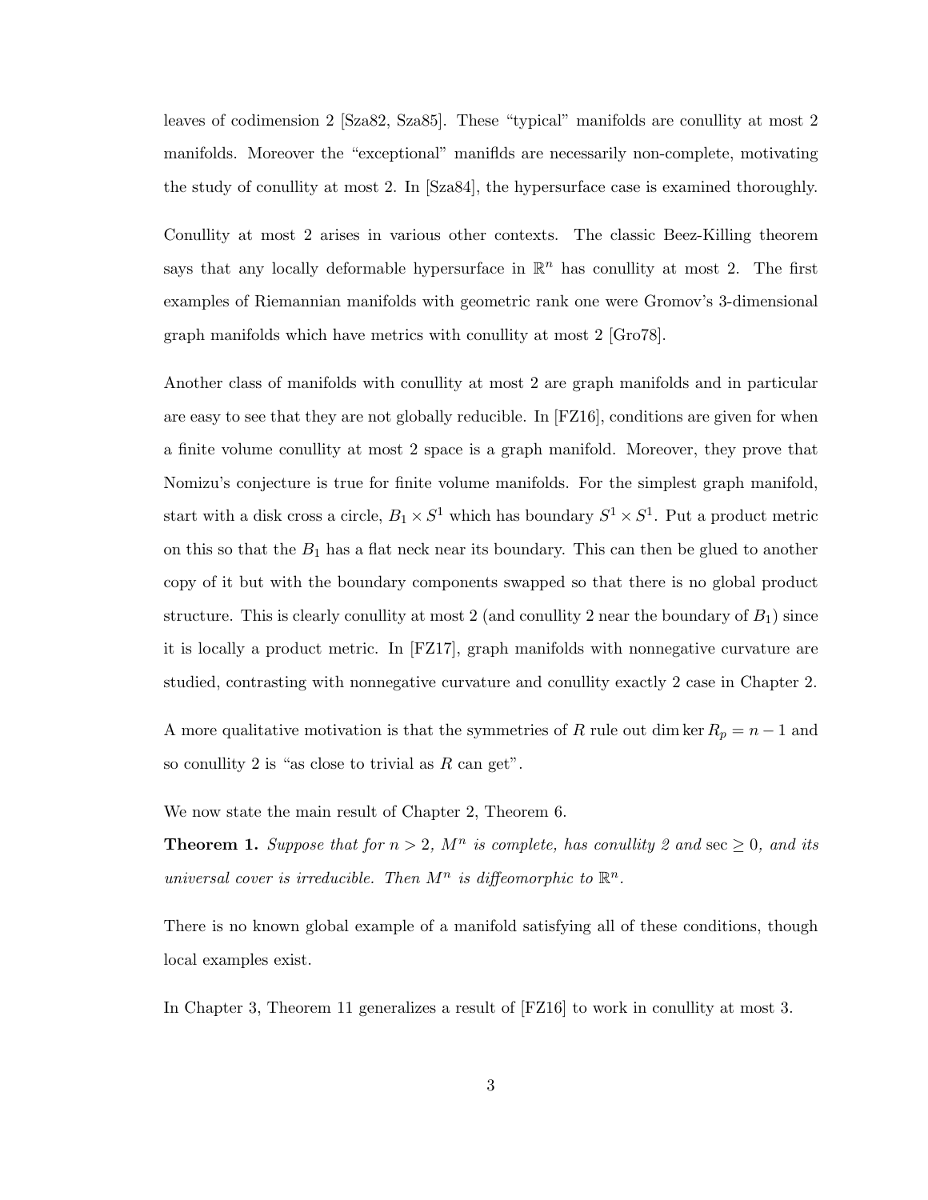leaves of codimension 2 [Sza82, Sza85]. These "typical" manifolds are conullity at most 2 manifolds. Moreover the "exceptional" maniflds are necessarily non-complete, motivating the study of conullity at most 2. In [Sza84], the hypersurface case is examined thoroughly.

Conullity at most 2 arises in various other contexts. The classic Beez-Killing theorem says that any locally deformable hypersurface in $\mathbb{R}^n$ has conullity at most 2. The first examples of Riemannian manifolds with geometric rank one were Gromov's 3-dimensional graph manifolds which have metrics with conullity at most 2 [Gro78].

Another class of manifolds with conullity at most 2 are graph manifolds and in particular are easy to see that they are not globally reducible. In [FZ16], conditions are given for when a finite volume conullity at most 2 space is a graph manifold. Moreover, they prove that Nomizu's conjecture is true for finite volume manifolds. For the simplest graph manifold, start with a disk cross a circle, $B_1 \times S^1$ which has boundary $S^1 \times S^1$. Put a product metric on this so that the $B_1$ has a flat neck near its boundary. This can then be glued to another copy of it but with the boundary components swapped so that there is no global product structure. This is clearly conullity at most 2 (and conullity 2 near the boundary of $B_1$) since it is locally a product metric. In [FZ17], graph manifolds with nonnegative curvature are studied, contrasting with nonnegative curvature and conullity exactly 2 case in Chapter 2.

A more qualitative motivation is that the symmetries of $R$ rule out $\dim \ker R_p = n - 1$ and so conullity 2 is "as close to trivial as $R$ can get".

We now state the main result of Chapter 2, Theorem 6.

**Theorem 1.** *Suppose that for $n > 2$, $M^n$ is complete, has conullity 2 and* $\sec \geq 0$*, and its universal cover is irreducible. Then $M^n$ is diffeomorphic to $\mathbb{R}^n$.*

There is no known global example of a manifold satisfying all of these conditions, though local examples exist.

In Chapter 3, Theorem 11 generalizes a result of [FZ16] to work in conullity at most 3.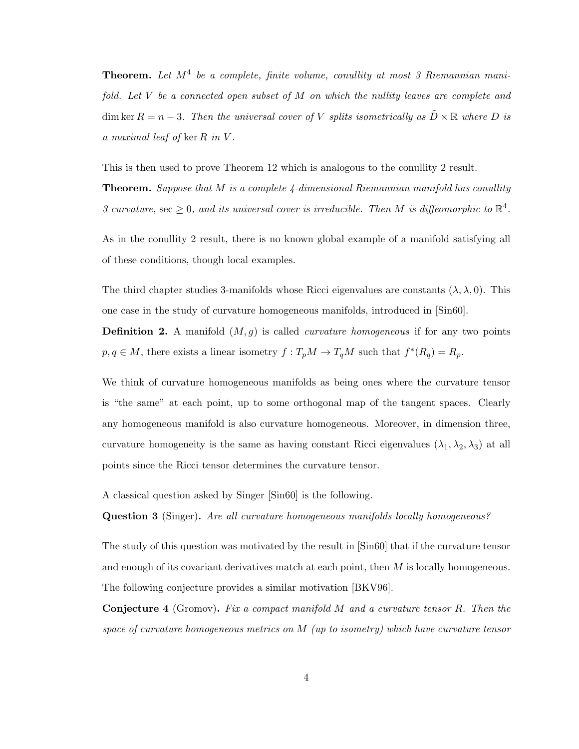**Theorem.** *Let $M^4$ be a complete, finite volume, conullity at most 3 Riemannian manifold. Let $V$ be a connected open subset of $M$ on which the nullity leaves are complete and $\dim \ker R = n - 3$. Then the universal cover of $V$ splits isometrically as $\tilde{D} \times \mathbb{R}$ where $D$ is a maximal leaf of $\ker R$ in $V$.*

This is then used to prove Theorem 12 which is analogous to the conullity 2 result.

**Theorem.** *Suppose that $M$ is a complete 4-dimensional Riemannian manifold has conullity 3 curvature, $\sec \geq 0$, and its universal cover is irreducible. Then $M$ is diffeomorphic to $\mathbb{R}^4$.*

As in the conullity 2 result, there is no known global example of a manifold satisfying all of these conditions, though local examples.

The third chapter studies 3-manifolds whose Ricci eigenvalues are constants $(\lambda, \lambda, 0)$. This one case in the study of curvature homogeneous manifolds, introduced in [Sin60].

**Definition 2.** A manifold $(M, g)$ is called *curvature homogeneous* if for any two points $p, q \in M$, there exists a linear isometry $f : T_pM \to T_qM$ such that $f^*(R_q) = R_p$.

We think of curvature homogeneous manifolds as being ones where the curvature tensor is "the same" at each point, up to some orthogonal map of the tangent spaces. Clearly any homogeneous manifold is also curvature homogeneous. Moreover, in dimension three, curvature homogeneity is the same as having constant Ricci eigenvalues $(\lambda_1, \lambda_2, \lambda_3)$ at all points since the Ricci tensor determines the curvature tensor.

A classical question asked by Singer [Sin60] is the following.

**Question 3** (Singer)**.** *Are all curvature homogeneous manifolds locally homogeneous?*

The study of this question was motivated by the result in [Sin60] that if the curvature tensor and enough of its covariant derivatives match at each point, then $M$ is locally homogeneous. The following conjecture provides a similar motivation [BKV96].

**Conjecture 4** (Gromov)**.** *Fix a compact manifold $M$ and a curvature tensor $R$. Then the space of curvature homogeneous metrics on $M$ (up to isometry) which have curvature tensor*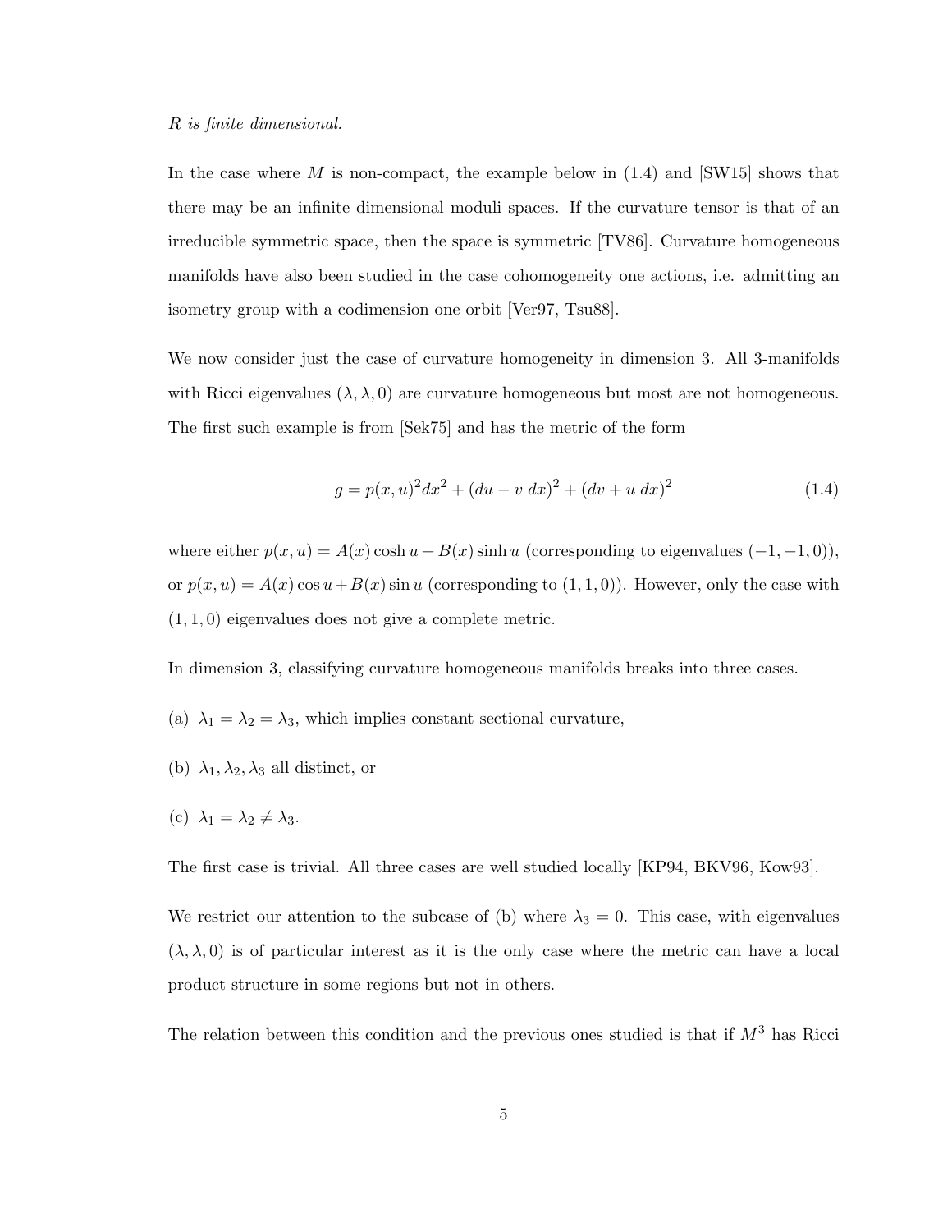*R is finite dimensional.*

In the case where $M$ is non-compact, the example below in (1.4) and [SW15] shows that there may be an infinite dimensional moduli spaces. If the curvature tensor is that of an irreducible symmetric space, then the space is symmetric [TV86]. Curvature homogeneous manifolds have also been studied in the case cohomogeneity one actions, i.e. admitting an isometry group with a codimension one orbit [Ver97, Tsu88].

We now consider just the case of curvature homogeneity in dimension 3. All 3-manifolds with Ricci eigenvalues $(\lambda, \lambda, 0)$ are curvature homogeneous but most are not homogeneous. The first such example is from [Sek75] and has the metric of the form

$$g = p(x,u)^2 dx^2 + (du - v\ dx)^2 + (dv + u\ dx)^2 \tag{1.4}$$

where either $p(x,u) = A(x)\cosh u + B(x)\sinh u$ (corresponding to eigenvalues $(-1,-1,0)$), or $p(x,u) = A(x)\cos u + B(x)\sin u$ (corresponding to $(1,1,0)$). However, only the case with $(1,1,0)$ eigenvalues does not give a complete metric.

In dimension 3, classifying curvature homogeneous manifolds breaks into three cases.

(a) $\lambda_1 = \lambda_2 = \lambda_3$, which implies constant sectional curvature,

(b) $\lambda_1, \lambda_2, \lambda_3$ all distinct, or

(c) $\lambda_1 = \lambda_2 \neq \lambda_3$.

The first case is trivial. All three cases are well studied locally [KP94, BKV96, Kow93].

We restrict our attention to the subcase of (b) where $\lambda_3 = 0$. This case, with eigenvalues $(\lambda, \lambda, 0)$ is of particular interest as it is the only case where the metric can have a local product structure in some regions but not in others.

The relation between this condition and the previous ones studied is that if $M^3$ has Ricci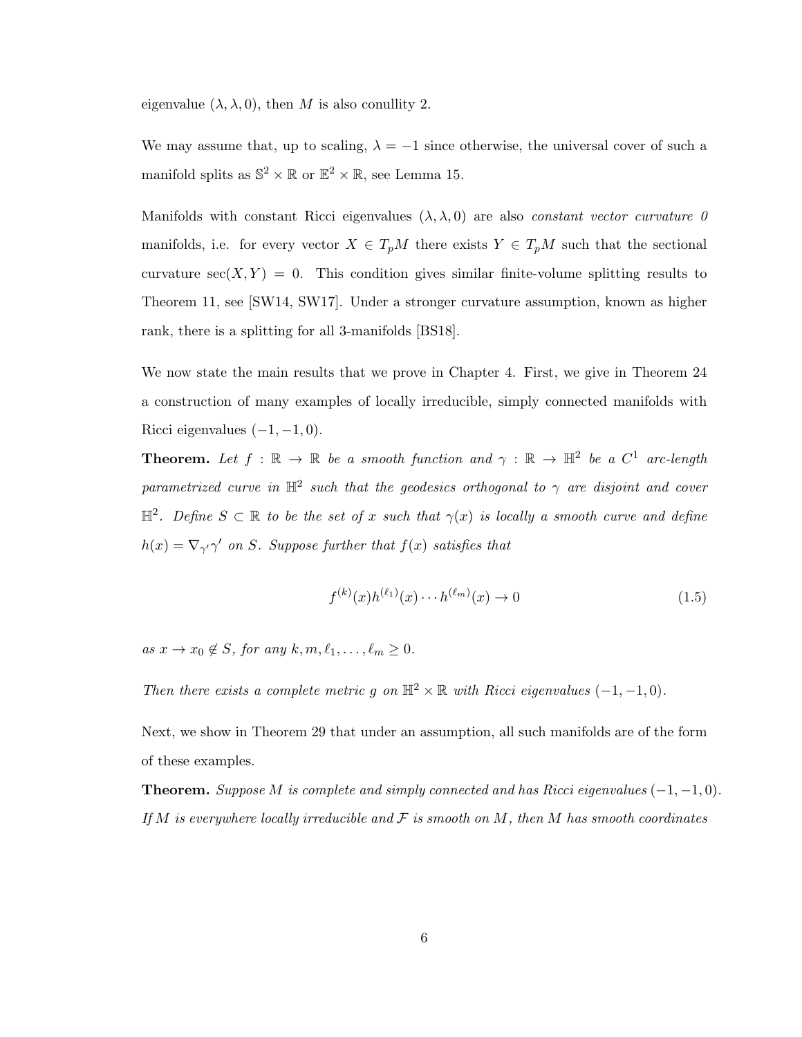eigenvalue $(\lambda, \lambda, 0)$, then $M$ is also conullity 2.

We may assume that, up to scaling, $\lambda = -1$ since otherwise, the universal cover of such a manifold splits as $\mathbb{S}^2 \times \mathbb{R}$ or $\mathbb{E}^2 \times \mathbb{R}$, see Lemma 15.

Manifolds with constant Ricci eigenvalues $(\lambda, \lambda, 0)$ are also *constant vector curvature 0* manifolds, i.e. for every vector $X \in T_pM$ there exists $Y \in T_pM$ such that the sectional curvature $\sec(X, Y) = 0$. This condition gives similar finite-volume splitting results to Theorem 11, see [SW14, SW17]. Under a stronger curvature assumption, known as higher rank, there is a splitting for all 3-manifolds [BS18].

We now state the main results that we prove in Chapter 4. First, we give in Theorem 24 a construction of many examples of locally irreducible, simply connected manifolds with Ricci eigenvalues $(-1, -1, 0)$.

**Theorem.** *Let $f : \mathbb{R} \to \mathbb{R}$ be a smooth function and $\gamma : \mathbb{R} \to \mathbb{H}^2$ be a $C^1$ arc-length parametrized curve in $\mathbb{H}^2$ such that the geodesics orthogonal to $\gamma$ are disjoint and cover $\mathbb{H}^2$. Define $S \subset \mathbb{R}$ to be the set of $x$ such that $\gamma(x)$ is locally a smooth curve and define $h(x) = \nabla_{\gamma'}\gamma'$ on $S$. Suppose further that $f(x)$ satisfies that*

$$f^{(k)}(x)h^{(\ell_1)}(x) \cdots h^{(\ell_m)}(x) \to 0 \tag{1.5}$$

*as $x \to x_0 \notin S$, for any $k, m, \ell_1, \ldots, \ell_m \geq 0$.*

*Then there exists a complete metric $g$ on $\mathbb{H}^2 \times \mathbb{R}$ with Ricci eigenvalues $(-1, -1, 0)$.*

Next, we show in Theorem 29 that under an assumption, all such manifolds are of the form of these examples.

**Theorem.** *Suppose $M$ is complete and simply connected and has Ricci eigenvalues $(-1, -1, 0)$. If $M$ is everywhere locally irreducible and $\mathcal{F}$ is smooth on $M$, then $M$ has smooth coordinates*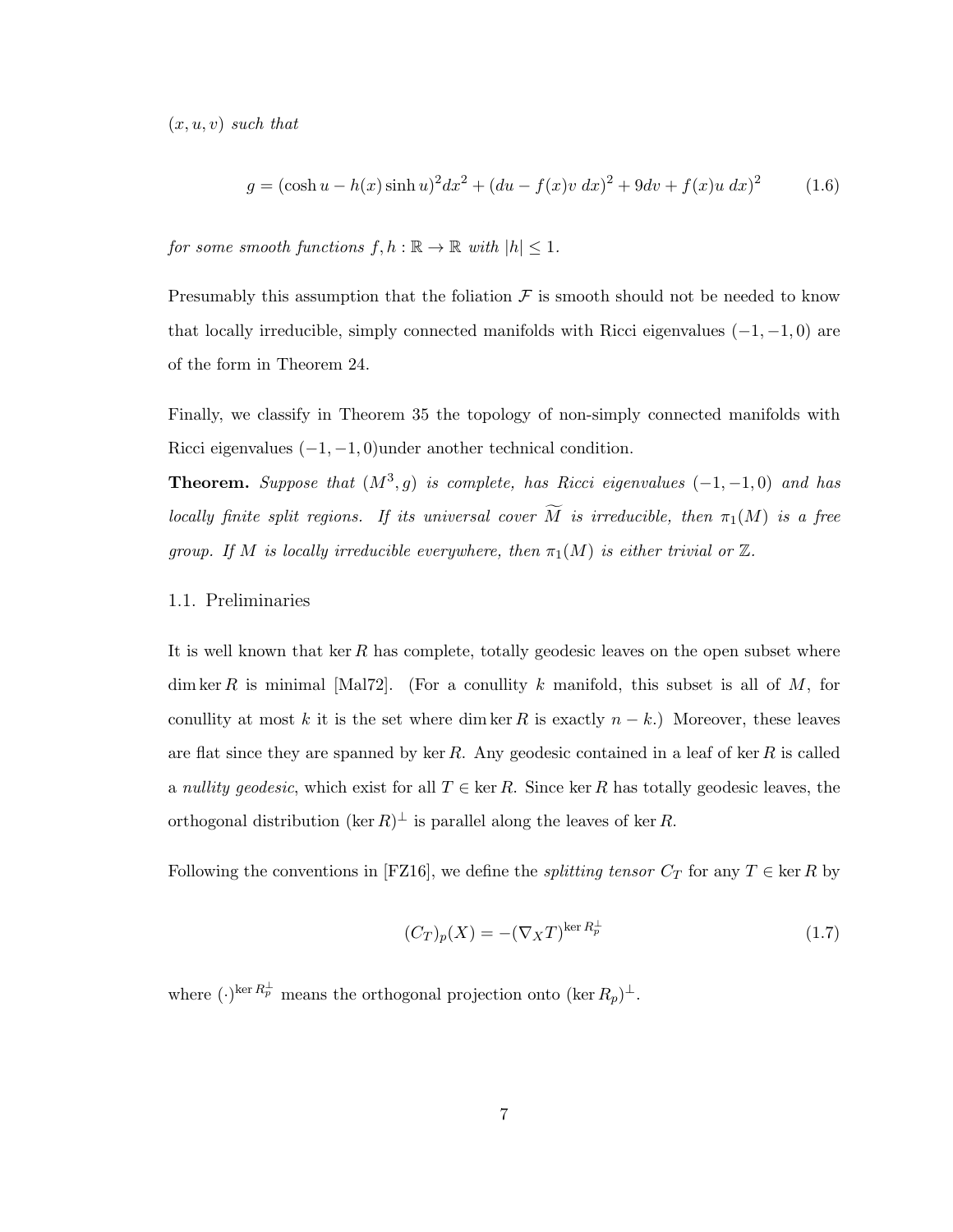$(x, u, v)$ *such that*

$$g = (\cosh u - h(x)\sinh u)^2 dx^2 + (du - f(x)v\ dx)^2 + 9dv + f(x)u\ dx)^2 \tag{1.6}$$

*for some smooth functions* $f, h : \mathbb{R} \to \mathbb{R}$ *with* $|h| \leq 1$.

Presumably this assumption that the foliation $\mathcal{F}$ is smooth should not be needed to know that locally irreducible, simply connected manifolds with Ricci eigenvalues $(-1, -1, 0)$ are of the form in Theorem 24.

Finally, we classify in Theorem 35 the topology of non-simply connected manifolds with Ricci eigenvalues $(-1, -1, 0)$under another technical condition.

**Theorem.** *Suppose that* $(M^3, g)$ *is complete, has Ricci eigenvalues* $(-1, -1, 0)$ *and has locally finite split regions. If its universal cover* $\widetilde{M}$ *is irreducible, then* $\pi_1(M)$ *is a free group. If* $M$ *is locally irreducible everywhere, then* $\pi_1(M)$ *is either trivial or* $\mathbb{Z}$.

## 1.1. Preliminaries

It is well known that $\ker R$ has complete, totally geodesic leaves on the open subset where $\dim \ker R$ is minimal [Mal72]. (For a conullity $k$ manifold, this subset is all of $M$, for conullity at most $k$ it is the set where $\dim \ker R$ is exactly $n - k$.) Moreover, these leaves are flat since they are spanned by $\ker R$. Any geodesic contained in a leaf of $\ker R$ is called a *nullity geodesic*, which exist for all $T \in \ker R$. Since $\ker R$ has totally geodesic leaves, the orthogonal distribution $(\ker R)^\perp$ is parallel along the leaves of $\ker R$.

Following the conventions in [FZ16], we define the *splitting tensor* $C_T$ for any $T \in \ker R$ by

$$(C_T)_p(X) = -(\nabla_X T)^{\ker R_p^\perp} \tag{1.7}$$

where $(\cdot)^{\ker R_p^\perp}$ means the orthogonal projection onto $(\ker R_p)^\perp$.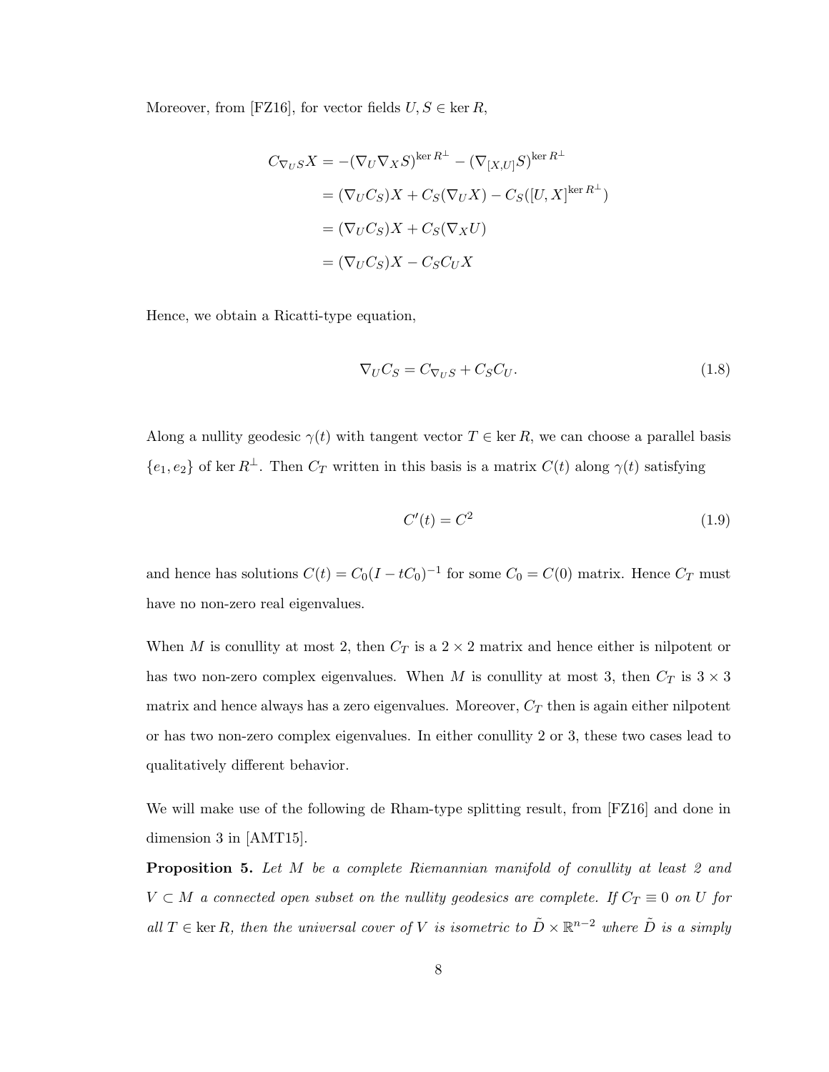Moreover, from [FZ16], for vector fields $U, S \in \ker R$,

$$
\begin{aligned}
C_{\nabla_U S} X &= -(\nabla_U \nabla_X S)^{\ker R^\perp} - (\nabla_{[X,U]} S)^{\ker R^\perp} \\
&= (\nabla_U C_S)X + C_S(\nabla_U X) - C_S([U, X]^{\ker R^\perp}) \\
&= (\nabla_U C_S)X + C_S(\nabla_X U) \\
&= (\nabla_U C_S)X - C_S C_U X
\end{aligned}
$$

Hence, we obtain a Ricatti-type equation,

$$
\nabla_U C_S = C_{\nabla_U S} + C_S C_U. \tag{1.8}
$$

Along a nullity geodesic $\gamma(t)$ with tangent vector $T \in \ker R$, we can choose a parallel basis $\{e_1, e_2\}$ of $\ker R^\perp$. Then $C_T$ written in this basis is a matrix $C(t)$ along $\gamma(t)$ satisfying

$$
C'(t) = C^2 \tag{1.9}
$$

and hence has solutions $C(t) = C_0(I - tC_0)^{-1}$ for some $C_0 = C(0)$ matrix. Hence $C_T$ must have no non-zero real eigenvalues.

When $M$ is conullity at most 2, then $C_T$ is a $2 \times 2$ matrix and hence either is nilpotent or has two non-zero complex eigenvalues. When $M$ is conullity at most 3, then $C_T$ is $3 \times 3$ matrix and hence always has a zero eigenvalues. Moreover, $C_T$ then is again either nilpotent or has two non-zero complex eigenvalues. In either conullity 2 or 3, these two cases lead to qualitatively different behavior.

We will make use of the following de Rham-type splitting result, from [FZ16] and done in dimension 3 in [AMT15].

**Proposition 5.** *Let $M$ be a complete Riemannian manifold of conullity at least 2 and $V \subset M$ a connected open subset on the nullity geodesics are complete. If $C_T \equiv 0$ on $U$ for all $T \in \ker R$, then the universal cover of $V$ is isometric to $\tilde{D} \times \mathbb{R}^{n-2}$ where $\tilde{D}$ is a simply*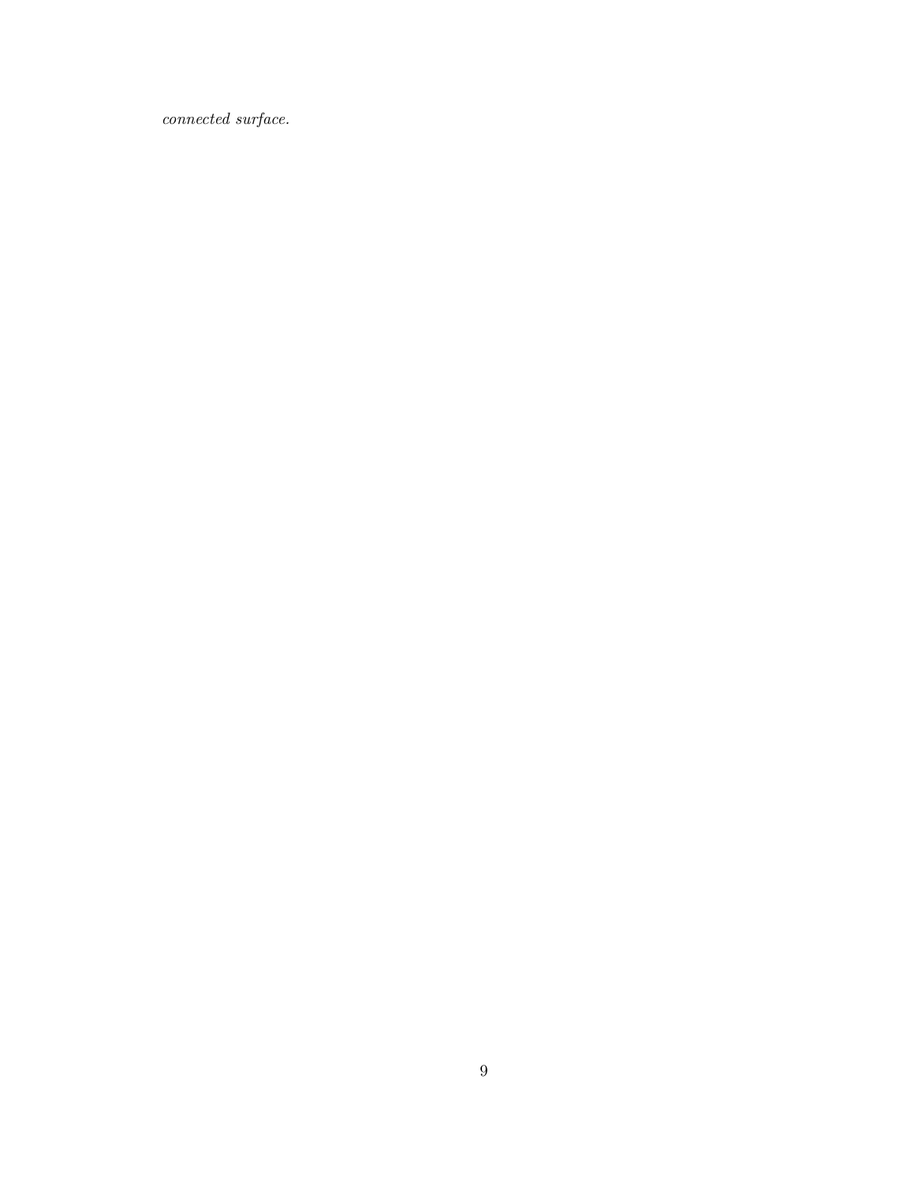*connected surface.*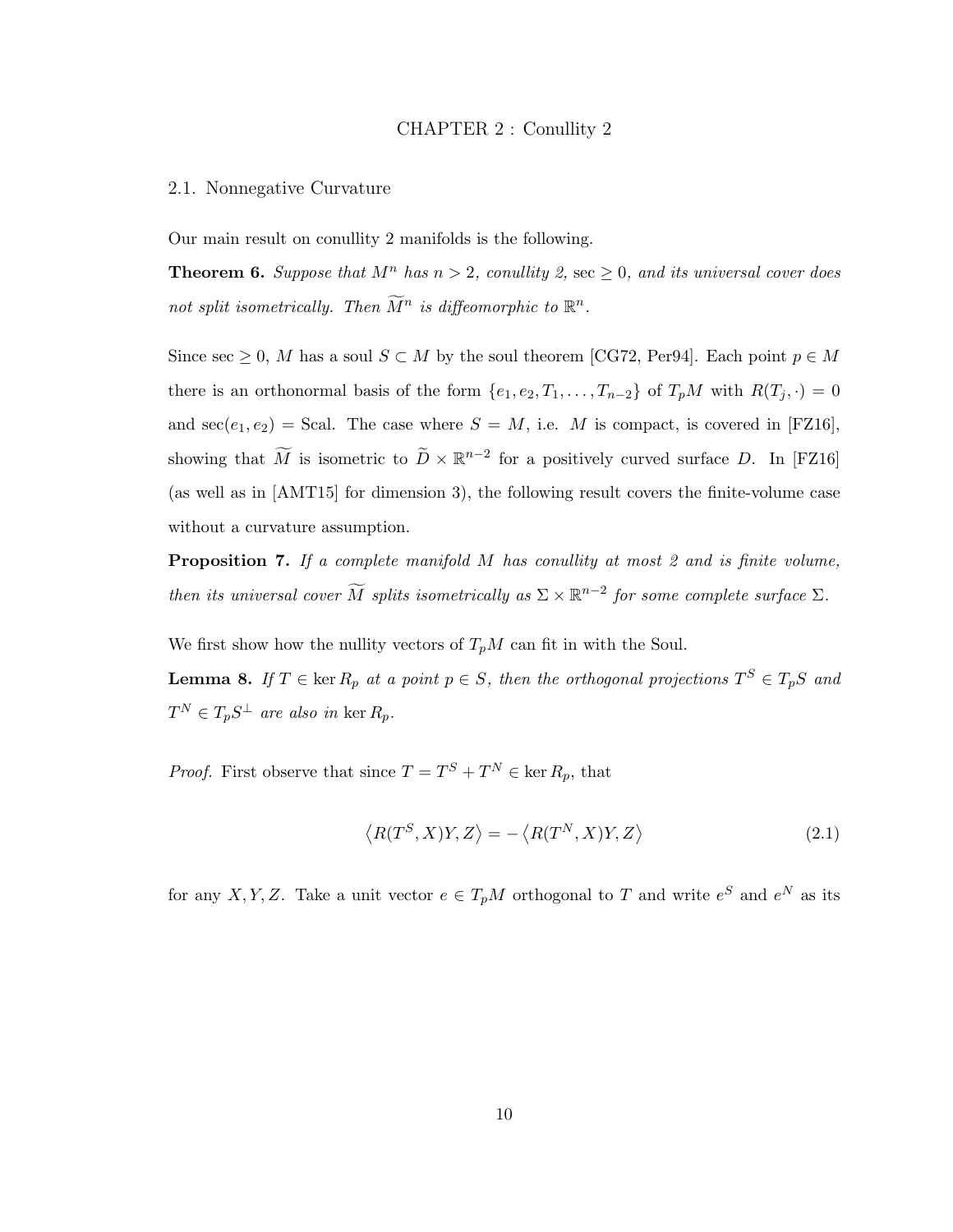# CHAPTER 2 : Conullity 2

## 2.1. Nonnegative Curvature

Our main result on conullity 2 manifolds is the following.

**Theorem 6.** *Suppose that $M^n$ has $n > 2$, conullity 2, $\sec \geq 0$, and its universal cover does not split isometrically. Then $\widetilde{M}^n$ is diffeomorphic to $\mathbb{R}^n$.*

Since $\sec \geq 0$, $M$ has a soul $S \subset M$ by the soul theorem [CG72, Per94]. Each point $p \in M$ there is an orthonormal basis of the form $\{e_1, e_2, T_1, \ldots, T_{n-2}\}$ of $T_pM$ with $R(T_j, \cdot) = 0$ and $\sec(e_1, e_2) = \text{Scal}$. The case where $S = M$, i.e. $M$ is compact, is covered in [FZ16], showing that $\widetilde{M}$ is isometric to $\widetilde{D} \times \mathbb{R}^{n-2}$ for a positively curved surface $D$. In [FZ16] (as well as in [AMT15] for dimension 3), the following result covers the finite-volume case without a curvature assumption.

**Proposition 7.** *If a complete manifold $M$ has conullity at most 2 and is finite volume, then its universal cover $\widetilde{M}$ splits isometrically as $\Sigma \times \mathbb{R}^{n-2}$ for some complete surface $\Sigma$.*

We first show how the nullity vectors of $T_pM$ can fit in with the Soul.

**Lemma 8.** *If $T \in \ker R_p$ at a point $p \in S$, then the orthogonal projections $T^S \in T_pS$ and $T^N \in T_pS^\perp$ are also in $\ker R_p$.*

*Proof.* First observe that since $T = T^S + T^N \in \ker R_p$, that

$$\left\langle R(T^S, X)Y, Z \right\rangle = -\left\langle R(T^N, X)Y, Z \right\rangle \tag{2.1}$$

for any $X, Y, Z$. Take a unit vector $e \in T_pM$ orthogonal to $T$ and write $e^S$ and $e^N$ as its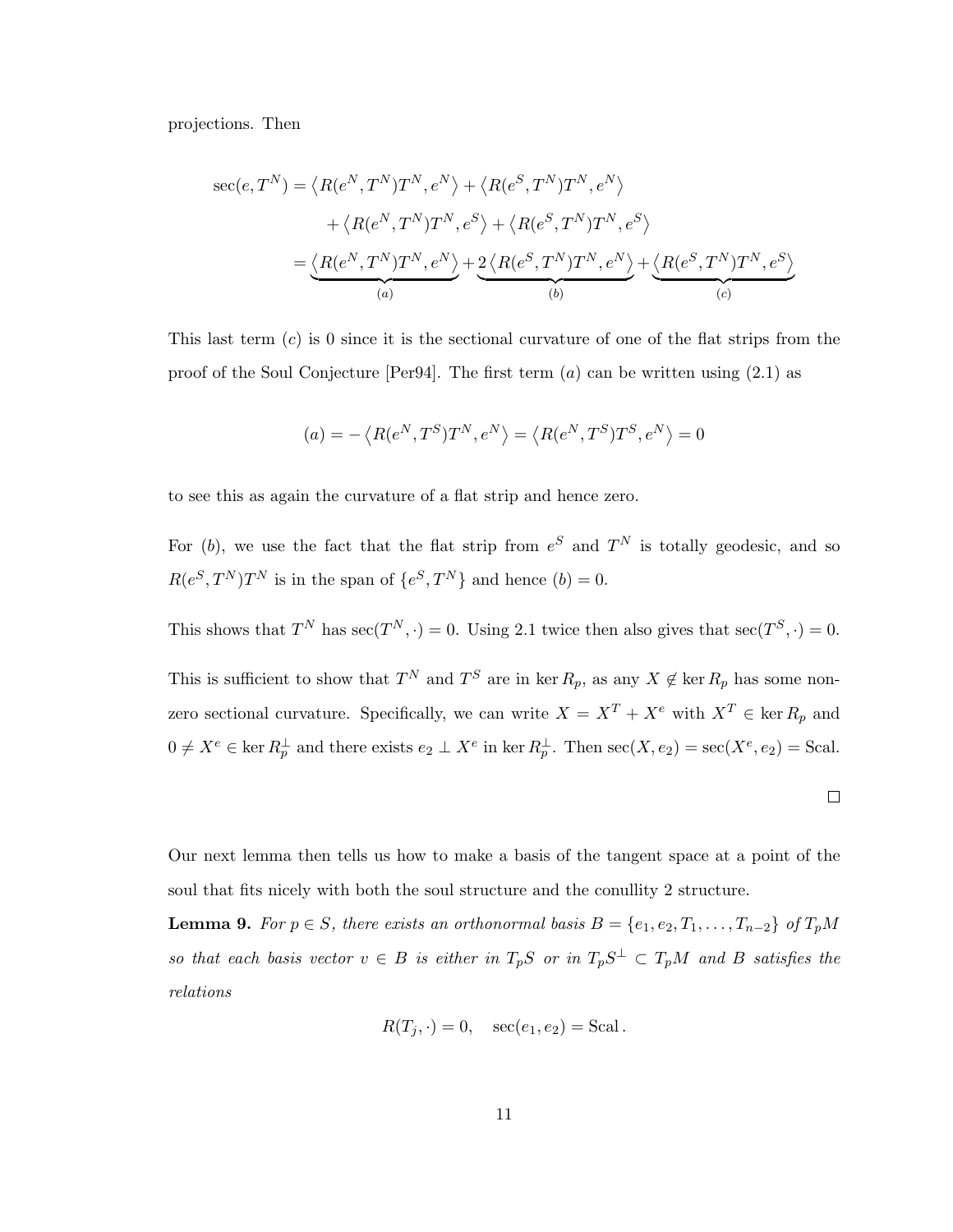projections. Then

$$
\begin{aligned}
\sec(e, T^N) &= \left\langle R(e^N, T^N)T^N, e^N \right\rangle + \left\langle R(e^S, T^N)T^N, e^N \right\rangle \\
&\quad + \left\langle R(e^N, T^N)T^N, e^S \right\rangle + \left\langle R(e^S, T^N)T^N, e^S \right\rangle \\
&= \underbrace{\left\langle R(e^N, T^N)T^N, e^N \right\rangle}_{(a)} + \underbrace{2\left\langle R(e^S, T^N)T^N, e^N \right\rangle}_{(b)} + \underbrace{\left\langle R(e^S, T^N)T^N, e^S \right\rangle}_{(c)}
\end{aligned}
$$

This last term $(c)$ is 0 since it is the sectional curvature of one of the flat strips from the proof of the Soul Conjecture [Per94]. The first term $(a)$ can be written using (2.1) as

$$
(a) = -\left\langle R(e^N, T^S)T^N, e^N \right\rangle = \left\langle R(e^N, T^S)T^S, e^N \right\rangle = 0
$$

to see this as again the curvature of a flat strip and hence zero.

For $(b)$, we use the fact that the flat strip from $e^S$ and $T^N$ is totally geodesic, and so $R(e^S, T^N)T^N$ is in the span of $\{e^S, T^N\}$ and hence $(b) = 0$.

This shows that $T^N$ has $\sec(T^N, \cdot) = 0$. Using 2.1 twice then also gives that $\sec(T^S, \cdot) = 0$.

This is sufficient to show that $T^N$ and $T^S$ are in $\ker R_p$, as any $X \notin \ker R_p$ has some non-zero sectional curvature. Specifically, we can write $X = X^T + X^e$ with $X^T \in \ker R_p$ and $0 \neq X^e \in \ker R_p^\perp$ and there exists $e_2 \perp X^e$ in $\ker R_p^\perp$. Then $\sec(X, e_2) = \sec(X^e, e_2) = \mathrm{Scal}$.

□

Our next lemma then tells us how to make a basis of the tangent space at a point of the soul that fits nicely with both the soul structure and the conullity 2 structure.

**Lemma 9.** *For $p \in S$, there exists an orthonormal basis $B = \{e_1, e_2, T_1, \ldots, T_{n-2}\}$ of $T_pM$ so that each basis vector $v \in B$ is either in $T_pS$ or in $T_pS^\perp \subset T_pM$ and $B$ satisfies the relations*

$$
R(T_j, \cdot) = 0, \quad \sec(e_1, e_2) = \mathrm{Scal}\,.
$$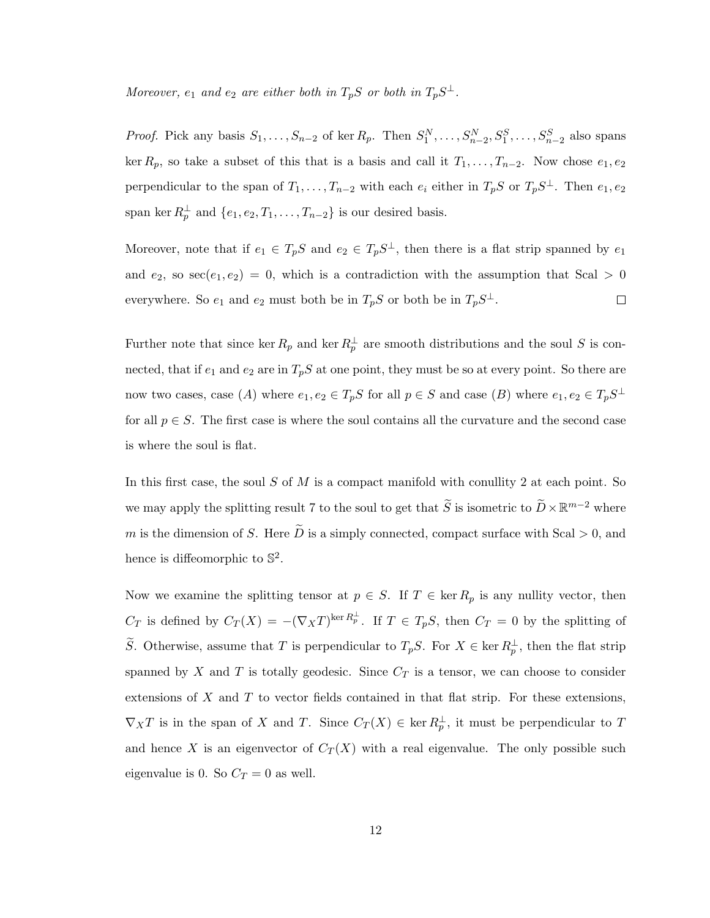*Moreover, $e_1$ and $e_2$ are either both in $T_pS$ or both in $T_pS^\perp$.*

*Proof.* Pick any basis $S_1, \ldots, S_{n-2}$ of $\ker R_p$. Then $S_1^N, \ldots, S_{n-2}^N, S_1^S, \ldots, S_{n-2}^S$ also spans $\ker R_p$, so take a subset of this that is a basis and call it $T_1, \ldots, T_{n-2}$. Now chose $e_1, e_2$ perpendicular to the span of $T_1, \ldots, T_{n-2}$ with each $e_i$ either in $T_pS$ or $T_pS^\perp$. Then $e_1, e_2$ span $\ker R_p^\perp$ and $\{e_1, e_2, T_1, \ldots, T_{n-2}\}$ is our desired basis.

Moreover, note that if $e_1 \in T_pS$ and $e_2 \in T_pS^\perp$, then there is a flat strip spanned by $e_1$ and $e_2$, so $\sec(e_1, e_2) = 0$, which is a contradiction with the assumption that $\text{Scal} > 0$ everywhere. So $e_1$ and $e_2$ must both be in $T_pS$ or both be in $T_pS^\perp$. $\square$

Further note that since $\ker R_p$ and $\ker R_p^\perp$ are smooth distributions and the soul $S$ is connected, that if $e_1$ and $e_2$ are in $T_pS$ at one point, they must be so at every point. So there are now two cases, case $(A)$ where $e_1, e_2 \in T_pS$ for all $p \in S$ and case $(B)$ where $e_1, e_2 \in T_pS^\perp$ for all $p \in S$. The first case is where the soul contains all the curvature and the second case is where the soul is flat.

In this first case, the soul $S$ of $M$ is a compact manifold with conullity 2 at each point. So we may apply the splitting result 7 to the soul to get that $\widetilde{S}$ is isometric to $\widetilde{D} \times \mathbb{R}^{m-2}$ where $m$ is the dimension of $S$. Here $\widetilde{D}$ is a simply connected, compact surface with $\text{Scal} > 0$, and hence is diffeomorphic to $\mathbb{S}^2$.

Now we examine the splitting tensor at $p \in S$. If $T \in \ker R_p$ is any nullity vector, then $C_T$ is defined by $C_T(X) = -(\nabla_X T)^{\ker R_p^\perp}$. If $T \in T_pS$, then $C_T = 0$ by the splitting of $\widetilde{S}$. Otherwise, assume that $T$ is perpendicular to $T_pS$. For $X \in \ker R_p^\perp$, then the flat strip spanned by $X$ and $T$ is totally geodesic. Since $C_T$ is a tensor, we can choose to consider extensions of $X$ and $T$ to vector fields contained in that flat strip. For these extensions, $\nabla_X T$ is in the span of $X$ and $T$. Since $C_T(X) \in \ker R_p^\perp$, it must be perpendicular to $T$ and hence $X$ is an eigenvector of $C_T(X)$ with a real eigenvalue. The only possible such eigenvalue is 0. So $C_T = 0$ as well.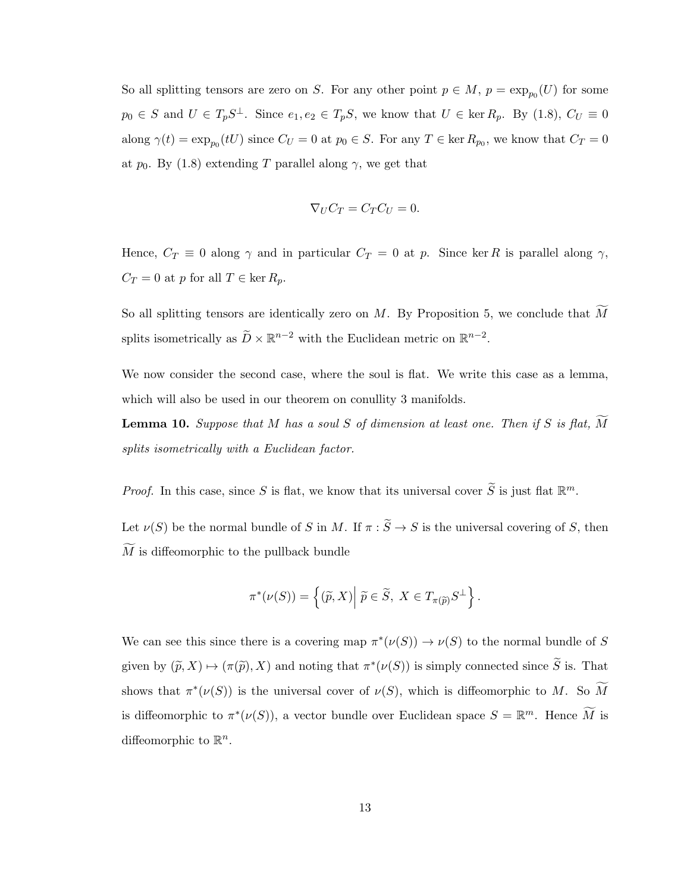So all splitting tensors are zero on $S$. For any other point $p \in M$, $p = \exp_{p_0}(U)$ for some $p_0 \in S$ and $U \in T_pS^\perp$. Since $e_1, e_2 \in T_pS$, we know that $U \in \ker R_p$. By (1.8), $C_U \equiv 0$ along $\gamma(t) = \exp_{p_0}(tU)$ since $C_U = 0$ at $p_0 \in S$. For any $T \in \ker R_{p_0}$, we know that $C_T = 0$ at $p_0$. By (1.8) extending $T$ parallel along $\gamma$, we get that

$$\nabla_U C_T = C_T C_U = 0.$$

Hence, $C_T \equiv 0$ along $\gamma$ and in particular $C_T = 0$ at $p$. Since $\ker R$ is parallel along $\gamma$, $C_T = 0$ at $p$ for all $T \in \ker R_p$.

So all splitting tensors are identically zero on $M$. By Proposition 5, we conclude that $\widetilde{M}$ splits isometrically as $\widetilde{D} \times \mathbb{R}^{n-2}$ with the Euclidean metric on $\mathbb{R}^{n-2}$.

We now consider the second case, where the soul is flat. We write this case as a lemma, which will also be used in our theorem on conullity 3 manifolds.

**Lemma 10.** *Suppose that $M$ has a soul $S$ of dimension at least one. Then if $S$ is flat, $\widetilde{M}$ splits isometrically with a Euclidean factor.*

*Proof.* In this case, since $S$ is flat, we know that its universal cover $\widetilde{S}$ is just flat $\mathbb{R}^m$.

Let $\nu(S)$ be the normal bundle of $S$ in $M$. If $\pi : \widetilde{S} \to S$ is the universal covering of $S$, then $\widetilde{M}$ is diffeomorphic to the pullback bundle

$$\pi^*(\nu(S)) = \left\{ (\widetilde{p}, X) \middle| \, \widetilde{p} \in \widetilde{S}, \ X \in T_{\pi(\widetilde{p})}S^\perp \right\}.$$

We can see this since there is a covering map $\pi^*(\nu(S)) \to \nu(S)$ to the normal bundle of $S$ given by $(\widetilde{p}, X) \mapsto (\pi(\widetilde{p}), X)$ and noting that $\pi^*(\nu(S))$ is simply connected since $\widetilde{S}$ is. That shows that $\pi^*(\nu(S))$ is the universal cover of $\nu(S)$, which is diffeomorphic to $M$. So $\widetilde{M}$ is diffeomorphic to $\pi^*(\nu(S))$, a vector bundle over Euclidean space $S = \mathbb{R}^m$. Hence $\widetilde{M}$ is diffeomorphic to $\mathbb{R}^n$.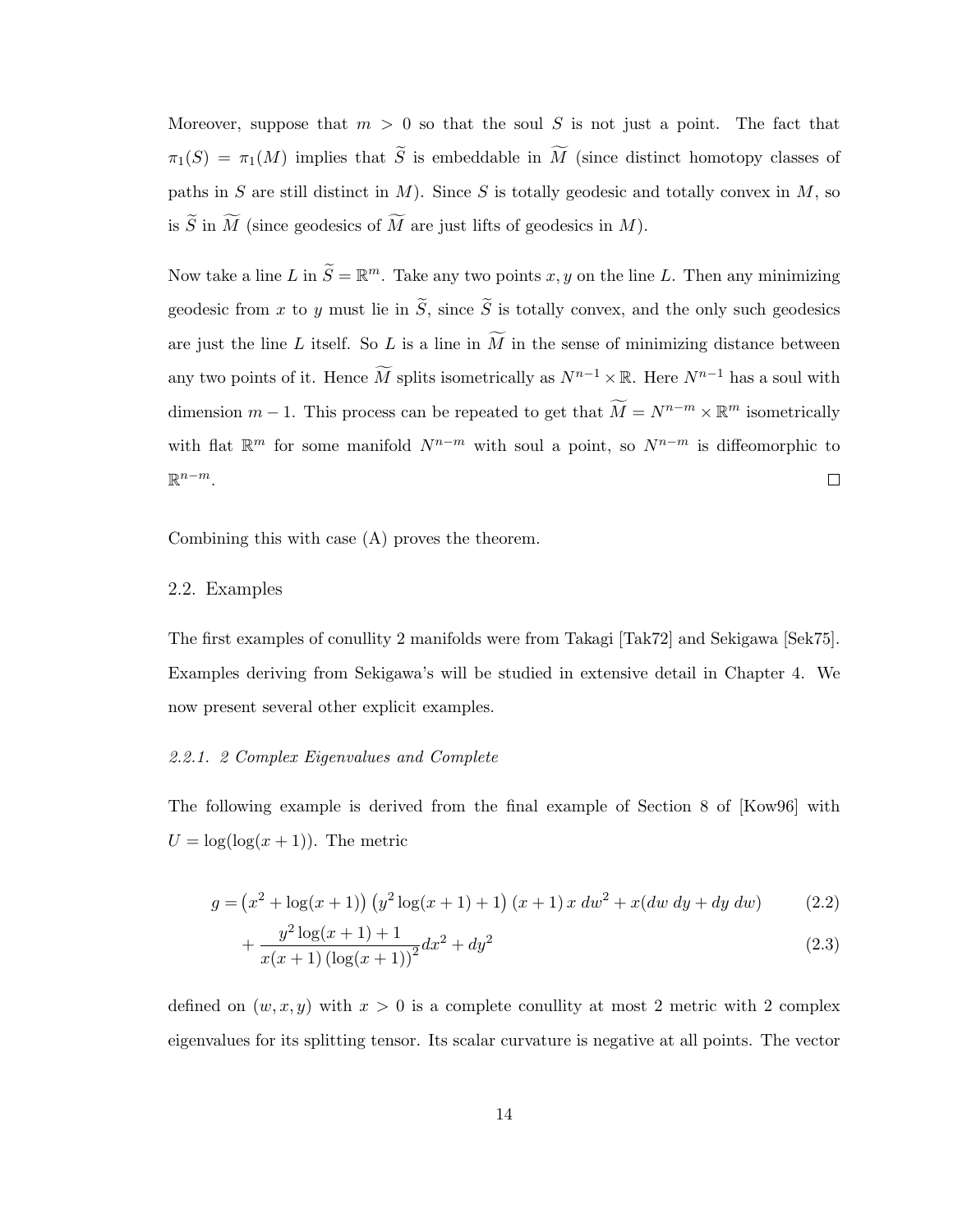Moreover, suppose that $m > 0$ so that the soul $S$ is not just a point. The fact that $\pi_1(S) = \pi_1(M)$ implies that $\widetilde{S}$ is embeddable in $\widetilde{M}$ (since distinct homotopy classes of paths in $S$ are still distinct in $M$). Since $S$ is totally geodesic and totally convex in $M$, so is $\widetilde{S}$ in $\widetilde{M}$ (since geodesics of $\widetilde{M}$ are just lifts of geodesics in $M$).

Now take a line $L$ in $\widetilde{S} = \mathbb{R}^m$. Take any two points $x, y$ on the line $L$. Then any minimizing geodesic from $x$ to $y$ must lie in $\widetilde{S}$, since $\widetilde{S}$ is totally convex, and the only such geodesics are just the line $L$ itself. So $L$ is a line in $\widetilde{M}$ in the sense of minimizing distance between any two points of it. Hence $\widetilde{M}$ splits isometrically as $N^{n-1} \times \mathbb{R}$. Here $N^{n-1}$ has a soul with dimension $m - 1$. This process can be repeated to get that $\widetilde{M} = N^{n-m} \times \mathbb{R}^m$ isometrically with flat $\mathbb{R}^m$ for some manifold $N^{n-m}$ with soul a point, so $N^{n-m}$ is diffeomorphic to $\mathbb{R}^{n-m}$. $\square$

Combining this with case (A) proves the theorem.

## 2.2. Examples

The first examples of conullity 2 manifolds were from Takagi [Tak72] and Sekigawa [Sek75]. Examples deriving from Sekigawa's will be studied in extensive detail in Chapter 4. We now present several other explicit examples.

### *2.2.1. 2 Complex Eigenvalues and Complete*

The following example is derived from the final example of Section 8 of [Kow96] with $U = \log(\log(x + 1))$. The metric

$$g = \left(x^2 + \log(x+1)\right)\left(y^2 \log(x+1) + 1\right)(x+1)\,x\,dw^2 + x(dw\,dy + dy\,dw) \tag{2.2}$$

$$+ \frac{y^2 \log(x+1) + 1}{x(x+1)\left(\log(x+1)\right)^2} dx^2 + dy^2 \tag{2.3}$$

defined on $(w, x, y)$ with $x > 0$ is a complete conullity at most 2 metric with 2 complex eigenvalues for its splitting tensor. Its scalar curvature is negative at all points. The vector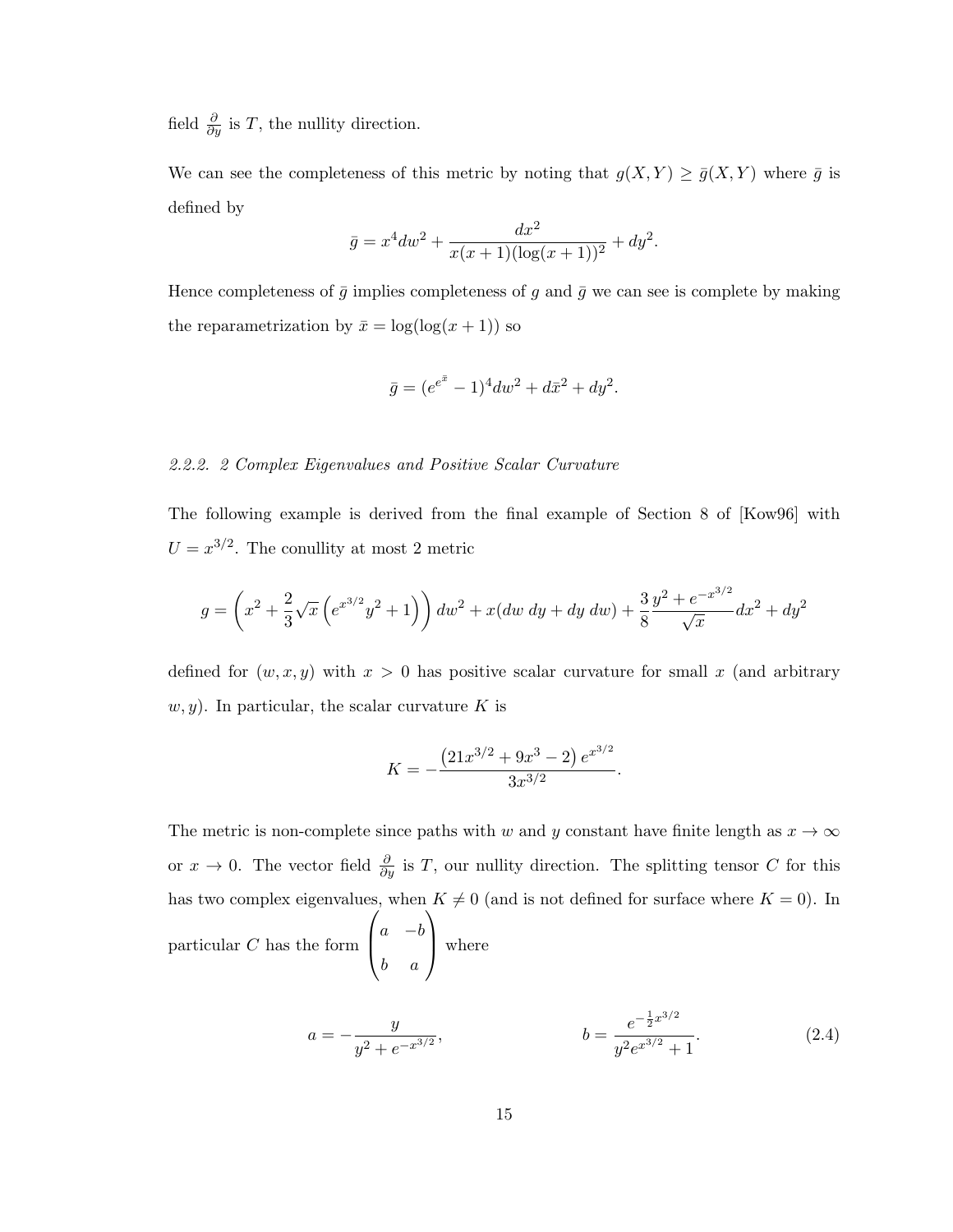field $\frac{\partial}{\partial y}$ is $T$, the nullity direction.

We can see the completeness of this metric by noting that $g(X,Y) \geq \bar{g}(X,Y)$ where $\bar{g}$ is defined by

$$\bar{g} = x^4 dw^2 + \frac{dx^2}{x(x+1)(\log(x+1))^2} + dy^2.$$

Hence completeness of $\bar{g}$ implies completeness of $g$ and $\bar{g}$ we can see is complete by making the reparametrization by $\bar{x} = \log(\log(x+1))$ so

$$\bar{g} = (e^{e^{\bar{x}}} - 1)^4 dw^2 + d\bar{x}^2 + dy^2.$$

*2.2.2. 2 Complex Eigenvalues and Positive Scalar Curvature*

The following example is derived from the final example of Section 8 of [Kow96] with $U = x^{3/2}$. The conullity at most 2 metric

$$g = \left(x^2 + \frac{2}{3}\sqrt{x}\left(e^{x^{3/2}}y^2 + 1\right)\right)dw^2 + x(dw\,dy + dy\,dw) + \frac{3}{8}\frac{y^2 + e^{-x^{3/2}}}{\sqrt{x}}dx^2 + dy^2$$

defined for $(w, x, y)$ with $x > 0$ has positive scalar curvature for small $x$ (and arbitrary $w, y$). In particular, the scalar curvature $K$ is

$$K = -\frac{\left(21x^{3/2} + 9x^3 - 2\right)e^{x^{3/2}}}{3x^{3/2}}.$$

The metric is non-complete since paths with $w$ and $y$ constant have finite length as $x \to \infty$ or $x \to 0$. The vector field $\frac{\partial}{\partial y}$ is $T$, our nullity direction. The splitting tensor $C$ for this has two complex eigenvalues, when $K \neq 0$ (and is not defined for surface where $K = 0$). In particular $C$ has the form $\begin{pmatrix} a & -b \\ b & a \end{pmatrix}$ where

$$a = -\frac{y}{y^2 + e^{-x^{3/2}}}, \qquad\qquad b = \frac{e^{-\frac{1}{2}x^{3/2}}}{y^2 e^{x^{3/2}} + 1}. \tag{2.4}$$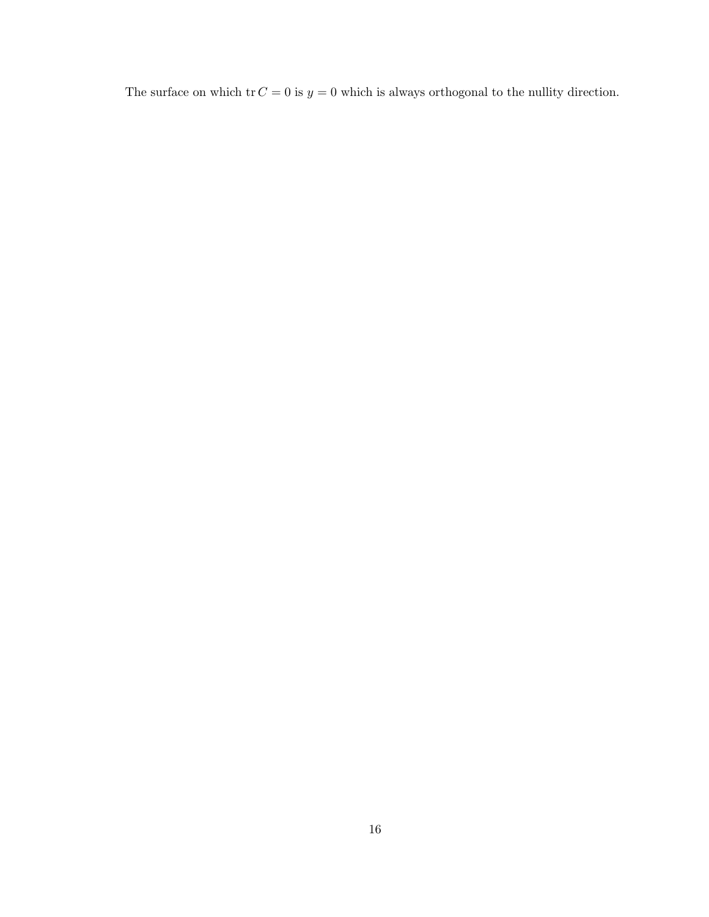The surface on which $\operatorname{tr} C = 0$ is $y = 0$ which is always orthogonal to the nullity direction.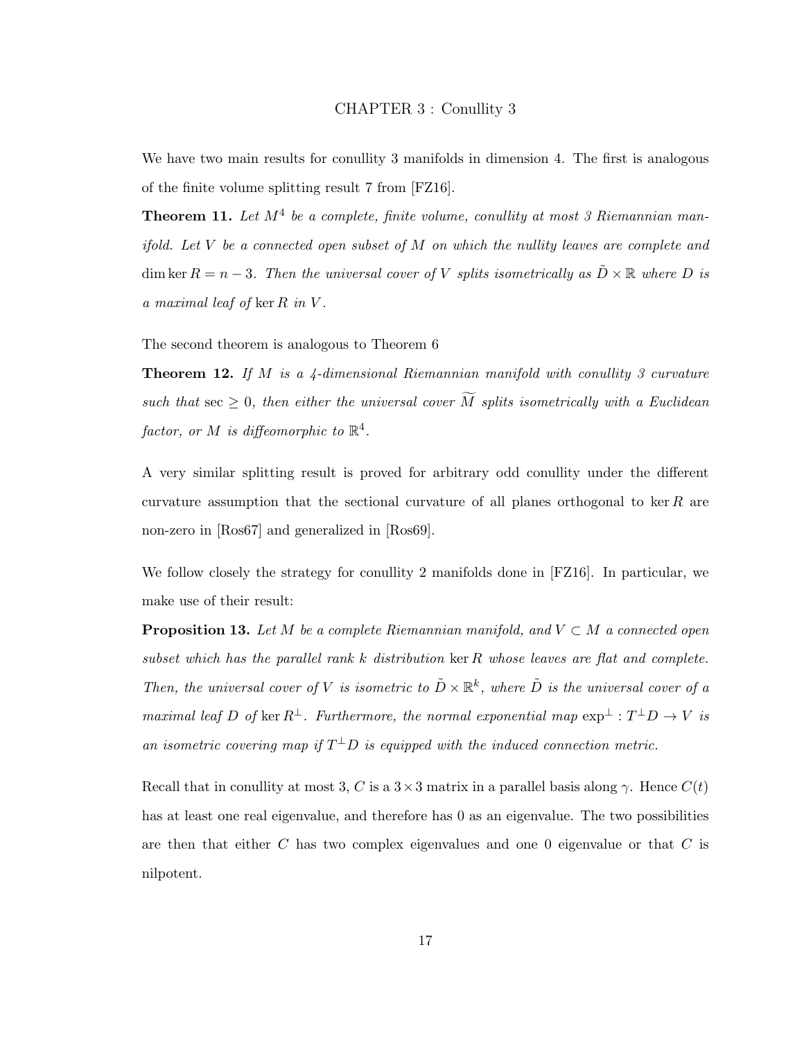# CHAPTER 3 : Conullity 3

We have two main results for conullity 3 manifolds in dimension 4. The first is analogous of the finite volume splitting result 7 from [FZ16].

**Theorem 11.** *Let $M^4$ be a complete, finite volume, conullity at most 3 Riemannian manifold. Let $V$ be a connected open subset of $M$ on which the nullity leaves are complete and $\dim \ker R = n - 3$. Then the universal cover of $V$ splits isometrically as $\tilde{D} \times \mathbb{R}$ where $D$ is a maximal leaf of $\ker R$ in $V$.*

The second theorem is analogous to Theorem 6

**Theorem 12.** *If $M$ is a 4-dimensional Riemannian manifold with conullity 3 curvature such that $\sec \geq 0$, then either the universal cover $\widetilde{M}$ splits isometrically with a Euclidean factor, or $M$ is diffeomorphic to $\mathbb{R}^4$.*

A very similar splitting result is proved for arbitrary odd conullity under the different curvature assumption that the sectional curvature of all planes orthogonal to $\ker R$ are non-zero in [Ros67] and generalized in [Ros69].

We follow closely the strategy for conullity 2 manifolds done in [FZ16]. In particular, we make use of their result:

**Proposition 13.** *Let $M$ be a complete Riemannian manifold, and $V \subset M$ a connected open subset which has the parallel rank $k$ distribution $\ker R$ whose leaves are flat and complete. Then, the universal cover of $V$ is isometric to $\tilde{D} \times \mathbb{R}^k$, where $\tilde{D}$ is the universal cover of a maximal leaf $D$ of $\ker R^{\perp}$. Furthermore, the normal exponential map $\exp^{\perp} : T^{\perp}D \to V$ is an isometric covering map if $T^{\perp}D$ is equipped with the induced connection metric.*

Recall that in conullity at most 3, $C$ is a $3 \times 3$ matrix in a parallel basis along $\gamma$. Hence $C(t)$ has at least one real eigenvalue, and therefore has 0 as an eigenvalue. The two possibilities are then that either $C$ has two complex eigenvalues and one 0 eigenvalue or that $C$ is nilpotent.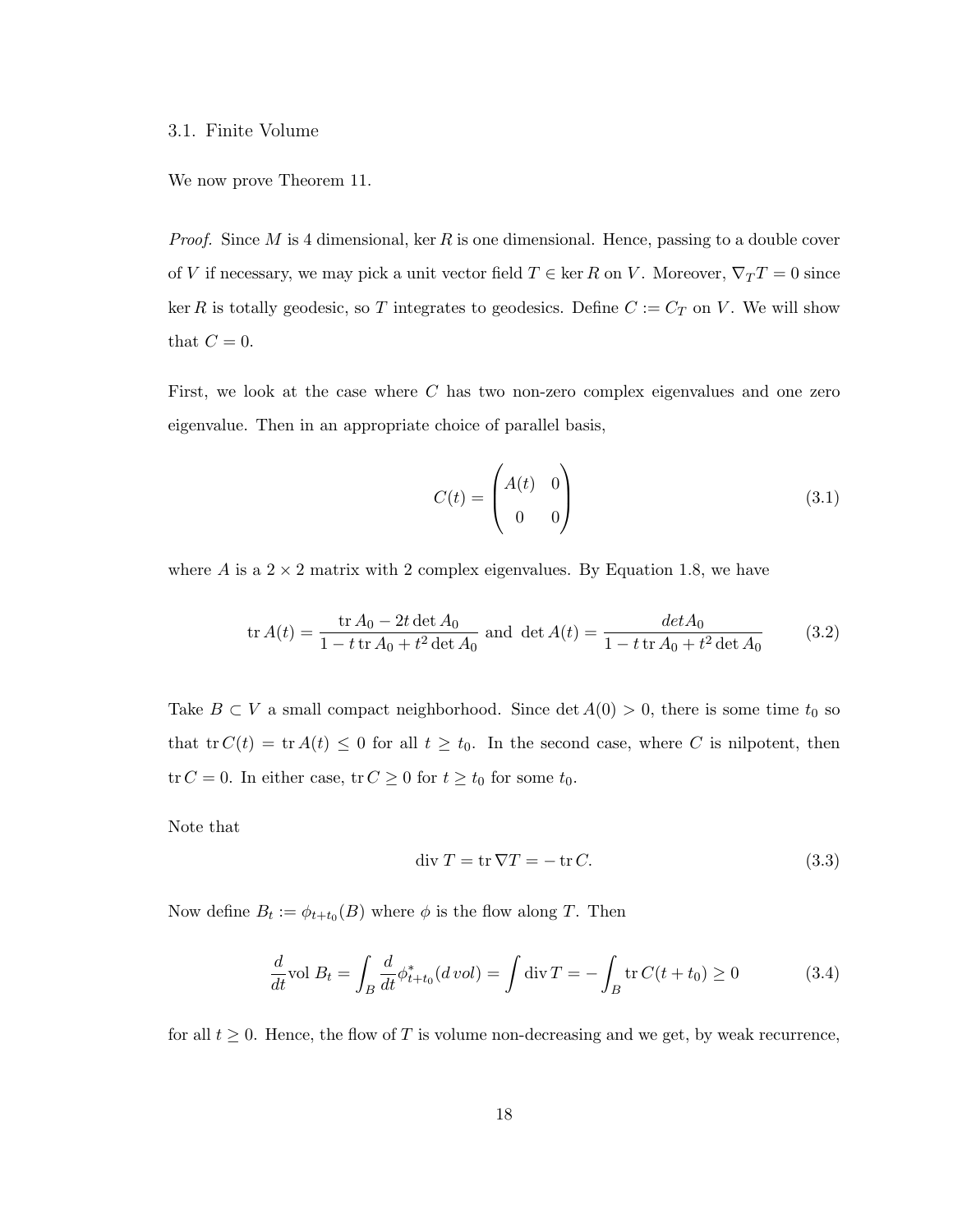### 3.1. Finite Volume

We now prove Theorem 11.

*Proof.* Since $M$ is 4 dimensional, $\ker R$ is one dimensional. Hence, passing to a double cover of $V$ if necessary, we may pick a unit vector field $T \in \ker R$ on $V$. Moreover, $\nabla_T T = 0$ since $\ker R$ is totally geodesic, so $T$ integrates to geodesics. Define $C := C_T$ on $V$. We will show that $C = 0$.

First, we look at the case where $C$ has two non-zero complex eigenvalues and one zero eigenvalue. Then in an appropriate choice of parallel basis,

$$C(t) = \begin{pmatrix} A(t) & 0 \\ 0 & 0 \end{pmatrix} \tag{3.1}$$

where $A$ is a $2 \times 2$ matrix with 2 complex eigenvalues. By Equation 1.8, we have

$$\operatorname{tr} A(t) = \frac{\operatorname{tr} A_0 - 2t \det A_0}{1 - t \operatorname{tr} A_0 + t^2 \det A_0} \text{ and } \det A(t) = \frac{det A_0}{1 - t \operatorname{tr} A_0 + t^2 \det A_0} \tag{3.2}$$

Take $B \subset V$ a small compact neighborhood. Since $\det A(0) > 0$, there is some time $t_0$ so that $\operatorname{tr} C(t) = \operatorname{tr} A(t) \leq 0$ for all $t \geq t_0$. In the second case, where $C$ is nilpotent, then $\operatorname{tr} C = 0$. In either case, $\operatorname{tr} C \geq 0$ for $t \geq t_0$ for some $t_0$.

Note that

$$\operatorname{div} T = \operatorname{tr} \nabla T = -\operatorname{tr} C. \tag{3.3}$$

Now define $B_t := \phi_{t+t_0}(B)$ where $\phi$ is the flow along $T$. Then

$$\frac{d}{dt} \text{vol } B_t = \int_B \frac{d}{dt} \phi^*_{t+t_0}(d\, vol) = \int \operatorname{div} T = -\int_B \operatorname{tr} C(t + t_0) \geq 0 \tag{3.4}$$

for all $t \geq 0$. Hence, the flow of $T$ is volume non-decreasing and we get, by weak recurrence,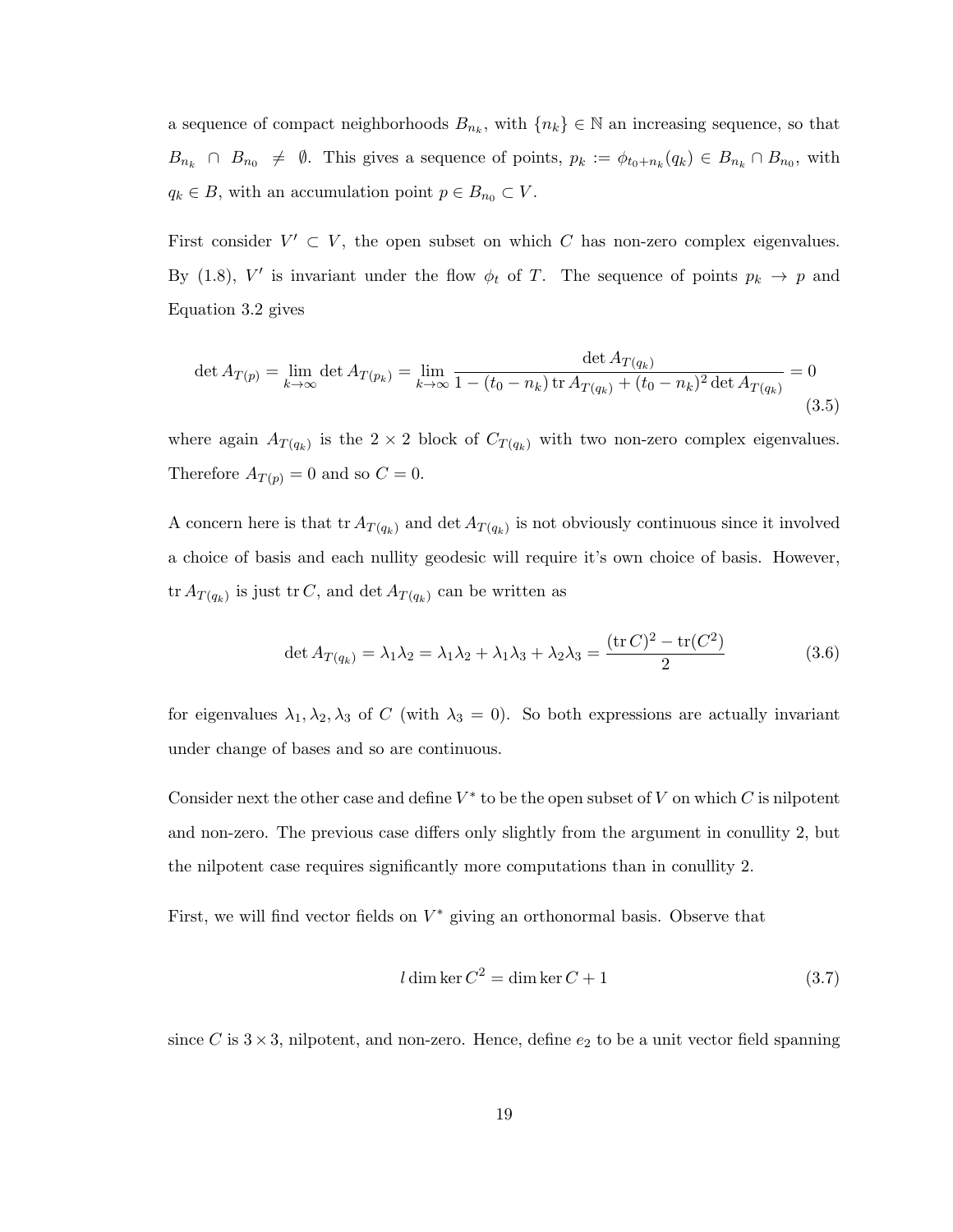a sequence of compact neighborhoods $B_{n_k}$, with $\{n_k\} \in \mathbb{N}$ an increasing sequence, so that $B_{n_k} \cap B_{n_0} \neq \emptyset$. This gives a sequence of points, $p_k := \phi_{t_0+n_k}(q_k) \in B_{n_k} \cap B_{n_0}$, with $q_k \in B$, with an accumulation point $p \in B_{n_0} \subset V$.

First consider $V' \subset V$, the open subset on which $C$ has non-zero complex eigenvalues. By (1.8), $V'$ is invariant under the flow $\phi_t$ of $T$. The sequence of points $p_k \to p$ and Equation 3.2 gives

$$\det A_{T(p)} = \lim_{k\to\infty} \det A_{T(p_k)} = \lim_{k\to\infty} \frac{\det A_{T(q_k)}}{1 - (t_0 - n_k)\operatorname{tr} A_{T(q_k)} + (t_0 - n_k)^2 \det A_{T(q_k)}} = 0 \tag{3.5}$$

where again $A_{T(q_k)}$ is the $2 \times 2$ block of $C_{T(q_k)}$ with two non-zero complex eigenvalues. Therefore $A_{T(p)} = 0$ and so $C = 0$.

A concern here is that $\operatorname{tr} A_{T(q_k)}$ and $\det A_{T(q_k)}$ is not obviously continuous since it involved a choice of basis and each nullity geodesic will require it's own choice of basis. However, $\operatorname{tr} A_{T(q_k)}$ is just $\operatorname{tr} C$, and $\det A_{T(q_k)}$ can be written as

$$\det A_{T(q_k)} = \lambda_1\lambda_2 = \lambda_1\lambda_2 + \lambda_1\lambda_3 + \lambda_2\lambda_3 = \frac{(\operatorname{tr} C)^2 - \operatorname{tr}(C^2)}{2} \tag{3.6}$$

for eigenvalues $\lambda_1, \lambda_2, \lambda_3$ of $C$ (with $\lambda_3 = 0$). So both expressions are actually invariant under change of bases and so are continuous.

Consider next the other case and define $V^*$ to be the open subset of $V$ on which $C$ is nilpotent and non-zero. The previous case differs only slightly from the argument in conullity 2, but the nilpotent case requires significantly more computations than in conullity 2.

First, we will find vector fields on $V^*$ giving an orthonormal basis. Observe that

$$l \dim \ker C^2 = \dim \ker C + 1 \tag{3.7}$$

since $C$ is $3 \times 3$, nilpotent, and non-zero. Hence, define $e_2$ to be a unit vector field spanning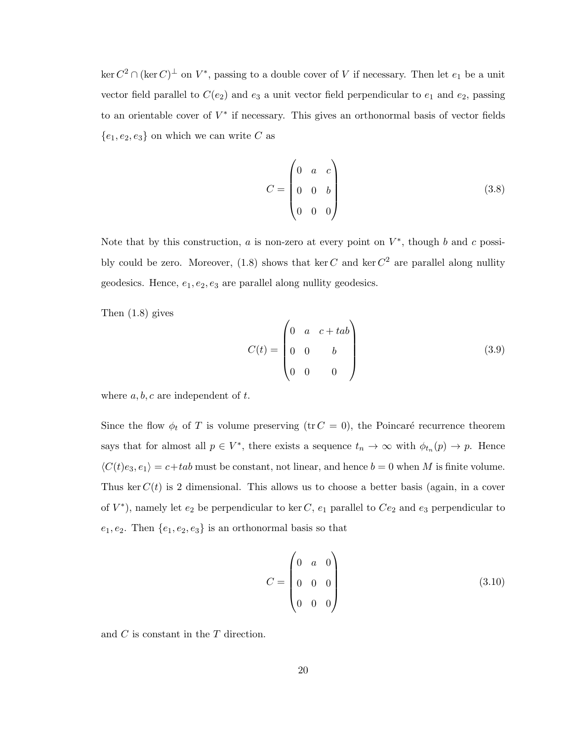$\ker C^2 \cap (\ker C)^\perp$ on $V^*$, passing to a double cover of $V$ if necessary. Then let $e_1$ be a unit vector field parallel to $C(e_2)$ and $e_3$ a unit vector field perpendicular to $e_1$ and $e_2$, passing to an orientable cover of $V^*$ if necessary. This gives an orthonormal basis of vector fields $\{e_1, e_2, e_3\}$ on which we can write $C$ as

$$C = \begin{pmatrix} 0 & a & c \\ 0 & 0 & b \\ 0 & 0 & 0 \end{pmatrix} \tag{3.8}$$

Note that by this construction, $a$ is non-zero at every point on $V^*$, though $b$ and $c$ possibly could be zero. Moreover, (1.8) shows that $\ker C$ and $\ker C^2$ are parallel along nullity geodesics. Hence, $e_1, e_2, e_3$ are parallel along nullity geodesics.

Then (1.8) gives

$$C(t) = \begin{pmatrix} 0 & a & c + tab \\ 0 & 0 & b \\ 0 & 0 & 0 \end{pmatrix} \tag{3.9}$$

where $a, b, c$ are independent of $t$.

Since the flow $\phi_t$ of $T$ is volume preserving ($\operatorname{tr} C = 0$), the Poincaré recurrence theorem says that for almost all $p \in V^*$, there exists a sequence $t_n \to \infty$ with $\phi_{t_n}(p) \to p$. Hence $\langle C(t)e_3, e_1 \rangle = c + tab$ must be constant, not linear, and hence $b = 0$ when $M$ is finite volume. Thus $\ker C(t)$ is 2 dimensional. This allows us to choose a better basis (again, in a cover of $V^*$), namely let $e_2$ be perpendicular to $\ker C$, $e_1$ parallel to $Ce_2$ and $e_3$ perpendicular to $e_1, e_2$. Then $\{e_1, e_2, e_3\}$ is an orthonormal basis so that

$$C = \begin{pmatrix} 0 & a & 0 \\ 0 & 0 & 0 \\ 0 & 0 & 0 \end{pmatrix} \tag{3.10}$$

and $C$ is constant in the $T$ direction.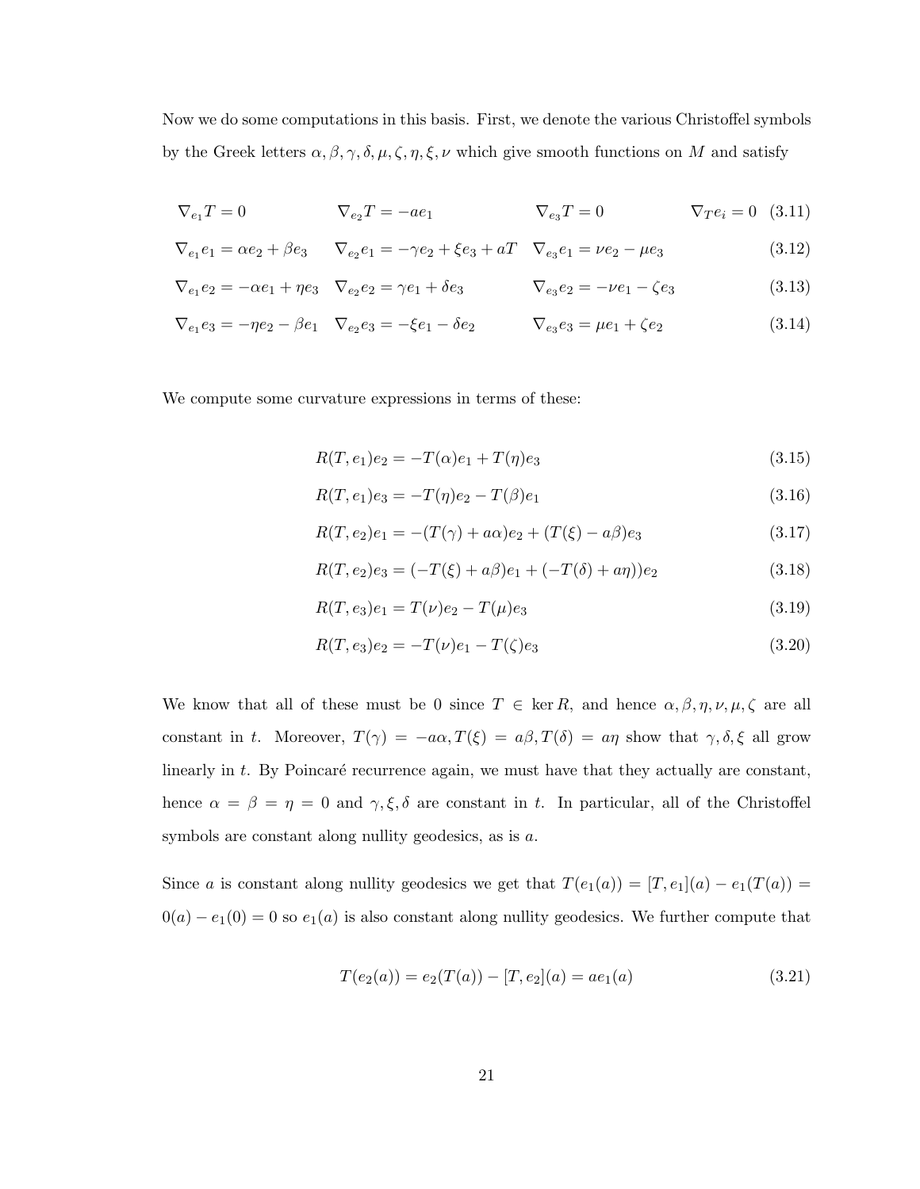Now we do some computations in this basis. First, we denote the various Christoffel symbols by the Greek letters $\alpha, \beta, \gamma, \delta, \mu, \zeta, \eta, \xi, \nu$ which give smooth functions on $M$ and satisfy

$$
\begin{array}{llll}
\nabla_{e_1} T = 0 & \nabla_{e_2} T = -a e_1 & \nabla_{e_3} T = 0 & \nabla_T e_i = 0 \quad (3.11) \\
\nabla_{e_1} e_1 = \alpha e_2 + \beta e_3 & \nabla_{e_2} e_1 = -\gamma e_2 + \xi e_3 + aT & \nabla_{e_3} e_1 = \nu e_2 - \mu e_3 & (3.12) \\
\nabla_{e_1} e_2 = -\alpha e_1 + \eta e_3 & \nabla_{e_2} e_2 = \gamma e_1 + \delta e_3 & \nabla_{e_3} e_2 = -\nu e_1 - \zeta e_3 & (3.13) \\
\nabla_{e_1} e_3 = -\eta e_2 - \beta e_1 & \nabla_{e_2} e_3 = -\xi e_1 - \delta e_2 & \nabla_{e_3} e_3 = \mu e_1 + \zeta e_2 & (3.14)
\end{array}
$$

We compute some curvature expressions in terms of these:

$$R(T, e_1)e_2 = -T(\alpha)e_1 + T(\eta)e_3 \tag{3.15}$$

$$R(T, e_1)e_3 = -T(\eta)e_2 - T(\beta)e_1 \tag{3.16}$$

$$R(T, e_2)e_1 = -(T(\gamma) + a\alpha)e_2 + (T(\xi) - a\beta)e_3 \tag{3.17}$$

$$R(T, e_2)e_3 = (-T(\xi) + a\beta)e_1 + (-T(\delta) + a\eta))e_2 \tag{3.18}$$

$$R(T, e_3)e_1 = T(\nu)e_2 - T(\mu)e_3 \tag{3.19}$$

$$R(T, e_3)e_2 = -T(\nu)e_1 - T(\zeta)e_3 \tag{3.20}$$

We know that all of these must be 0 since $T \in \ker R$, and hence $\alpha, \beta, \eta, \nu, \mu, \zeta$ are all constant in $t$. Moreover, $T(\gamma) = -a\alpha, T(\xi) = a\beta, T(\delta) = a\eta$ show that $\gamma, \delta, \xi$ all grow linearly in $t$. By Poincaré recurrence again, we must have that they actually are constant, hence $\alpha = \beta = \eta = 0$ and $\gamma, \xi, \delta$ are constant in $t$. In particular, all of the Christoffel symbols are constant along nullity geodesics, as is $a$.

Since $a$ is constant along nullity geodesics we get that $T(e_1(a)) = [T, e_1](a) - e_1(T(a)) = 0(a) - e_1(0) = 0$ so $e_1(a)$ is also constant along nullity geodesics. We further compute that

$$T(e_2(a)) = e_2(T(a)) - [T, e_2](a) = ae_1(a) \tag{3.21}$$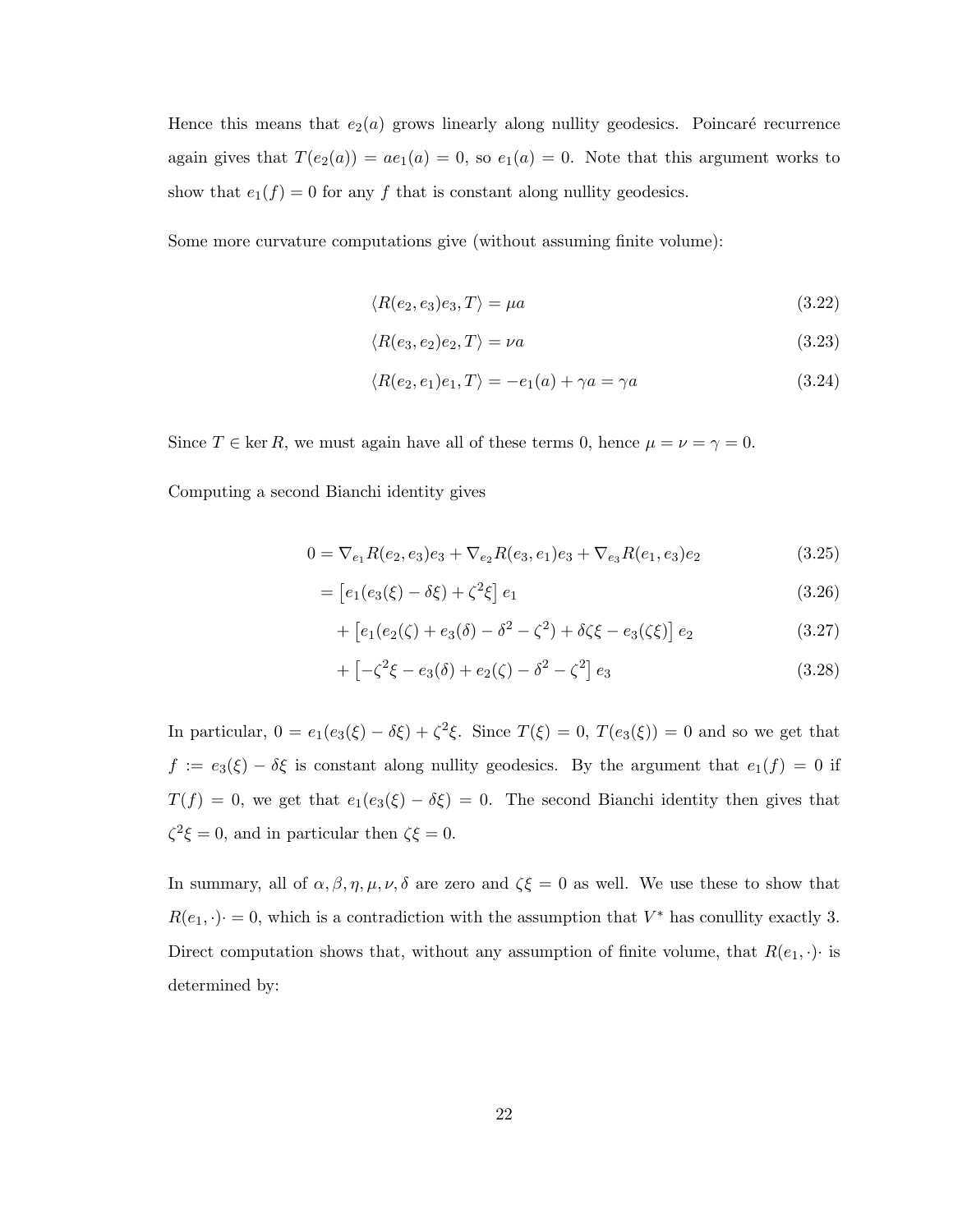Hence this means that $e_2(a)$ grows linearly along nullity geodesics. Poincaré recurrence again gives that $T(e_2(a)) = ae_1(a) = 0$, so $e_1(a) = 0$. Note that this argument works to show that $e_1(f) = 0$ for any $f$ that is constant along nullity geodesics.

Some more curvature computations give (without assuming finite volume):

$$\langle R(e_2, e_3)e_3, T\rangle = \mu a \tag{3.22}$$

$$\langle R(e_3, e_2)e_2, T\rangle = \nu a \tag{3.23}$$

$$\langle R(e_2, e_1)e_1, T\rangle = -e_1(a) + \gamma a = \gamma a \tag{3.24}$$

Since $T \in \ker R$, we must again have all of these terms 0, hence $\mu = \nu = \gamma = 0$.

Computing a second Bianchi identity gives

$$0 = \nabla_{e_1} R(e_2, e_3)e_3 + \nabla_{e_2} R(e_3, e_1)e_3 + \nabla_{e_3} R(e_1, e_3)e_2 \tag{3.25}$$

$$= \left[e_1(e_3(\xi) - \delta\xi) + \zeta^2\xi\right] e_1 \tag{3.26}$$

$$+ \left[e_1(e_2(\zeta) + e_3(\delta) - \delta^2 - \zeta^2) + \delta\zeta\xi - e_3(\zeta\xi)\right] e_2 \tag{3.27}$$

$$+ \left[-\zeta^2\xi - e_3(\delta) + e_2(\zeta) - \delta^2 - \zeta^2\right] e_3 \tag{3.28}$$

In particular, $0 = e_1(e_3(\xi) - \delta\xi) + \zeta^2\xi$. Since $T(\xi) = 0$, $T(e_3(\xi)) = 0$ and so we get that $f := e_3(\xi) - \delta\xi$ is constant along nullity geodesics. By the argument that $e_1(f) = 0$ if $T(f) = 0$, we get that $e_1(e_3(\xi) - \delta\xi) = 0$. The second Bianchi identity then gives that $\zeta^2\xi = 0$, and in particular then $\zeta\xi = 0$.

In summary, all of $\alpha, \beta, \eta, \mu, \nu, \delta$ are zero and $\zeta\xi = 0$ as well. We use these to show that $R(e_1, \cdot)\cdot = 0$, which is a contradiction with the assumption that $V^*$ has conullity exactly 3. Direct computation shows that, without any assumption of finite volume, that $R(e_1, \cdot)\cdot$ is determined by: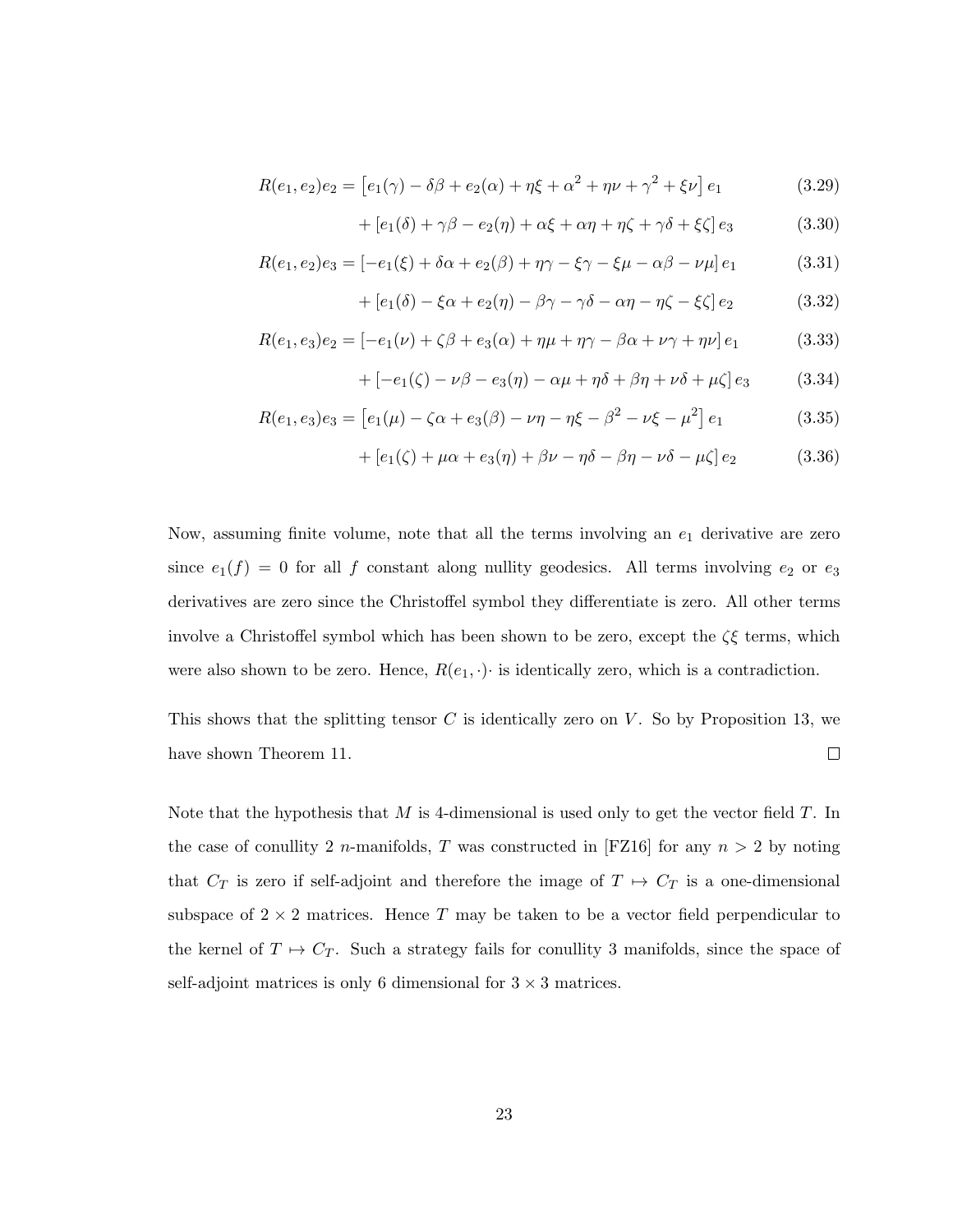$$R(e_1, e_2)e_2 = \left[e_1(\gamma) - \delta\beta + e_2(\alpha) + \eta\xi + \alpha^2 + \eta\nu + \gamma^2 + \xi\nu\right] e_1 \tag{3.29}$$

$$+ \left[e_1(\delta) + \gamma\beta - e_2(\eta) + \alpha\xi + \alpha\eta + \eta\zeta + \gamma\delta + \xi\zeta\right] e_3 \tag{3.30}$$

$$R(e_1, e_2)e_3 = \left[-e_1(\xi) + \delta\alpha + e_2(\beta) + \eta\gamma - \xi\gamma - \xi\mu - \alpha\beta - \nu\mu\right] e_1 \tag{3.31}$$

$$+ \left[e_1(\delta) - \xi\alpha + e_2(\eta) - \beta\gamma - \gamma\delta - \alpha\eta - \eta\zeta - \xi\zeta\right] e_2 \tag{3.32}$$

$$R(e_1, e_3)e_2 = \left[-e_1(\nu) + \zeta\beta + e_3(\alpha) + \eta\mu + \eta\gamma - \beta\alpha + \nu\gamma + \eta\nu\right] e_1 \tag{3.33}$$

$$+ \left[-e_1(\zeta) - \nu\beta - e_3(\eta) - \alpha\mu + \eta\delta + \beta\eta + \nu\delta + \mu\zeta\right] e_3 \tag{3.34}$$

$$R(e_1, e_3)e_3 = \left[e_1(\mu) - \zeta\alpha + e_3(\beta) - \nu\eta - \eta\xi - \beta^2 - \nu\xi - \mu^2\right] e_1 \tag{3.35}$$

$$+ \left[e_1(\zeta) + \mu\alpha + e_3(\eta) + \beta\nu - \eta\delta - \beta\eta - \nu\delta - \mu\zeta\right] e_2 \tag{3.36}$$

Now, assuming finite volume, note that all the terms involving an $e_1$ derivative are zero since $e_1(f) = 0$ for all $f$ constant along nullity geodesics. All terms involving $e_2$ or $e_3$ derivatives are zero since the Christoffel symbol they differentiate is zero. All other terms involve a Christoffel symbol which has been shown to be zero, except the $\zeta\xi$ terms, which were also shown to be zero. Hence, $R(e_1, \cdot)\cdot$ is identically zero, which is a contradiction.

This shows that the splitting tensor $C$ is identically zero on $V$. So by Proposition 13, we have shown Theorem 11. □

Note that the hypothesis that $M$ is 4-dimensional is used only to get the vector field $T$. In the case of conullity 2 $n$-manifolds, $T$ was constructed in [FZ16] for any $n > 2$ by noting that $C_T$ is zero if self-adjoint and therefore the image of $T \mapsto C_T$ is a one-dimensional subspace of $2 \times 2$ matrices. Hence $T$ may be taken to be a vector field perpendicular to the kernel of $T \mapsto C_T$. Such a strategy fails for conullity 3 manifolds, since the space of self-adjoint matrices is only 6 dimensional for $3 \times 3$ matrices.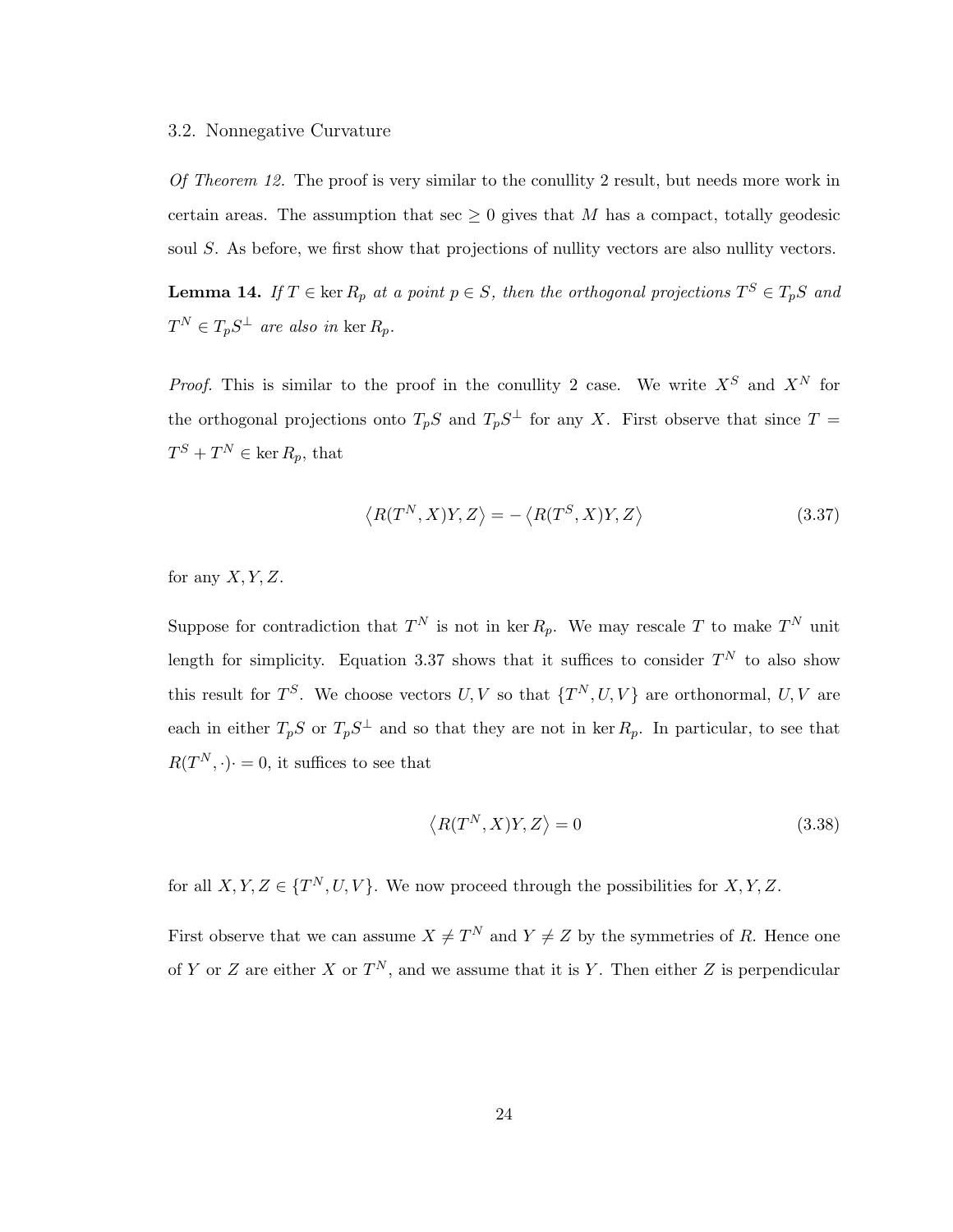### 3.2. Nonnegative Curvature

*Of Theorem 12.* The proof is very similar to the conullity 2 result, but needs more work in certain areas. The assumption that $\sec \geq 0$ gives that $M$ has a compact, totally geodesic soul $S$. As before, we first show that projections of nullity vectors are also nullity vectors.

**Lemma 14.** *If $T \in \ker R_p$ at a point $p \in S$, then the orthogonal projections $T^S \in T_pS$ and $T^N \in T_pS^\perp$ are also in $\ker R_p$.*

*Proof.* This is similar to the proof in the conullity 2 case. We write $X^S$ and $X^N$ for the orthogonal projections onto $T_pS$ and $T_pS^\perp$ for any $X$. First observe that since $T = T^S + T^N \in \ker R_p$, that

$$\left\langle R(T^N, X)Y, Z \right\rangle = -\left\langle R(T^S, X)Y, Z \right\rangle \tag{3.37}$$

for any $X, Y, Z$.

Suppose for contradiction that $T^N$ is not in $\ker R_p$. We may rescale $T$ to make $T^N$ unit length for simplicity. Equation 3.37 shows that it suffices to consider $T^N$ to also show this result for $T^S$. We choose vectors $U, V$ so that $\{T^N, U, V\}$ are orthonormal, $U, V$ are each in either $T_pS$ or $T_pS^\perp$ and so that they are not in $\ker R_p$. In particular, to see that $R(T^N, \cdot)\cdot = 0$, it suffices to see that

$$\left\langle R(T^N, X)Y, Z \right\rangle = 0 \tag{3.38}$$

for all $X, Y, Z \in \{T^N, U, V\}$. We now proceed through the possibilities for $X, Y, Z$.

First observe that we can assume $X \neq T^N$ and $Y \neq Z$ by the symmetries of $R$. Hence one of $Y$ or $Z$ are either $X$ or $T^N$, and we assume that it is $Y$. Then either $Z$ is perpendicular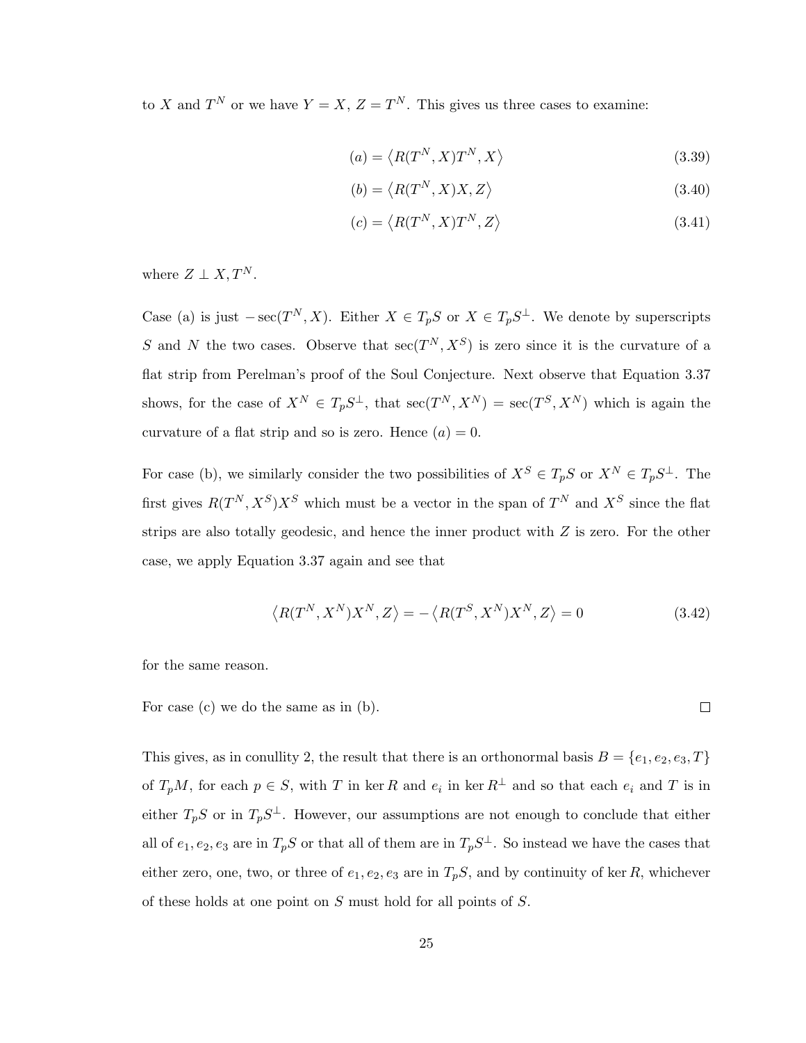to $X$ and $T^N$ or we have $Y = X$, $Z = T^N$. This gives us three cases to examine:

$$(a) = \left\langle R(T^N, X)T^N, X \right\rangle \tag{3.39}$$

$$(b) = \left\langle R(T^N, X)X, Z \right\rangle \tag{3.40}$$

$$(c) = \left\langle R(T^N, X)T^N, Z \right\rangle \tag{3.41}$$

where $Z \perp X, T^N$.

Case (a) is just $-\sec(T^N, X)$. Either $X \in T_pS$ or $X \in T_pS^{\perp}$. We denote by superscripts $S$ and $N$ the two cases. Observe that $\sec(T^N, X^S)$ is zero since it is the curvature of a flat strip from Perelman's proof of the Soul Conjecture. Next observe that Equation 3.37 shows, for the case of $X^N \in T_pS^{\perp}$, that $\sec(T^N, X^N) = \sec(T^S, X^N)$ which is again the curvature of a flat strip and so is zero. Hence $(a) = 0$.

For case (b), we similarly consider the two possibilities of $X^S \in T_pS$ or $X^N \in T_pS^{\perp}$. The first gives $R(T^N, X^S)X^S$ which must be a vector in the span of $T^N$ and $X^S$ since the flat strips are also totally geodesic, and hence the inner product with $Z$ is zero. For the other case, we apply Equation 3.37 again and see that

$$\left\langle R(T^N, X^N)X^N, Z \right\rangle = -\left\langle R(T^S, X^N)X^N, Z \right\rangle = 0 \tag{3.42}$$

for the same reason.

For case (c) we do the same as in (b). $\square$

This gives, as in conullity 2, the result that there is an orthonormal basis $B = \{e_1, e_2, e_3, T\}$ of $T_pM$, for each $p \in S$, with $T$ in $\ker R$ and $e_i$ in $\ker R^{\perp}$ and so that each $e_i$ and $T$ is in either $T_pS$ or in $T_pS^{\perp}$. However, our assumptions are not enough to conclude that either all of $e_1, e_2, e_3$ are in $T_pS$ or that all of them are in $T_pS^{\perp}$. So instead we have the cases that either zero, one, two, or three of $e_1, e_2, e_3$ are in $T_pS$, and by continuity of $\ker R$, whichever of these holds at one point on $S$ must hold for all points of $S$.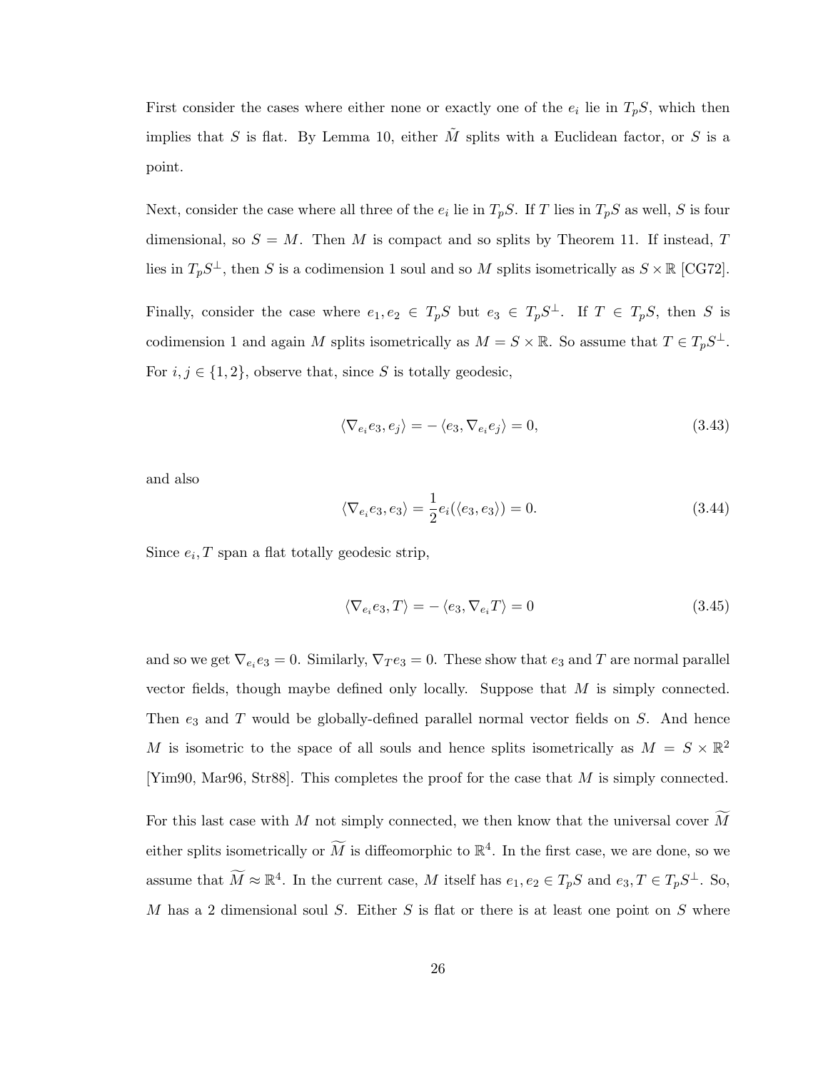First consider the cases where either none or exactly one of the $e_i$ lie in $T_pS$, which then implies that $S$ is flat. By Lemma 10, either $\tilde{M}$ splits with a Euclidean factor, or $S$ is a point.

Next, consider the case where all three of the $e_i$ lie in $T_pS$. If $T$ lies in $T_pS$ as well, $S$ is four dimensional, so $S = M$. Then $M$ is compact and so splits by Theorem 11. If instead, $T$ lies in $T_pS^{\perp}$, then $S$ is a codimension 1 soul and so $M$ splits isometrically as $S \times \mathbb{R}$ [CG72].

Finally, consider the case where $e_1, e_2 \in T_pS$ but $e_3 \in T_pS^{\perp}$. If $T \in T_pS$, then $S$ is codimension 1 and again $M$ splits isometrically as $M = S \times \mathbb{R}$. So assume that $T \in T_pS^{\perp}$. For $i, j \in \{1, 2\}$, observe that, since $S$ is totally geodesic,

$$\langle \nabla_{e_i} e_3, e_j \rangle = -\langle e_3, \nabla_{e_i} e_j \rangle = 0, \tag{3.43}$$

and also

$$\langle \nabla_{e_i} e_3, e_3 \rangle = \frac{1}{2} e_i(\langle e_3, e_3 \rangle) = 0. \tag{3.44}$$

Since $e_i, T$ span a flat totally geodesic strip,

$$\langle \nabla_{e_i} e_3, T \rangle = -\langle e_3, \nabla_{e_i} T \rangle = 0 \tag{3.45}$$

and so we get $\nabla_{e_i} e_3 = 0$. Similarly, $\nabla_T e_3 = 0$. These show that $e_3$ and $T$ are normal parallel vector fields, though maybe defined only locally. Suppose that $M$ is simply connected. Then $e_3$ and $T$ would be globally-defined parallel normal vector fields on $S$. And hence $M$ is isometric to the space of all souls and hence splits isometrically as $M = S \times \mathbb{R}^2$ [Yim90, Mar96, Str88]. This completes the proof for the case that $M$ is simply connected.

For this last case with $M$ not simply connected, we then know that the universal cover $\widetilde{M}$ either splits isometrically or $\widetilde{M}$ is diffeomorphic to $\mathbb{R}^4$. In the first case, we are done, so we assume that $\widetilde{M} \approx \mathbb{R}^4$. In the current case, $M$ itself has $e_1, e_2 \in T_pS$ and $e_3, T \in T_pS^{\perp}$. So, $M$ has a 2 dimensional soul $S$. Either $S$ is flat or there is at least one point on $S$ where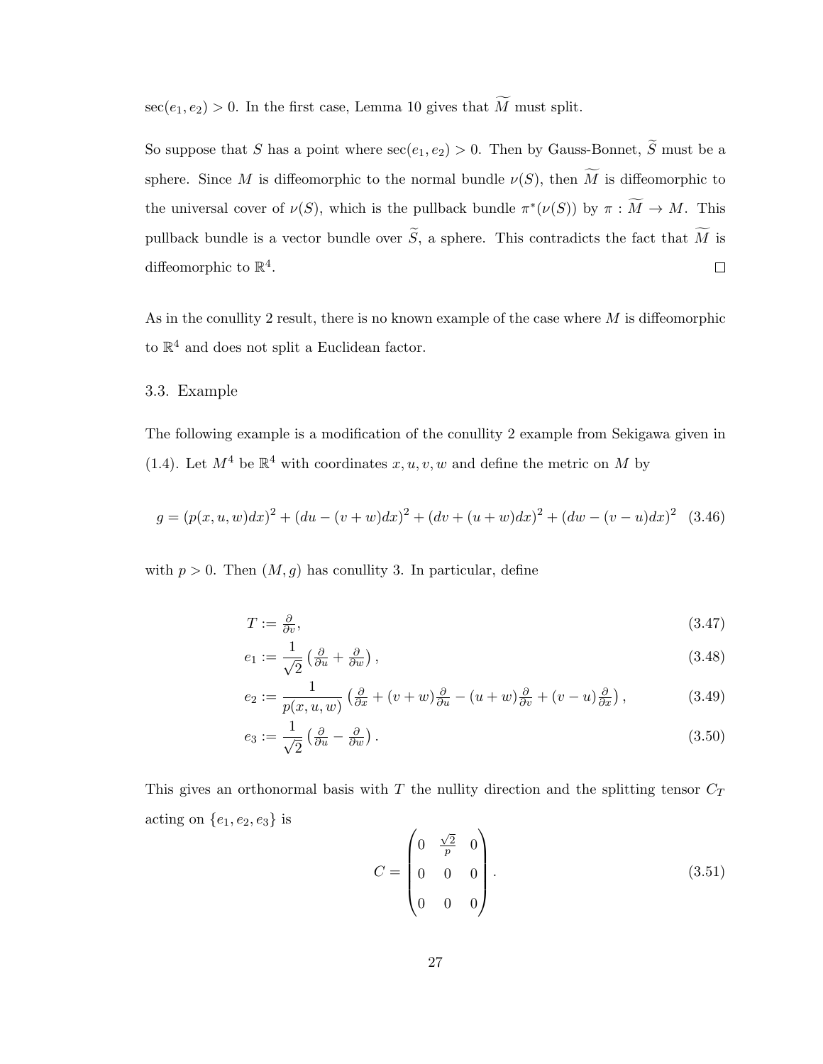$\sec(e_1, e_2) > 0$. In the first case, Lemma 10 gives that $\widetilde{M}$ must split.

So suppose that $S$ has a point where $\sec(e_1, e_2) > 0$. Then by Gauss-Bonnet, $\widetilde{S}$ must be a sphere. Since $M$ is diffeomorphic to the normal bundle $\nu(S)$, then $\widetilde{M}$ is diffeomorphic to the universal cover of $\nu(S)$, which is the pullback bundle $\pi^*(\nu(S))$ by $\pi : \widetilde{M} \to M$. This pullback bundle is a vector bundle over $\widetilde{S}$, a sphere. This contradicts the fact that $\widetilde{M}$ is diffeomorphic to $\mathbb{R}^4$. $\square$

As in the conullity 2 result, there is no known example of the case where $M$ is diffeomorphic to $\mathbb{R}^4$ and does not split a Euclidean factor.

## 3.3. Example

The following example is a modification of the conullity 2 example from Sekigawa given in (1.4). Let $M^4$ be $\mathbb{R}^4$ with coordinates $x, u, v, w$ and define the metric on $M$ by

$$g = (p(x,u,w)dx)^2 + (du - (v+w)dx)^2 + (dv + (u+w)dx)^2 + (dw - (v-u)dx)^2 \quad (3.46)$$

with $p > 0$. Then $(M, g)$ has conullity 3. In particular, define

$$T := \tfrac{\partial}{\partial v}, \quad (3.47)$$

$$e_1 := \frac{1}{\sqrt{2}} \left( \tfrac{\partial}{\partial u} + \tfrac{\partial}{\partial w} \right), \quad (3.48)$$

$$e_2 := \frac{1}{p(x,u,w)} \left( \tfrac{\partial}{\partial x} + (v+w)\tfrac{\partial}{\partial u} - (u+w)\tfrac{\partial}{\partial v} + (v-u)\tfrac{\partial}{\partial x} \right), \quad (3.49)$$

$$e_3 := \frac{1}{\sqrt{2}} \left( \tfrac{\partial}{\partial u} - \tfrac{\partial}{\partial w} \right). \quad (3.50)$$

This gives an orthonormal basis with $T$ the nullity direction and the splitting tensor $C_T$ acting on $\{e_1, e_2, e_3\}$ is

$$C = \begin{pmatrix} 0 & \frac{\sqrt{2}}{p} & 0 \\ 0 & 0 & 0 \\ 0 & 0 & 0 \end{pmatrix}. \quad (3.51)$$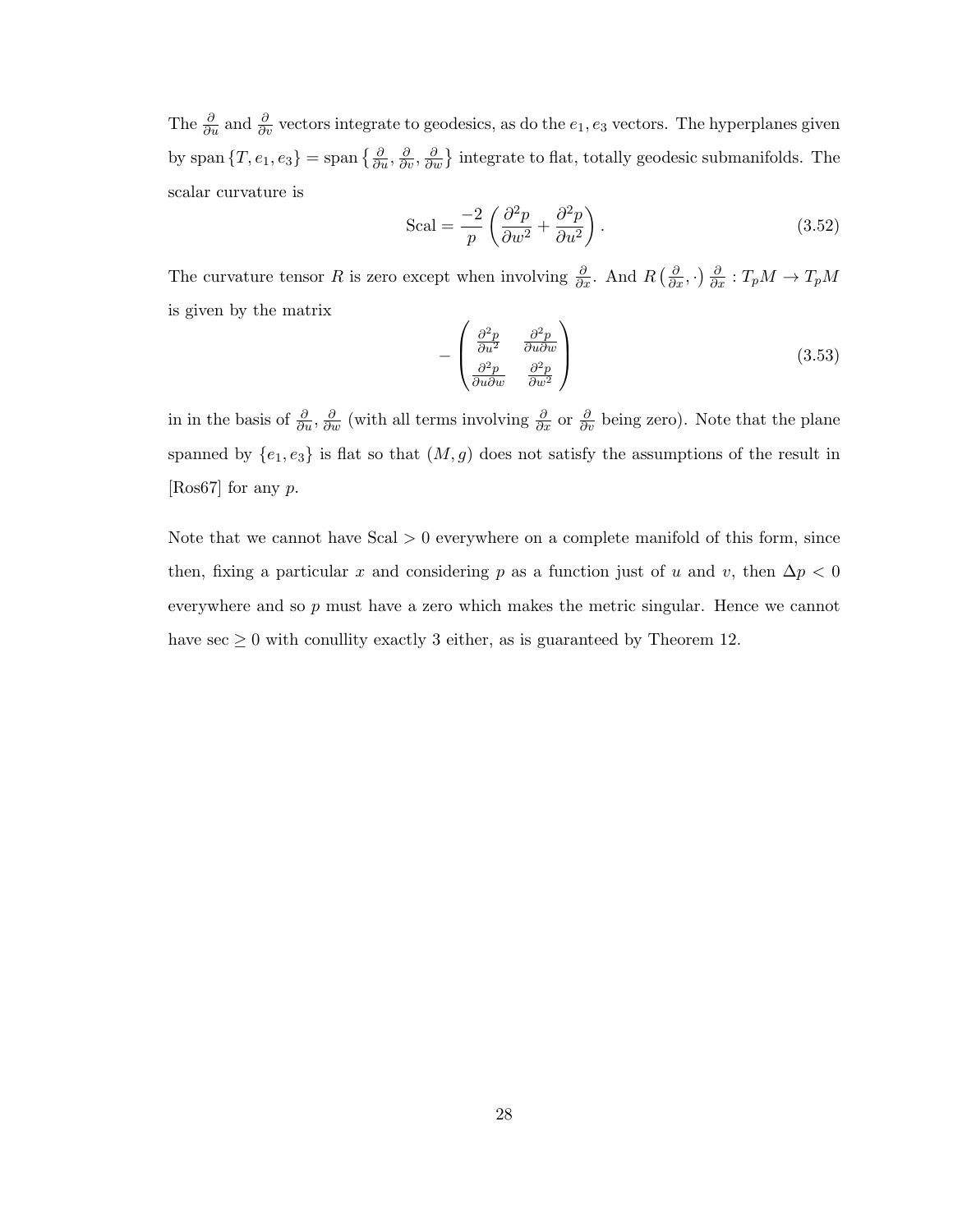The $\frac{\partial}{\partial u}$ and $\frac{\partial}{\partial v}$ vectors integrate to geodesics, as do the $e_1, e_3$ vectors. The hyperplanes given by span $\{T, e_1, e_3\} = \text{span}\left\{\frac{\partial}{\partial u}, \frac{\partial}{\partial v}, \frac{\partial}{\partial w}\right\}$ integrate to flat, totally geodesic submanifolds. The scalar curvature is

$$\text{Scal} = \frac{-2}{p}\left(\frac{\partial^2 p}{\partial w^2} + \frac{\partial^2 p}{\partial u^2}\right). \tag{3.52}$$

The curvature tensor $R$ is zero except when involving $\frac{\partial}{\partial x}$. And $R\left(\frac{\partial}{\partial x}, \cdot\right)\frac{\partial}{\partial x} : T_pM \to T_pM$ is given by the matrix

$$-\begin{pmatrix} \frac{\partial^2 p}{\partial u^2} & \frac{\partial^2 p}{\partial u \partial w} \\ \frac{\partial^2 p}{\partial u \partial w} & \frac{\partial^2 p}{\partial w^2} \end{pmatrix} \tag{3.53}$$

in in the basis of $\frac{\partial}{\partial u}, \frac{\partial}{\partial w}$ (with all terms involving $\frac{\partial}{\partial x}$ or $\frac{\partial}{\partial v}$ being zero). Note that the plane spanned by $\{e_1, e_3\}$ is flat so that $(M, g)$ does not satisfy the assumptions of the result in [Ros67] for any $p$.

Note that we cannot have $\text{Scal} > 0$ everywhere on a complete manifold of this form, since then, fixing a particular $x$ and considering $p$ as a function just of $u$ and $v$, then $\Delta p < 0$ everywhere and so $p$ must have a zero which makes the metric singular. Hence we cannot have $\sec \geq 0$ with conullity exactly 3 either, as is guaranteed by Theorem 12.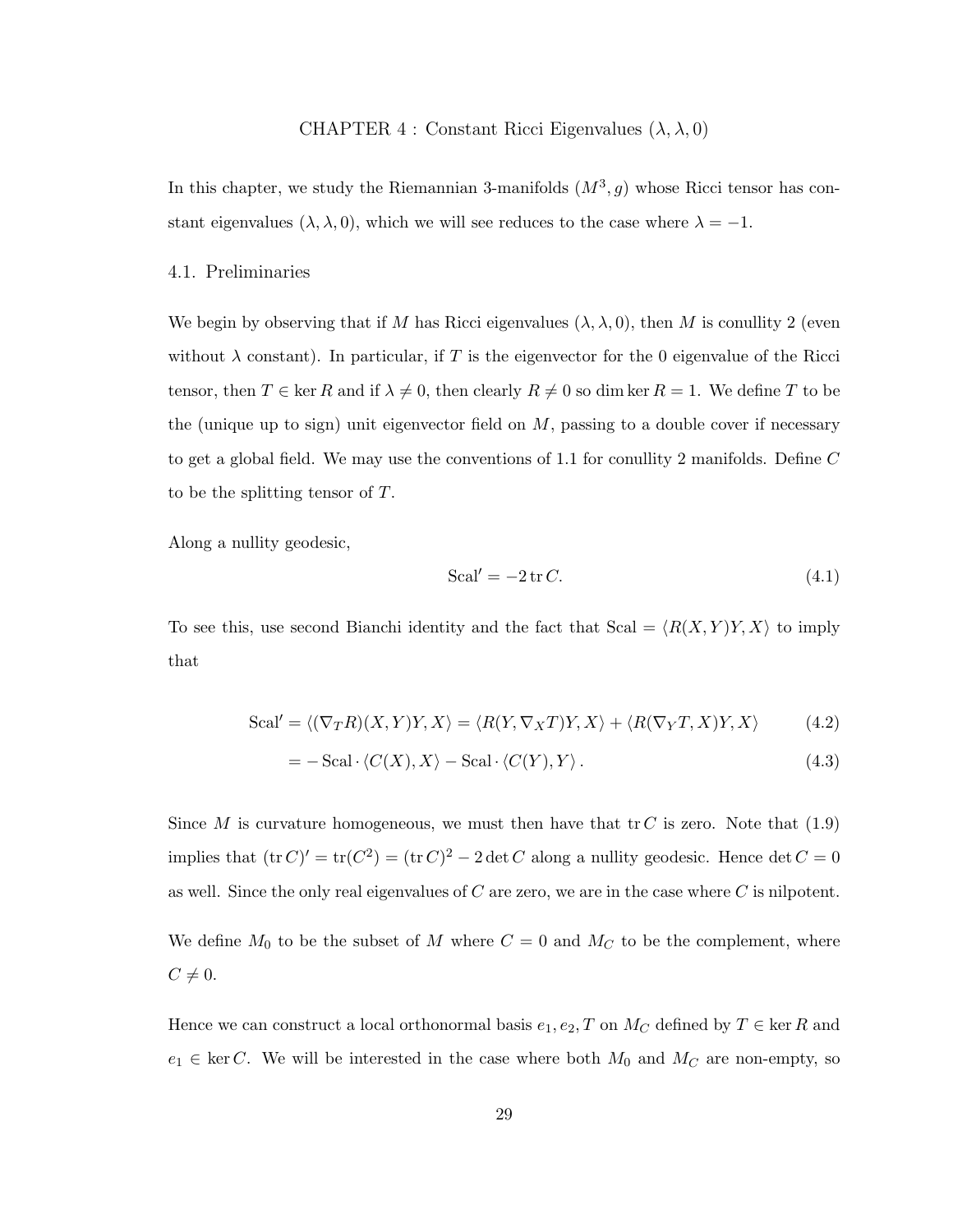# CHAPTER 4 : Constant Ricci Eigenvalues $(\lambda, \lambda, 0)$

In this chapter, we study the Riemannian 3-manifolds $(M^3, g)$ whose Ricci tensor has constant eigenvalues $(\lambda, \lambda, 0)$, which we will see reduces to the case where $\lambda = -1$.

## 4.1. Preliminaries

We begin by observing that if $M$ has Ricci eigenvalues $(\lambda, \lambda, 0)$, then $M$ is conullity 2 (even without $\lambda$ constant). In particular, if $T$ is the eigenvector for the 0 eigenvalue of the Ricci tensor, then $T \in \ker R$ and if $\lambda \neq 0$, then clearly $R \neq 0$ so $\dim \ker R = 1$. We define $T$ to be the (unique up to sign) unit eigenvector field on $M$, passing to a double cover if necessary to get a global field. We may use the conventions of 1.1 for conullity 2 manifolds. Define $C$ to be the splitting tensor of $T$.

Along a nullity geodesic,

$$\mathrm{Scal}' = -2 \operatorname{tr} C. \tag{4.1}$$

To see this, use second Bianchi identity and the fact that $\mathrm{Scal} = \langle R(X, Y)Y, X\rangle$ to imply that

$$\mathrm{Scal}' = \langle (\nabla_T R)(X, Y)Y, X\rangle = \langle R(Y, \nabla_X T)Y, X\rangle + \langle R(\nabla_Y T, X)Y, X\rangle \tag{4.2}$$

$$= -\,\mathrm{Scal} \cdot \langle C(X), X\rangle - \mathrm{Scal} \cdot \langle C(Y), Y\rangle\,. \tag{4.3}$$

Since $M$ is curvature homogeneous, we must then have that $\operatorname{tr} C$ is zero. Note that (1.9) implies that $(\operatorname{tr} C)' = \operatorname{tr}(C^2) = (\operatorname{tr} C)^2 - 2 \det C$ along a nullity geodesic. Hence $\det C = 0$ as well. Since the only real eigenvalues of $C$ are zero, we are in the case where $C$ is nilpotent.

We define $M_0$ to be the subset of $M$ where $C = 0$ and $M_C$ to be the complement, where $C \neq 0$.

Hence we can construct a local orthonormal basis $e_1, e_2, T$ on $M_C$ defined by $T \in \ker R$ and $e_1 \in \ker C$. We will be interested in the case where both $M_0$ and $M_C$ are non-empty, so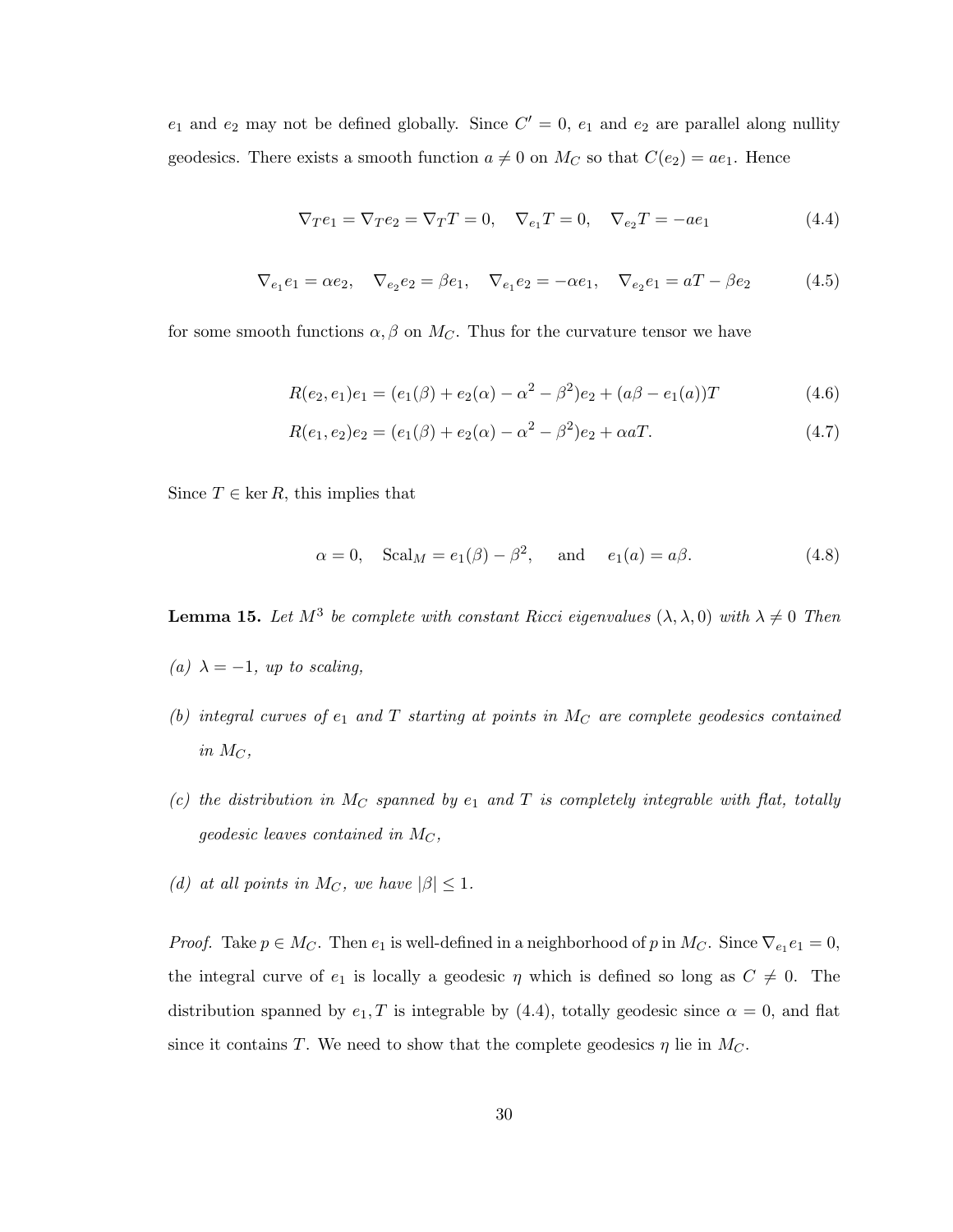$e_1$ and $e_2$ may not be defined globally. Since $C' = 0$, $e_1$ and $e_2$ are parallel along nullity geodesics. There exists a smooth function $a \neq 0$ on $M_C$ so that $C(e_2) = ae_1$. Hence

$$\nabla_T e_1 = \nabla_T e_2 = \nabla_T T = 0, \quad \nabla_{e_1} T = 0, \quad \nabla_{e_2} T = -ae_1 \tag{4.4}$$

$$\nabla_{e_1} e_1 = \alpha e_2, \quad \nabla_{e_2} e_2 = \beta e_1, \quad \nabla_{e_1} e_2 = -\alpha e_1, \quad \nabla_{e_2} e_1 = aT - \beta e_2 \tag{4.5}$$

for some smooth functions $\alpha, \beta$ on $M_C$. Thus for the curvature tensor we have

$$R(e_2, e_1)e_1 = (e_1(\beta) + e_2(\alpha) - \alpha^2 - \beta^2)e_2 + (a\beta - e_1(a))T \tag{4.6}$$

$$R(e_1, e_2)e_2 = (e_1(\beta) + e_2(\alpha) - \alpha^2 - \beta^2)e_2 + \alpha a T. \tag{4.7}$$

Since $T \in \ker R$, this implies that

$$\alpha = 0, \quad \mathrm{Scal}_M = e_1(\beta) - \beta^2, \quad \text{and} \quad e_1(a) = a\beta. \tag{4.8}$$

**Lemma 15.** *Let $M^3$ be complete with constant Ricci eigenvalues $(\lambda, \lambda, 0)$ with $\lambda \neq 0$ Then*

*(a) $\lambda = -1$, up to scaling,*

*(b) integral curves of $e_1$ and $T$ starting at points in $M_C$ are complete geodesics contained in $M_C$,*

*(c) the distribution in $M_C$ spanned by $e_1$ and $T$ is completely integrable with flat, totally geodesic leaves contained in $M_C$,*

*(d) at all points in $M_C$, we have $|\beta| \leq 1$.*

*Proof.* Take $p \in M_C$. Then $e_1$ is well-defined in a neighborhood of $p$ in $M_C$. Since $\nabla_{e_1} e_1 = 0$, the integral curve of $e_1$ is locally a geodesic $\eta$ which is defined so long as $C \neq 0$. The distribution spanned by $e_1, T$ is integrable by (4.4), totally geodesic since $\alpha = 0$, and flat since it contains $T$. We need to show that the complete geodesics $\eta$ lie in $M_C$.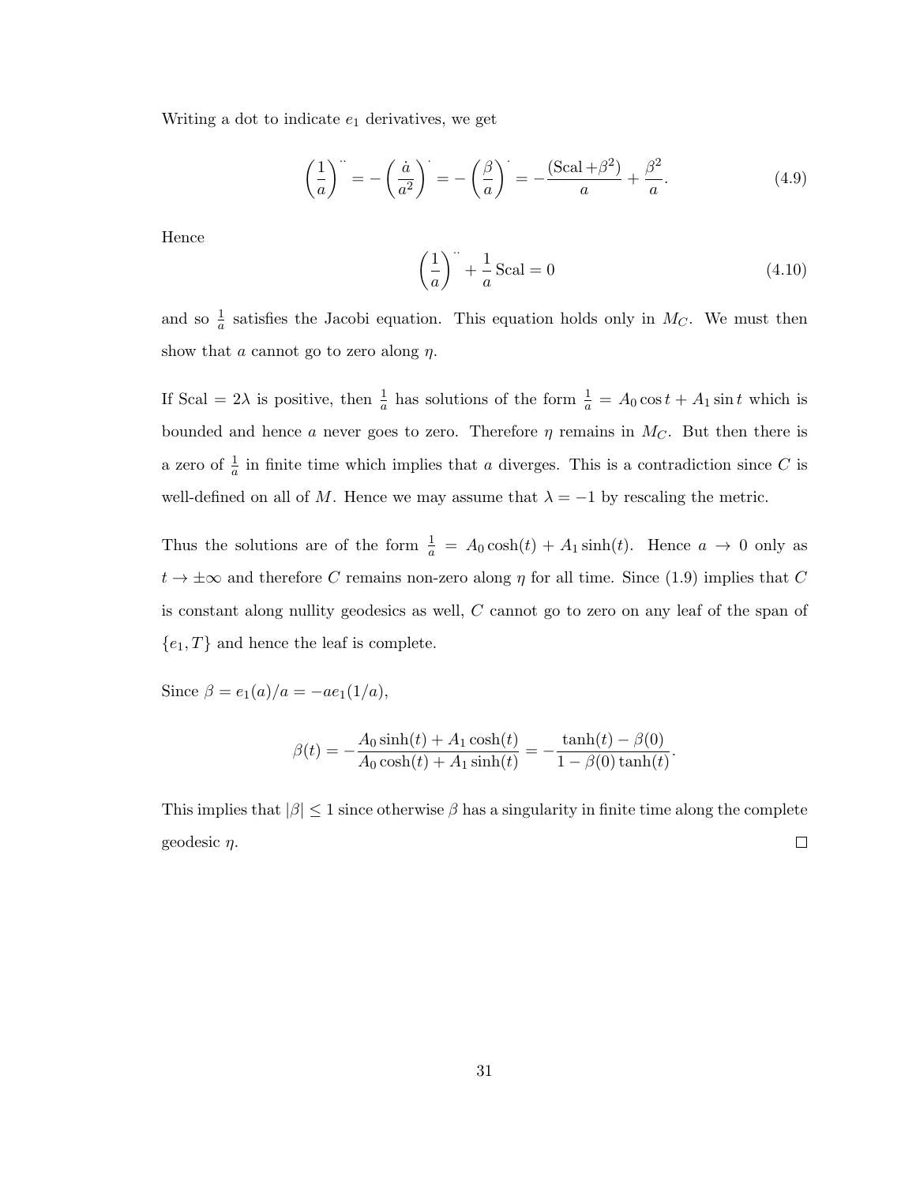Writing a dot to indicate $e_1$ derivatives, we get

$$\left(\frac{1}{a}\right)^{\cdot\cdot} = -\left(\frac{\dot{a}}{a^2}\right)^{\cdot} = -\left(\frac{\beta}{a}\right)^{\cdot} = -\frac{(\mathrm{Scal} + \beta^2)}{a} + \frac{\beta^2}{a}. \tag{4.9}$$

Hence

$$\left(\frac{1}{a}\right)^{\cdot\cdot} + \frac{1}{a}\,\mathrm{Scal} = 0 \tag{4.10}$$

and so $\frac{1}{a}$ satisfies the Jacobi equation. This equation holds only in $M_C$. We must then show that $a$ cannot go to zero along $\eta$.

If $\mathrm{Scal} = 2\lambda$ is positive, then $\frac{1}{a}$ has solutions of the form $\frac{1}{a} = A_0 \cos t + A_1 \sin t$ which is bounded and hence $a$ never goes to zero. Therefore $\eta$ remains in $M_C$. But then there is a zero of $\frac{1}{a}$ in finite time which implies that $a$ diverges. This is a contradiction since $C$ is well-defined on all of $M$. Hence we may assume that $\lambda = -1$ by rescaling the metric.

Thus the solutions are of the form $\frac{1}{a} = A_0 \cosh(t) + A_1 \sinh(t)$. Hence $a \to 0$ only as $t \to \pm\infty$ and therefore $C$ remains non-zero along $\eta$ for all time. Since (1.9) implies that $C$ is constant along nullity geodesics as well, $C$ cannot go to zero on any leaf of the span of $\{e_1, T\}$ and hence the leaf is complete.

Since $\beta = e_1(a)/a = -a e_1(1/a)$,

$$\beta(t) = -\frac{A_0 \sinh(t) + A_1 \cosh(t)}{A_0 \cosh(t) + A_1 \sinh(t)} = -\frac{\tanh(t) - \beta(0)}{1 - \beta(0)\tanh(t)}.$$

This implies that $|\beta| \leq 1$ since otherwise $\beta$ has a singularity in finite time along the complete geodesic $\eta$. $\square$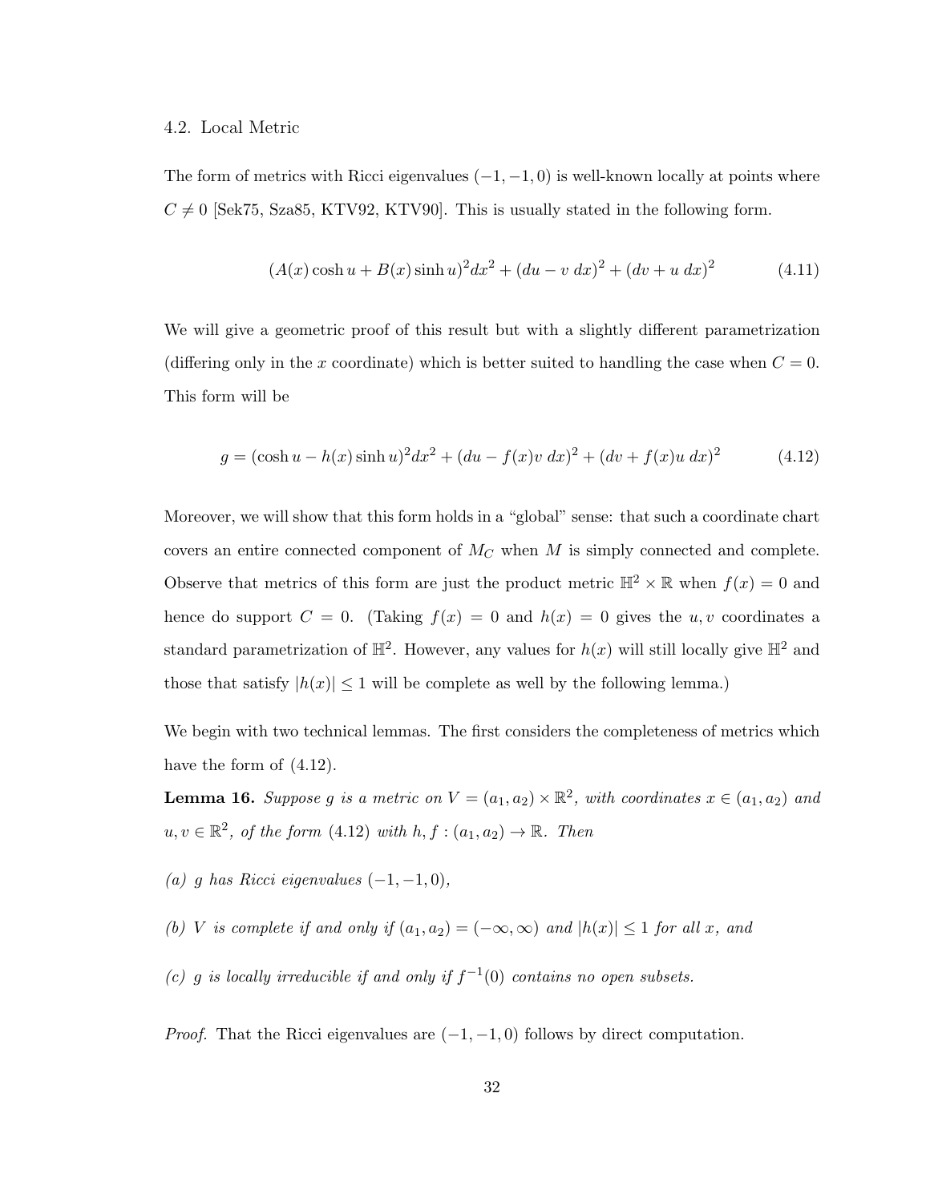### 4.2. Local Metric

The form of metrics with Ricci eigenvalues $(-1,-1,0)$ is well-known locally at points where $C \neq 0$ [Sek75, Sza85, KTV92, KTV90]. This is usually stated in the following form.

$$(A(x)\cosh u + B(x)\sinh u)^2 dx^2 + (du - v\ dx)^2 + (dv + u\ dx)^2 \tag{4.11}$$

We will give a geometric proof of this result but with a slightly different parametrization (differing only in the $x$ coordinate) which is better suited to handling the case when $C = 0$. This form will be

$$g = (\cosh u - h(x)\sinh u)^2 dx^2 + (du - f(x)v\ dx)^2 + (dv + f(x)u\ dx)^2 \tag{4.12}$$

Moreover, we will show that this form holds in a "global" sense: that such a coordinate chart covers an entire connected component of $M_C$ when $M$ is simply connected and complete. Observe that metrics of this form are just the product metric $\mathbb{H}^2 \times \mathbb{R}$ when $f(x) = 0$ and hence do support $C = 0$. (Taking $f(x) = 0$ and $h(x) = 0$ gives the $u, v$ coordinates a standard parametrization of $\mathbb{H}^2$. However, any values for $h(x)$ will still locally give $\mathbb{H}^2$ and those that satisfy $|h(x)| \leq 1$ will be complete as well by the following lemma.)

We begin with two technical lemmas. The first considers the completeness of metrics which have the form of (4.12).

**Lemma 16.** *Suppose $g$ is a metric on $V = (a_1, a_2) \times \mathbb{R}^2$, with coordinates $x \in (a_1, a_2)$ and $u, v \in \mathbb{R}^2$, of the form (4.12) with $h, f : (a_1, a_2) \to \mathbb{R}$. Then*

*(a) $g$ has Ricci eigenvalues $(-1,-1,0)$,*

*(b) $V$ is complete if and only if $(a_1, a_2) = (-\infty, \infty)$ and $|h(x)| \leq 1$ for all $x$, and*

*(c) $g$ is locally irreducible if and only if $f^{-1}(0)$ contains no open subsets.*

*Proof.* That the Ricci eigenvalues are $(-1,-1,0)$ follows by direct computation.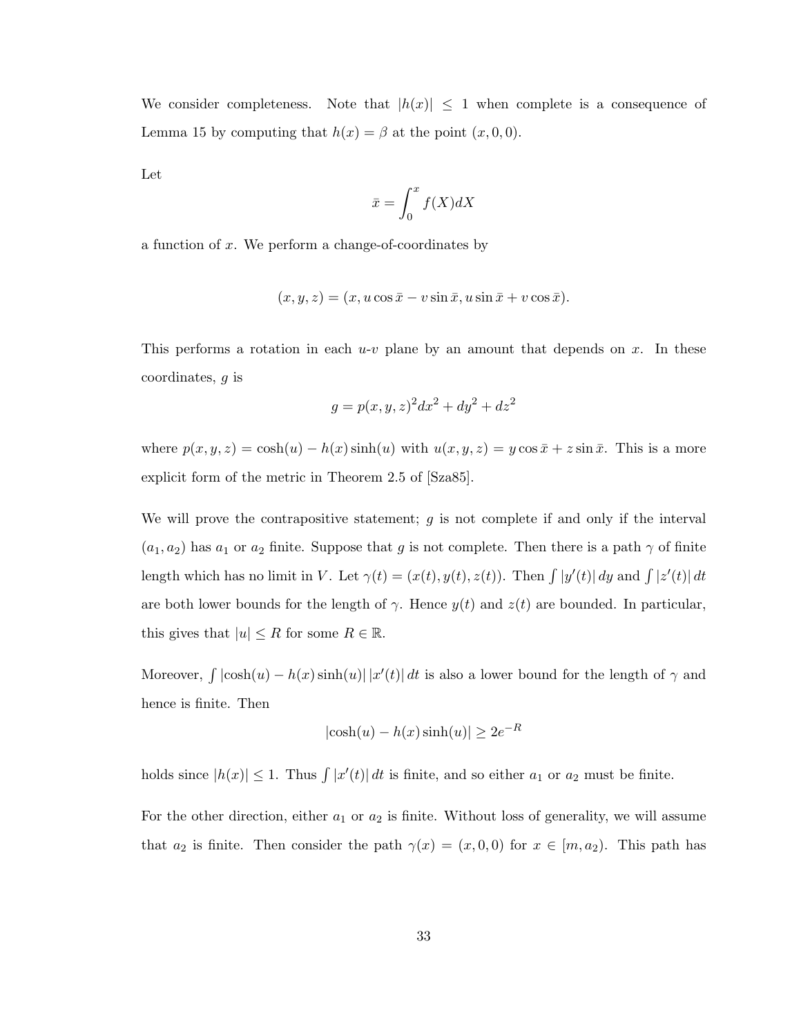We consider completeness. Note that $|h(x)| \leq 1$ when complete is a consequence of Lemma 15 by computing that $h(x) = \beta$ at the point $(x, 0, 0)$.

Let

$$\bar{x} = \int_0^x f(X) dX$$

a function of $x$. We perform a change-of-coordinates by

$$(x, y, z) = (x, u \cos \bar{x} - v \sin \bar{x}, u \sin \bar{x} + v \cos \bar{x}).$$

This performs a rotation in each $u$-$v$ plane by an amount that depends on $x$. In these coordinates, $g$ is

$$g = p(x, y, z)^2 dx^2 + dy^2 + dz^2$$

where $p(x, y, z) = \cosh(u) - h(x) \sinh(u)$ with $u(x, y, z) = y \cos \bar{x} + z \sin \bar{x}$. This is a more explicit form of the metric in Theorem 2.5 of [Sza85].

We will prove the contrapositive statement; $g$ is not complete if and only if the interval $(a_1, a_2)$ has $a_1$ or $a_2$ finite. Suppose that $g$ is not complete. Then there is a path $\gamma$ of finite length which has no limit in $V$. Let $\gamma(t) = (x(t), y(t), z(t))$. Then $\int |y'(t)| \, dy$ and $\int |z'(t)| \, dt$ are both lower bounds for the length of $\gamma$. Hence $y(t)$ and $z(t)$ are bounded. In particular, this gives that $|u| \leq R$ for some $R \in \mathbb{R}$.

Moreover, $\int |\cosh(u) - h(x) \sinh(u)| \, |x'(t)| \, dt$ is also a lower bound for the length of $\gamma$ and hence is finite. Then

$$|\cosh(u) - h(x) \sinh(u)| \geq 2e^{-R}$$

holds since $|h(x)| \leq 1$. Thus $\int |x'(t)| \, dt$ is finite, and so either $a_1$ or $a_2$ must be finite.

For the other direction, either $a_1$ or $a_2$ is finite. Without loss of generality, we will assume that $a_2$ is finite. Then consider the path $\gamma(x) = (x, 0, 0)$ for $x \in [m, a_2)$. This path has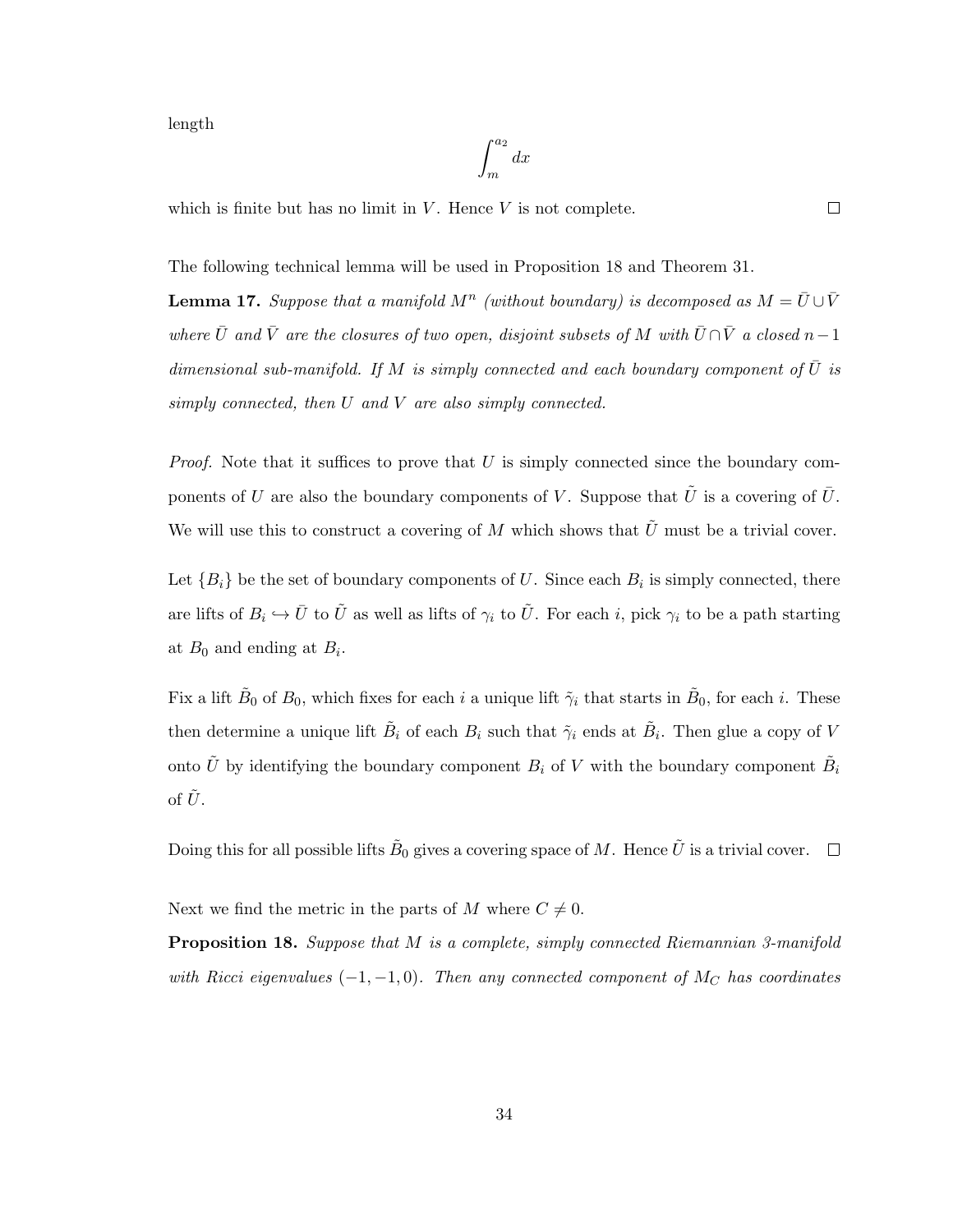length

$$\int_m^{a_2} dx$$

which is finite but has no limit in $V$. Hence $V$ is not complete. $\square$

The following technical lemma will be used in Proposition 18 and Theorem 31.

**Lemma 17.** *Suppose that a manifold $M^n$ (without boundary) is decomposed as $M = \bar{U} \cup \bar{V}$ where $\bar{U}$ and $\bar{V}$ are the closures of two open, disjoint subsets of $M$ with $\bar{U} \cap \bar{V}$ a closed $n-1$ dimensional sub-manifold. If $M$ is simply connected and each boundary component of $\bar{U}$ is simply connected, then $U$ and $V$ are also simply connected.*

*Proof.* Note that it suffices to prove that $U$ is simply connected since the boundary components of $U$ are also the boundary components of $V$. Suppose that $\tilde{U}$ is a covering of $\bar{U}$. We will use this to construct a covering of $M$ which shows that $\tilde{U}$ must be a trivial cover.

Let $\{B_i\}$ be the set of boundary components of $U$. Since each $B_i$ is simply connected, there are lifts of $B_i \hookrightarrow \bar{U}$ to $\tilde{U}$ as well as lifts of $\gamma_i$ to $\tilde{U}$. For each $i$, pick $\gamma_i$ to be a path starting at $B_0$ and ending at $B_i$.

Fix a lift $\tilde{B}_0$ of $B_0$, which fixes for each $i$ a unique lift $\tilde{\gamma}_i$ that starts in $\tilde{B}_0$, for each $i$. These then determine a unique lift $\tilde{B}_i$ of each $B_i$ such that $\tilde{\gamma}_i$ ends at $\tilde{B}_i$. Then glue a copy of $V$ onto $\tilde{U}$ by identifying the boundary component $B_i$ of $V$ with the boundary component $\tilde{B}_i$ of $\tilde{U}$.

Doing this for all possible lifts $\tilde{B}_0$ gives a covering space of $M$. Hence $\tilde{U}$ is a trivial cover. $\square$

Next we find the metric in the parts of $M$ where $C \neq 0$.

**Proposition 18.** *Suppose that $M$ is a complete, simply connected Riemannian 3-manifold with Ricci eigenvalues $(-1, -1, 0)$. Then any connected component of $M_C$ has coordinates*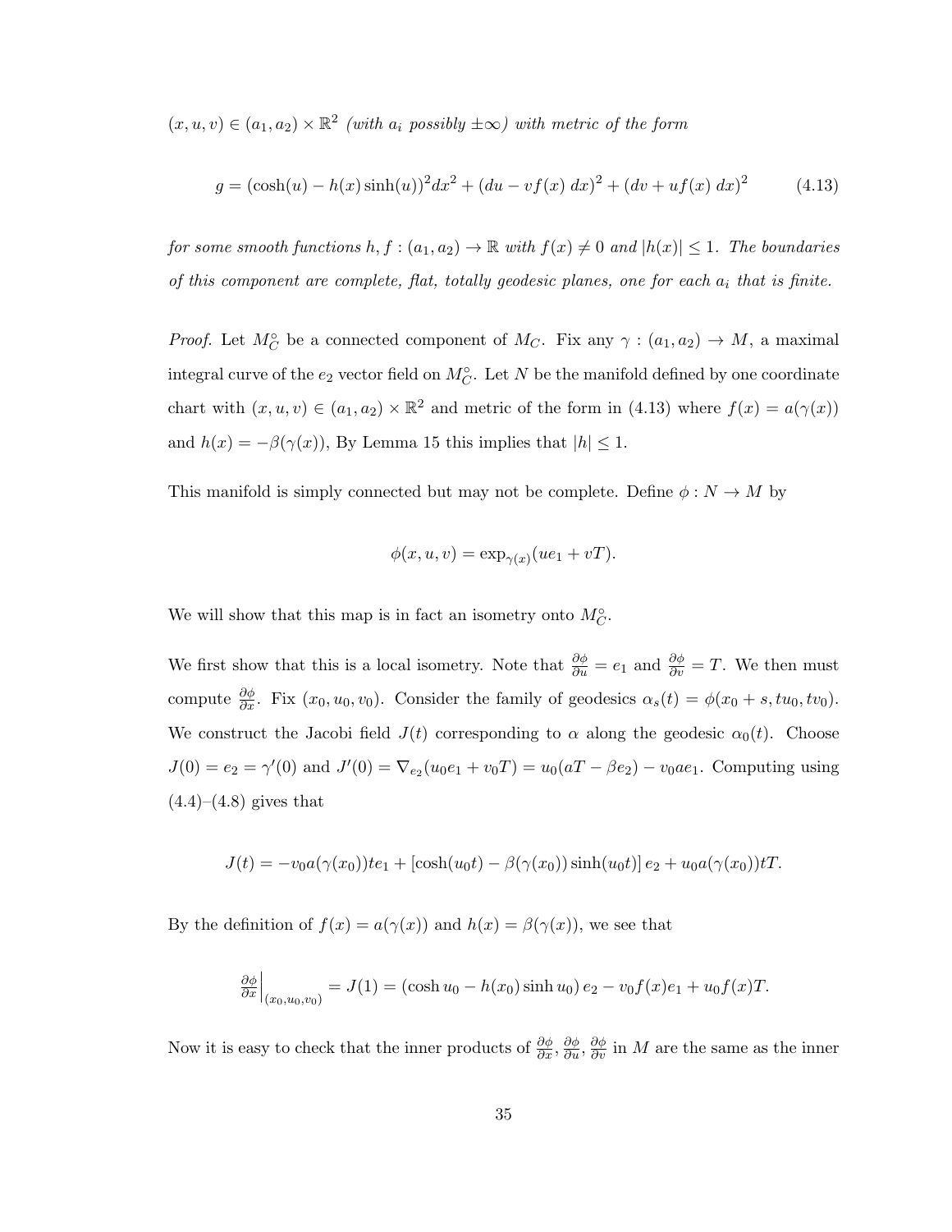$(x, u, v) \in (a_1, a_2) \times \mathbb{R}^2$ *(with $a_i$ possibly $\pm\infty$) with metric of the form*

$$g = (\cosh(u) - h(x)\sinh(u))^2 dx^2 + (du - vf(x)\, dx)^2 + (dv + uf(x)\, dx)^2 \tag{4.13}$$

*for some smooth functions $h, f : (a_1, a_2) \to \mathbb{R}$ with $f(x) \neq 0$ and $|h(x)| \leq 1$. The boundaries of this component are complete, flat, totally geodesic planes, one for each $a_i$ that is finite.*

*Proof.* Let $M_C^\circ$ be a connected component of $M_C$. Fix any $\gamma : (a_1, a_2) \to M$, a maximal integral curve of the $e_2$ vector field on $M_C^\circ$. Let $N$ be the manifold defined by one coordinate chart with $(x, u, v) \in (a_1, a_2) \times \mathbb{R}^2$ and metric of the form in (4.13) where $f(x) = a(\gamma(x))$ and $h(x) = -\beta(\gamma(x))$, By Lemma 15 this implies that $|h| \leq 1$.

This manifold is simply connected but may not be complete. Define $\phi : N \to M$ by

$$\phi(x, u, v) = \exp_{\gamma(x)}(ue_1 + vT).$$

We will show that this map is in fact an isometry onto $M_C^\circ$.

We first show that this is a local isometry. Note that $\frac{\partial \phi}{\partial u} = e_1$ and $\frac{\partial \phi}{\partial v} = T$. We then must compute $\frac{\partial \phi}{\partial x}$. Fix $(x_0, u_0, v_0)$. Consider the family of geodesics $\alpha_s(t) = \phi(x_0 + s, tu_0, tv_0)$. We construct the Jacobi field $J(t)$ corresponding to $\alpha$ along the geodesic $\alpha_0(t)$. Choose $J(0) = e_2 = \gamma'(0)$ and $J'(0) = \nabla_{e_2}(u_0 e_1 + v_0 T) = u_0(aT - \beta e_2) - v_0 a e_1$. Computing using (4.4)–(4.8) gives that

$$J(t) = -v_0 a(\gamma(x_0)) t e_1 + [\cosh(u_0 t) - \beta(\gamma(x_0))\sinh(u_0 t)]\, e_2 + u_0 a(\gamma(x_0)) t T.$$

By the definition of $f(x) = a(\gamma(x))$ and $h(x) = \beta(\gamma(x))$, we see that

$$\left.\frac{\partial \phi}{\partial x}\right|_{(x_0, u_0, v_0)} = J(1) = (\cosh u_0 - h(x_0)\sinh u_0)\, e_2 - v_0 f(x) e_1 + u_0 f(x) T.$$

Now it is easy to check that the inner products of $\frac{\partial \phi}{\partial x}, \frac{\partial \phi}{\partial u}, \frac{\partial \phi}{\partial v}$ in $M$ are the same as the inner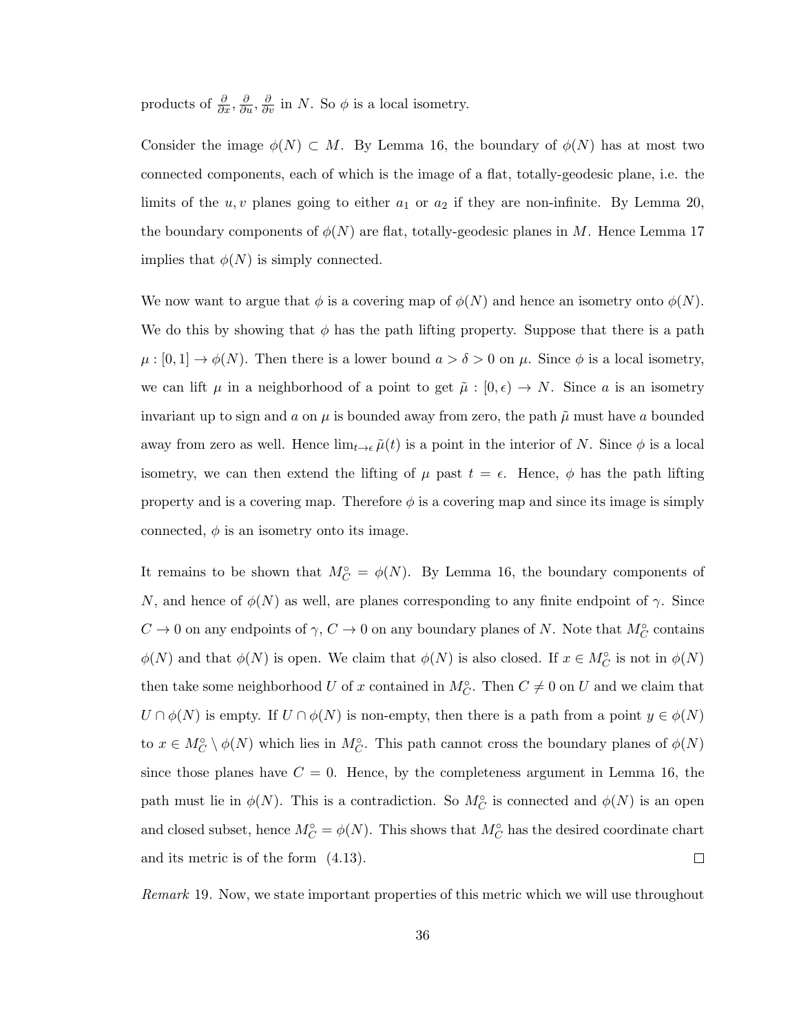products of $\frac{\partial}{\partial x}, \frac{\partial}{\partial u}, \frac{\partial}{\partial v}$ in $N$. So $\phi$ is a local isometry.

Consider the image $\phi(N) \subset M$. By Lemma 16, the boundary of $\phi(N)$ has at most two connected components, each of which is the image of a flat, totally-geodesic plane, i.e. the limits of the $u, v$ planes going to either $a_1$ or $a_2$ if they are non-infinite. By Lemma 20, the boundary components of $\phi(N)$ are flat, totally-geodesic planes in $M$. Hence Lemma 17 implies that $\phi(N)$ is simply connected.

We now want to argue that $\phi$ is a covering map of $\phi(N)$ and hence an isometry onto $\phi(N)$. We do this by showing that $\phi$ has the path lifting property. Suppose that there is a path $\mu : [0, 1] \to \phi(N)$. Then there is a lower bound $a > \delta > 0$ on $\mu$. Since $\phi$ is a local isometry, we can lift $\mu$ in a neighborhood of a point to get $\tilde{\mu} : [0, \epsilon) \to N$. Since $a$ is an isometry invariant up to sign and $a$ on $\mu$ is bounded away from zero, the path $\tilde{\mu}$ must have $a$ bounded away from zero as well. Hence $\lim_{t \to \epsilon} \tilde{\mu}(t)$ is a point in the interior of $N$. Since $\phi$ is a local isometry, we can then extend the lifting of $\mu$ past $t = \epsilon$. Hence, $\phi$ has the path lifting property and is a covering map. Therefore $\phi$ is a covering map and since its image is simply connected, $\phi$ is an isometry onto its image.

It remains to be shown that $M_C^\circ = \phi(N)$. By Lemma 16, the boundary components of $N$, and hence of $\phi(N)$ as well, are planes corresponding to any finite endpoint of $\gamma$. Since $C \to 0$ on any endpoints of $\gamma$, $C \to 0$ on any boundary planes of $N$. Note that $M_C^\circ$ contains $\phi(N)$ and that $\phi(N)$ is open. We claim that $\phi(N)$ is also closed. If $x \in M_C^\circ$ is not in $\phi(N)$ then take some neighborhood $U$ of $x$ contained in $M_C^\circ$. Then $C \neq 0$ on $U$ and we claim that $U \cap \phi(N)$ is empty. If $U \cap \phi(N)$ is non-empty, then there is a path from a point $y \in \phi(N)$ to $x \in M_C^\circ \setminus \phi(N)$ which lies in $M_C^\circ$. This path cannot cross the boundary planes of $\phi(N)$ since those planes have $C = 0$. Hence, by the completeness argument in Lemma 16, the path must lie in $\phi(N)$. This is a contradiction. So $M_C^\circ$ is connected and $\phi(N)$ is an open and closed subset, hence $M_C^\circ = \phi(N)$. This shows that $M_C^\circ$ has the desired coordinate chart and its metric is of the form (4.13). □

*Remark* 19. Now, we state important properties of this metric which we will use throughout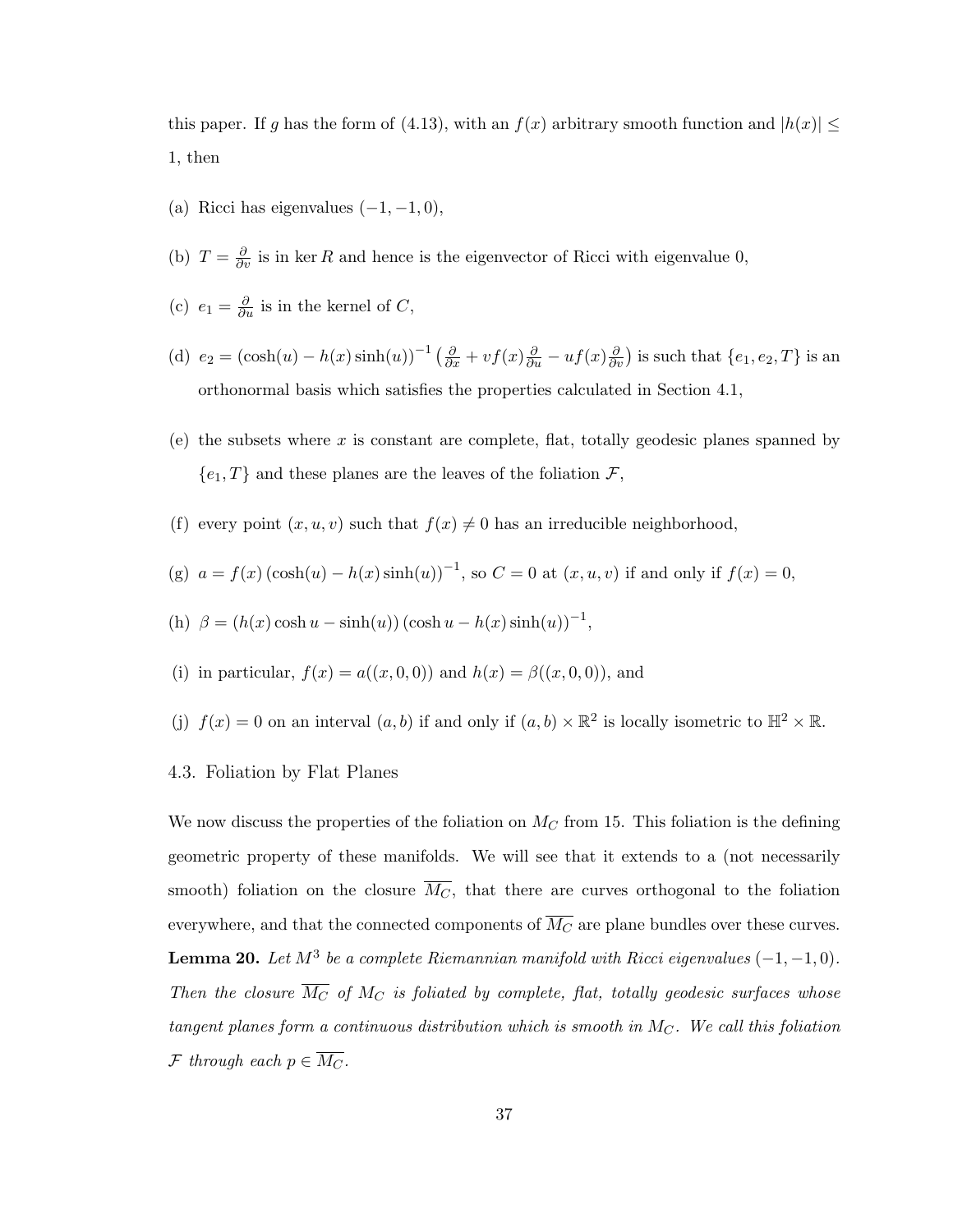this paper. If $g$ has the form of (4.13), with an $f(x)$ arbitrary smooth function and $|h(x)| \leq 1$, then

(a) Ricci has eigenvalues $(-1, -1, 0)$,

(b) $T = \frac{\partial}{\partial v}$ is in $\ker R$ and hence is the eigenvector of Ricci with eigenvalue 0,

(c) $e_1 = \frac{\partial}{\partial u}$ is in the kernel of $C$,

(d) $e_2 = (\cosh(u) - h(x)\sinh(u))^{-1} \left(\frac{\partial}{\partial x} + vf(x)\frac{\partial}{\partial u} - uf(x)\frac{\partial}{\partial v}\right)$ is such that $\{e_1, e_2, T\}$ is an orthonormal basis which satisfies the properties calculated in Section 4.1,

(e) the subsets where $x$ is constant are complete, flat, totally geodesic planes spanned by $\{e_1, T\}$ and these planes are the leaves of the foliation $\mathcal{F}$,

(f) every point $(x, u, v)$ such that $f(x) \neq 0$ has an irreducible neighborhood,

(g) $a = f(x)(\cosh(u) - h(x)\sinh(u))^{-1}$, so $C = 0$ at $(x, u, v)$ if and only if $f(x) = 0$,

(h) $\beta = (h(x)\cosh u - \sinh(u))(\cosh u - h(x)\sinh(u))^{-1}$,

(i) in particular, $f(x) = a((x, 0, 0))$ and $h(x) = \beta((x, 0, 0))$, and

(j) $f(x) = 0$ on an interval $(a, b)$ if and only if $(a, b) \times \mathbb{R}^2$ is locally isometric to $\mathbb{H}^2 \times \mathbb{R}$.

## 4.3. Foliation by Flat Planes

We now discuss the properties of the foliation on $M_C$ from 15. This foliation is the defining geometric property of these manifolds. We will see that it extends to a (not necessarily smooth) foliation on the closure $\overline{M_C}$, that there are curves orthogonal to the foliation everywhere, and that the connected components of $\overline{M_C}$ are plane bundles over these curves.

**Lemma 20.** *Let $M^3$ be a complete Riemannian manifold with Ricci eigenvalues $(-1, -1, 0)$. Then the closure $\overline{M_C}$ of $M_C$ is foliated by complete, flat, totally geodesic surfaces whose tangent planes form a continuous distribution which is smooth in $M_C$. We call this foliation $\mathcal{F}$ through each $p \in \overline{M_C}$.*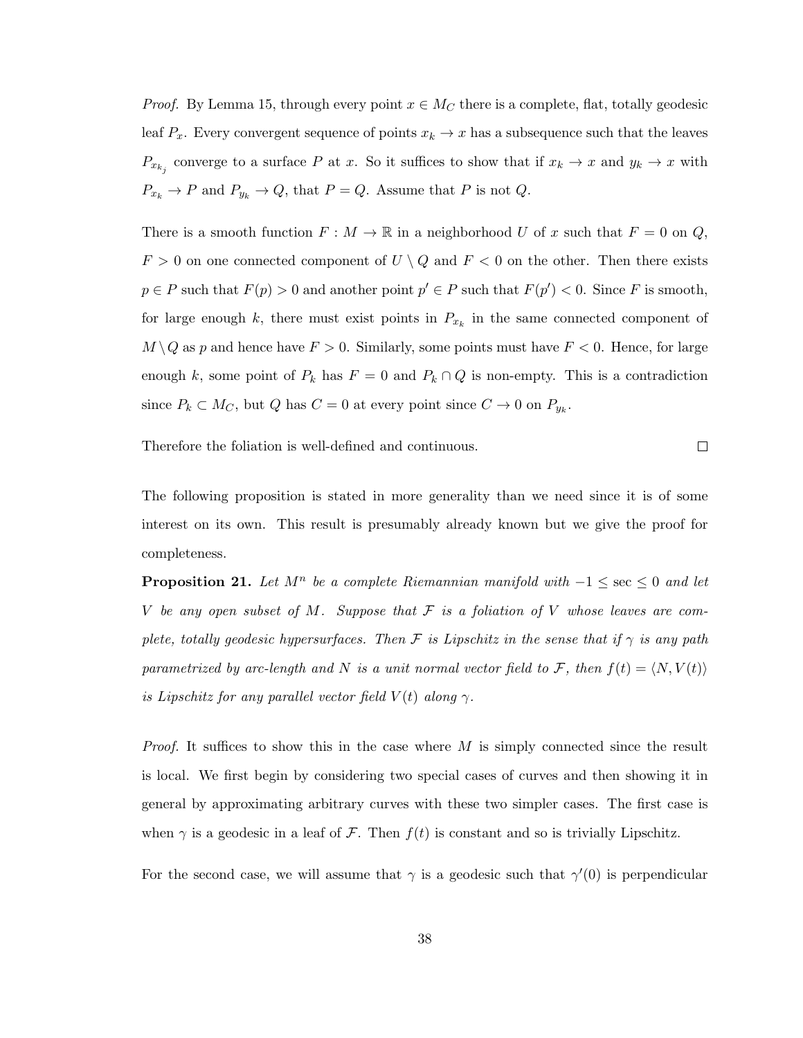*Proof.* By Lemma 15, through every point $x \in M_C$ there is a complete, flat, totally geodesic leaf $P_x$. Every convergent sequence of points $x_k \to x$ has a subsequence such that the leaves $P_{x_{k_j}}$ converge to a surface $P$ at $x$. So it suffices to show that if $x_k \to x$ and $y_k \to x$ with $P_{x_k} \to P$ and $P_{y_k} \to Q$, that $P = Q$. Assume that $P$ is not $Q$.

There is a smooth function $F : M \to \mathbb{R}$ in a neighborhood $U$ of $x$ such that $F = 0$ on $Q$, $F > 0$ on one connected component of $U \setminus Q$ and $F < 0$ on the other. Then there exists $p \in P$ such that $F(p) > 0$ and another point $p' \in P$ such that $F(p') < 0$. Since $F$ is smooth, for large enough $k$, there must exist points in $P_{x_k}$ in the same connected component of $M \setminus Q$ as $p$ and hence have $F > 0$. Similarly, some points must have $F < 0$. Hence, for large enough $k$, some point of $P_k$ has $F = 0$ and $P_k \cap Q$ is non-empty. This is a contradiction since $P_k \subset M_C$, but $Q$ has $C = 0$ at every point since $C \to 0$ on $P_{y_k}$.

Therefore the foliation is well-defined and continuous. □

The following proposition is stated in more generality than we need since it is of some interest on its own. This result is presumably already known but we give the proof for completeness.

**Proposition 21.** *Let $M^n$ be a complete Riemannian manifold with $-1 \leq \sec \leq 0$ and let $V$ be any open subset of $M$. Suppose that $\mathcal{F}$ is a foliation of $V$ whose leaves are complete, totally geodesic hypersurfaces. Then $\mathcal{F}$ is Lipschitz in the sense that if $\gamma$ is any path parametrized by arc-length and $N$ is a unit normal vector field to $\mathcal{F}$, then $f(t) = \langle N, V(t) \rangle$ is Lipschitz for any parallel vector field $V(t)$ along $\gamma$.*

*Proof.* It suffices to show this in the case where $M$ is simply connected since the result is local. We first begin by considering two special cases of curves and then showing it in general by approximating arbitrary curves with these two simpler cases. The first case is when $\gamma$ is a geodesic in a leaf of $\mathcal{F}$. Then $f(t)$ is constant and so is trivially Lipschitz.

For the second case, we will assume that $\gamma$ is a geodesic such that $\gamma'(0)$ is perpendicular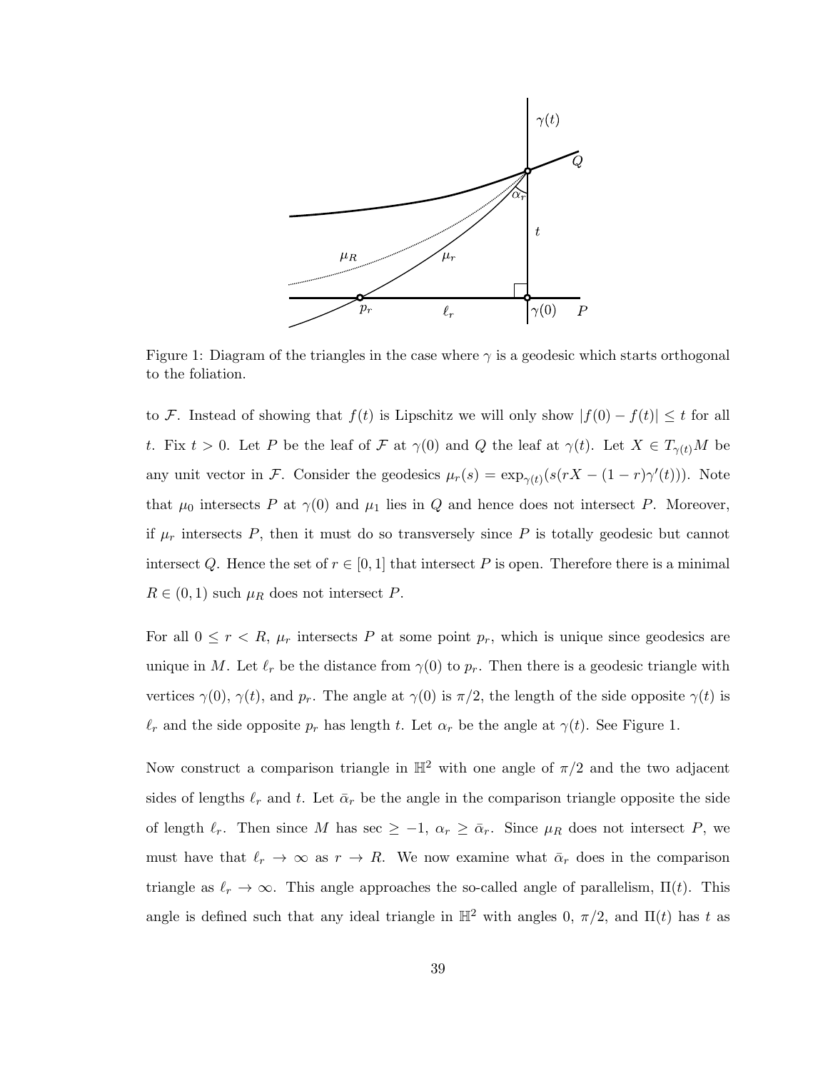Figure 1: Diagram of the triangles in the case where $\gamma$ is a geodesic which starts orthogonal to the foliation.

to $\mathcal{F}$. Instead of showing that $f(t)$ is Lipschitz we will only show $|f(0) - f(t)| \leq t$ for all $t$. Fix $t > 0$. Let $P$ be the leaf of $\mathcal{F}$ at $\gamma(0)$ and $Q$ the leaf at $\gamma(t)$. Let $X \in T_{\gamma(t)}M$ be any unit vector in $\mathcal{F}$. Consider the geodesics $\mu_r(s) = \exp_{\gamma(t)}(s(rX - (1-r)\gamma'(t)))$. Note that $\mu_0$ intersects $P$ at $\gamma(0)$ and $\mu_1$ lies in $Q$ and hence does not intersect $P$. Moreover, if $\mu_r$ intersects $P$, then it must do so transversely since $P$ is totally geodesic but cannot intersect $Q$. Hence the set of $r \in [0, 1]$ that intersect $P$ is open. Therefore there is a minimal $R \in (0, 1)$ such $\mu_R$ does not intersect $P$.

For all $0 \leq r < R$, $\mu_r$ intersects $P$ at some point $p_r$, which is unique since geodesics are unique in $M$. Let $\ell_r$ be the distance from $\gamma(0)$ to $p_r$. Then there is a geodesic triangle with vertices $\gamma(0)$, $\gamma(t)$, and $p_r$. The angle at $\gamma(0)$ is $\pi/2$, the length of the side opposite $\gamma(t)$ is $\ell_r$ and the side opposite $p_r$ has length $t$. Let $\alpha_r$ be the angle at $\gamma(t)$. See Figure 1.

Now construct a comparison triangle in $\mathbb{H}^2$ with one angle of $\pi/2$ and the two adjacent sides of lengths $\ell_r$ and $t$. Let $\bar{\alpha}_r$ be the angle in the comparison triangle opposite the side of length $\ell_r$. Then since $M$ has sec $\geq -1$, $\alpha_r \geq \bar{\alpha}_r$. Since $\mu_R$ does not intersect $P$, we must have that $\ell_r \to \infty$ as $r \to R$. We now examine what $\bar{\alpha}_r$ does in the comparison triangle as $\ell_r \to \infty$. This angle approaches the so-called angle of parallelism, $\Pi(t)$. This angle is defined such that any ideal triangle in $\mathbb{H}^2$ with angles 0, $\pi/2$, and $\Pi(t)$ has $t$ as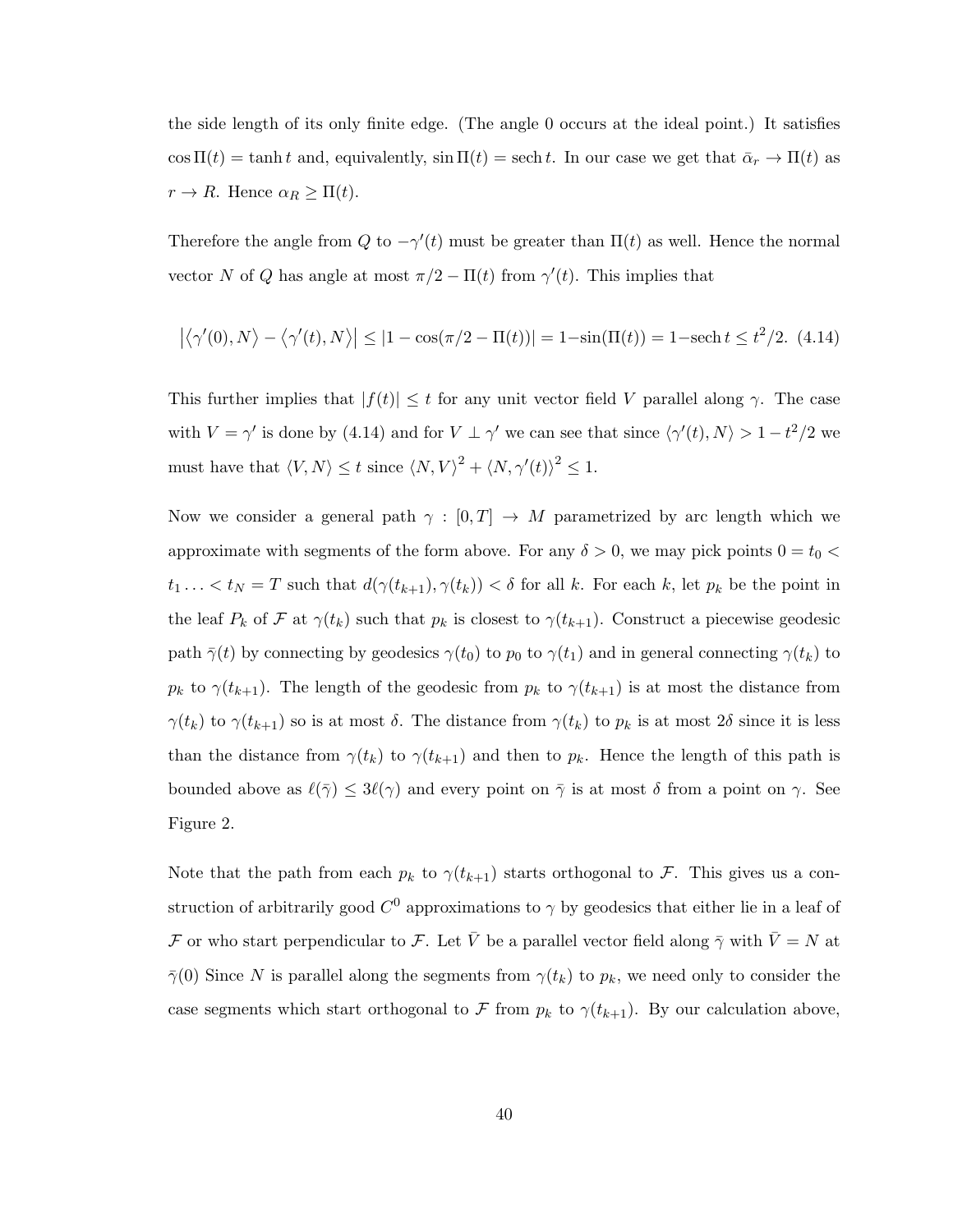the side length of its only finite edge. (The angle 0 occurs at the ideal point.) It satisfies $\cos \Pi(t) = \tanh t$ and, equivalently, $\sin \Pi(t) = \operatorname{sech} t$. In our case we get that $\bar{\alpha}_r \to \Pi(t)$ as $r \to R$. Hence $\alpha_R \geq \Pi(t)$.

Therefore the angle from $Q$ to $-\gamma'(t)$ must be greater than $\Pi(t)$ as well. Hence the normal vector $N$ of $Q$ has angle at most $\pi/2 - \Pi(t)$ from $\gamma'(t)$. This implies that

$$\left|\langle \gamma'(0), N\rangle - \langle \gamma'(t), N\rangle\right| \leq |1 - \cos(\pi/2 - \Pi(t))| = 1 - \sin(\Pi(t)) = 1 - \operatorname{sech} t \leq t^2/2. \quad (4.14)$$

This further implies that $|f(t)| \leq t$ for any unit vector field $V$ parallel along $\gamma$. The case with $V = \gamma'$ is done by (4.14) and for $V \perp \gamma'$ we can see that since $\langle \gamma'(t), N\rangle > 1 - t^2/2$ we must have that $\langle V, N\rangle \leq t$ since $\langle N, V\rangle^2 + \langle N, \gamma'(t)\rangle^2 \leq 1$.

Now we consider a general path $\gamma : [0, T] \to M$ parametrized by arc length which we approximate with segments of the form above. For any $\delta > 0$, we may pick points $0 = t_0 < t_1 \ldots < t_N = T$ such that $d(\gamma(t_{k+1}), \gamma(t_k)) < \delta$ for all $k$. For each $k$, let $p_k$ be the point in the leaf $P_k$ of $\mathcal{F}$ at $\gamma(t_k)$ such that $p_k$ is closest to $\gamma(t_{k+1})$. Construct a piecewise geodesic path $\bar{\gamma}(t)$ by connecting by geodesics $\gamma(t_0)$ to $p_0$ to $\gamma(t_1)$ and in general connecting $\gamma(t_k)$ to $p_k$ to $\gamma(t_{k+1})$. The length of the geodesic from $p_k$ to $\gamma(t_{k+1})$ is at most the distance from $\gamma(t_k)$ to $\gamma(t_{k+1})$ so is at most $\delta$. The distance from $\gamma(t_k)$ to $p_k$ is at most $2\delta$ since it is less than the distance from $\gamma(t_k)$ to $\gamma(t_{k+1})$ and then to $p_k$. Hence the length of this path is bounded above as $\ell(\bar{\gamma}) \leq 3\ell(\gamma)$ and every point on $\bar{\gamma}$ is at most $\delta$ from a point on $\gamma$. See Figure 2.

Note that the path from each $p_k$ to $\gamma(t_{k+1})$ starts orthogonal to $\mathcal{F}$. This gives us a construction of arbitrarily good $C^0$ approximations to $\gamma$ by geodesics that either lie in a leaf of $\mathcal{F}$ or who start perpendicular to $\mathcal{F}$. Let $\bar{V}$ be a parallel vector field along $\bar{\gamma}$ with $\bar{V} = N$ at $\bar{\gamma}(0)$ Since $N$ is parallel along the segments from $\gamma(t_k)$ to $p_k$, we need only to consider the case segments which start orthogonal to $\mathcal{F}$ from $p_k$ to $\gamma(t_{k+1})$. By our calculation above,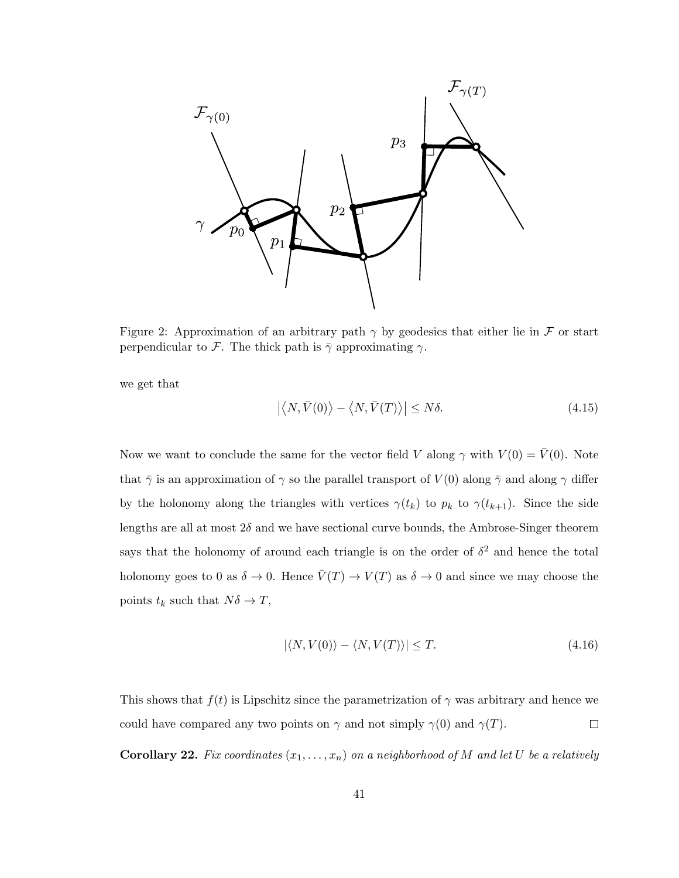Figure 2: Approximation of an arbitrary path $\gamma$ by geodesics that either lie in $\mathcal{F}$ or start perpendicular to $\mathcal{F}$. The thick path is $\bar{\gamma}$ approximating $\gamma$.

we get that

$$\left|\left\langle N, \bar{V}(0)\right\rangle - \left\langle N, \bar{V}(T)\right\rangle\right| \leq N\delta. \tag{4.15}$$

Now we want to conclude the same for the vector field $V$ along $\gamma$ with $V(0) = \bar{V}(0)$. Note that $\bar{\gamma}$ is an approximation of $\gamma$ so the parallel transport of $V(0)$ along $\bar{\gamma}$ and along $\gamma$ differ by the holonomy along the triangles with vertices $\gamma(t_k)$ to $p_k$ to $\gamma(t_{k+1})$. Since the side lengths are all at most $2\delta$ and we have sectional curve bounds, the Ambrose-Singer theorem says that the holonomy of around each triangle is on the order of $\delta^2$ and hence the total holonomy goes to 0 as $\delta \to 0$. Hence $\bar{V}(T) \to V(T)$ as $\delta \to 0$ and since we may choose the points $t_k$ such that $N\delta \to T$,

$$|\langle N, V(0)\rangle - \langle N, V(T)\rangle| \leq T. \tag{4.16}$$

This shows that $f(t)$ is Lipschitz since the parametrization of $\gamma$ was arbitrary and hence we could have compared any two points on $\gamma$ and not simply $\gamma(0)$ and $\gamma(T)$. $\square$

**Corollary 22.** *Fix coordinates $(x_1, \ldots, x_n)$ on a neighborhood of $M$ and let $U$ be a relatively*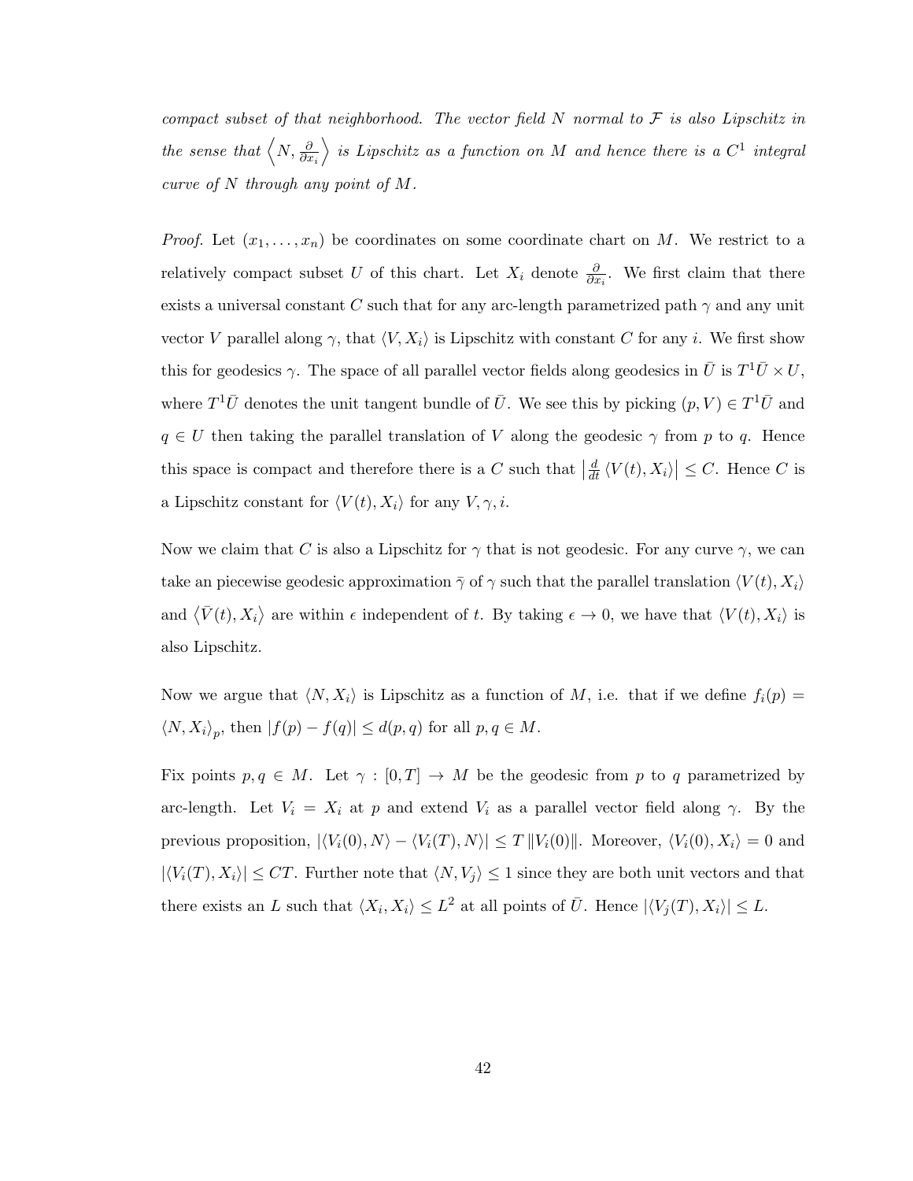*compact subset of that neighborhood. The vector field $N$ normal to $\mathcal{F}$ is also Lipschitz in the sense that $\left\langle N, \frac{\partial}{\partial x_i} \right\rangle$ is Lipschitz as a function on $M$ and hence there is a $C^1$ integral curve of $N$ through any point of $M$.*

*Proof.* Let $(x_1, \ldots, x_n)$ be coordinates on some coordinate chart on $M$. We restrict to a relatively compact subset $U$ of this chart. Let $X_i$ denote $\frac{\partial}{\partial x_i}$. We first claim that there exists a universal constant $C$ such that for any arc-length parametrized path $\gamma$ and any unit vector $V$ parallel along $\gamma$, that $\langle V, X_i \rangle$ is Lipschitz with constant $C$ for any $i$. We first show this for geodesics $\gamma$. The space of all parallel vector fields along geodesics in $\bar{U}$ is $T^1\bar{U} \times U$, where $T^1\bar{U}$ denotes the unit tangent bundle of $\bar{U}$. We see this by picking $(p, V) \in T^1\bar{U}$ and $q \in U$ then taking the parallel translation of $V$ along the geodesic $\gamma$ from $p$ to $q$. Hence this space is compact and therefore there is a $C$ such that $\left| \frac{d}{dt} \langle V(t), X_i \rangle \right| \leq C$. Hence $C$ is a Lipschitz constant for $\langle V(t), X_i \rangle$ for any $V, \gamma, i$.

Now we claim that $C$ is also a Lipschitz for $\gamma$ that is not geodesic. For any curve $\gamma$, we can take an piecewise geodesic approximation $\bar{\gamma}$ of $\gamma$ such that the parallel translation $\langle V(t), X_i \rangle$ and $\langle \bar{V}(t), X_i \rangle$ are within $\epsilon$ independent of $t$. By taking $\epsilon \to 0$, we have that $\langle V(t), X_i \rangle$ is also Lipschitz.

Now we argue that $\langle N, X_i \rangle$ is Lipschitz as a function of $M$, i.e. that if we define $f_i(p) = \langle N, X_i \rangle_p$, then $|f(p) - f(q)| \leq d(p, q)$ for all $p, q \in M$.

Fix points $p, q \in M$. Let $\gamma : [0, T] \to M$ be the geodesic from $p$ to $q$ parametrized by arc-length. Let $V_i = X_i$ at $p$ and extend $V_i$ as a parallel vector field along $\gamma$. By the previous proposition, $|\langle V_i(0), N \rangle - \langle V_i(T), N \rangle| \leq T \|V_i(0)\|$. Moreover, $\langle V_i(0), X_i \rangle = 0$ and $|\langle V_i(T), X_i \rangle| \leq CT$. Further note that $\langle N, V_j \rangle \leq 1$ since they are both unit vectors and that there exists an $L$ such that $\langle X_i, X_i \rangle \leq L^2$ at all points of $\bar{U}$. Hence $|\langle V_j(T), X_i \rangle| \leq L$.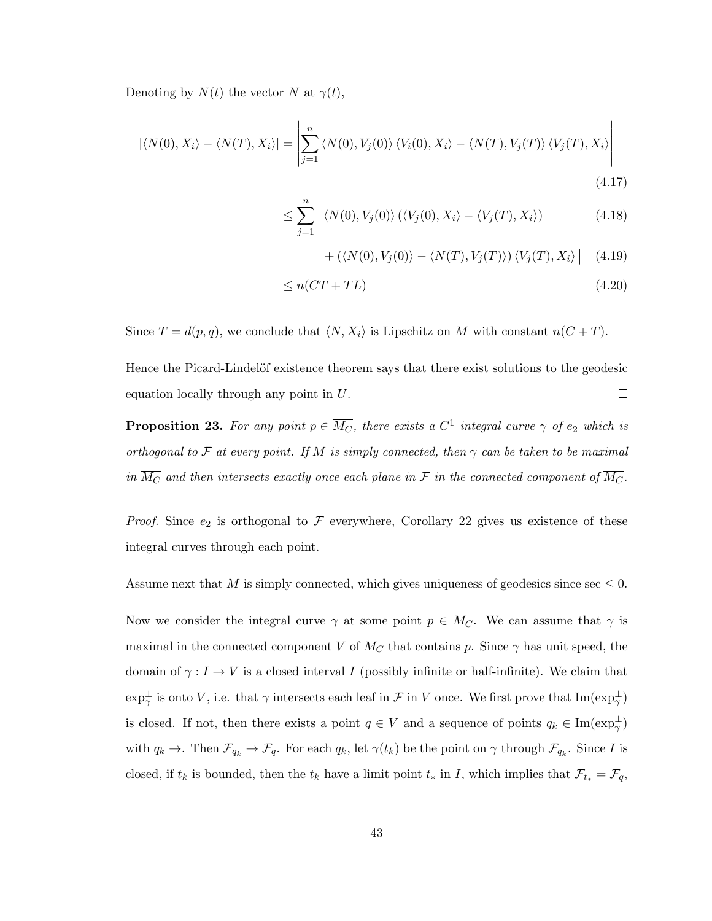Denoting by $N(t)$ the vector $N$ at $\gamma(t)$,

$$
\begin{aligned}
|\langle N(0), X_i\rangle - \langle N(T), X_i\rangle| &= \left| \sum_{j=1}^{n} \langle N(0), V_j(0)\rangle \langle V_i(0), X_i\rangle - \langle N(T), V_j(T)\rangle \langle V_j(T), X_i\rangle \right| && (4.17) \\
&\leq \sum_{j=1}^{n} \big| \langle N(0), V_j(0)\rangle \left(\langle V_j(0), X_i\rangle - \langle V_j(T), X_i\rangle\right) && (4.18) \\
&\qquad + \left(\langle N(0), V_j(0)\rangle - \langle N(T), V_j(T)\rangle\right) \langle V_j(T), X_i\rangle \big| && (4.19) \\
&\leq n(CT + TL) && (4.20)
\end{aligned}
$$

Since $T = d(p, q)$, we conclude that $\langle N, X_i\rangle$ is Lipschitz on $M$ with constant $n(C + T)$.

Hence the Picard-Lindelöf existence theorem says that there exist solutions to the geodesic equation locally through any point in $U$. $\square$

**Proposition 23.** *For any point $p \in \overline{M_C}$, there exists a $C^1$ integral curve $\gamma$ of $e_2$ which is orthogonal to $\mathcal{F}$ at every point. If $M$ is simply connected, then $\gamma$ can be taken to be maximal in $\overline{M_C}$ and then intersects exactly once each plane in $\mathcal{F}$ in the connected component of $\overline{M_C}$.*

*Proof.* Since $e_2$ is orthogonal to $\mathcal{F}$ everywhere, Corollary 22 gives us existence of these integral curves through each point.

Assume next that $M$ is simply connected, which gives uniqueness of geodesics since $\sec \leq 0$.

Now we consider the integral curve $\gamma$ at some point $p \in \overline{M_C}$. We can assume that $\gamma$ is maximal in the connected component $V$ of $\overline{M_C}$ that contains $p$. Since $\gamma$ has unit speed, the domain of $\gamma : I \to V$ is a closed interval $I$ (possibly infinite or half-infinite). We claim that $\exp_\gamma^\perp$ is onto $V$, i.e. that $\gamma$ intersects each leaf in $\mathcal{F}$ in $V$ once. We first prove that $\mathrm{Im}(\exp_\gamma^\perp)$ is closed. If not, then there exists a point $q \in V$ and a sequence of points $q_k \in \mathrm{Im}(\exp_\gamma^\perp)$ with $q_k \to$. Then $\mathcal{F}_{q_k} \to \mathcal{F}_q$. For each $q_k$, let $\gamma(t_k)$ be the point on $\gamma$ through $\mathcal{F}_{q_k}$. Since $I$ is closed, if $t_k$ is bounded, then the $t_k$ have a limit point $t_*$ in $I$, which implies that $\mathcal{F}_{t_*} = \mathcal{F}_q$,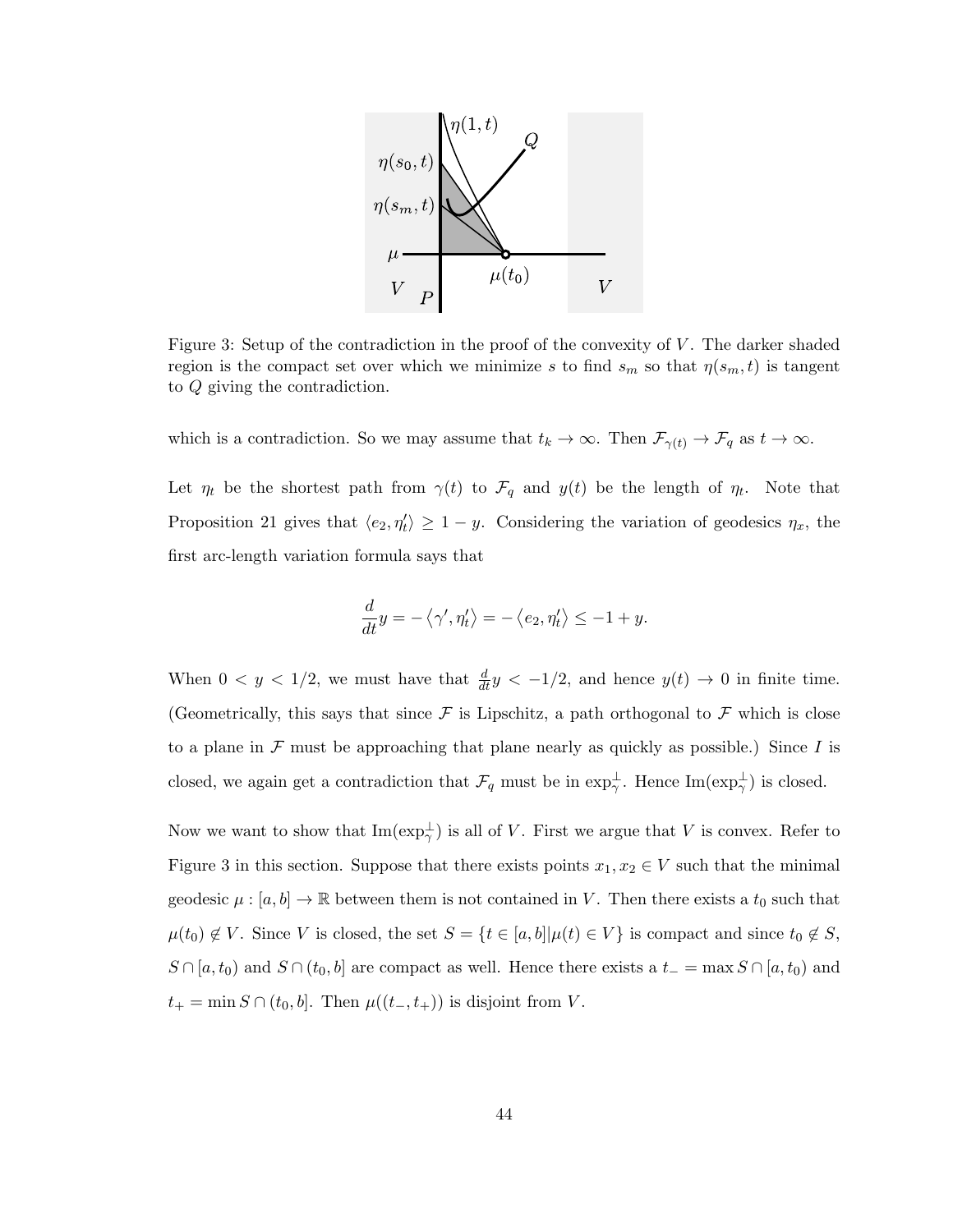Figure 3: Setup of the contradiction in the proof of the convexity of $V$. The darker shaded region is the compact set over which we minimize $s$ to find $s_m$ so that $\eta(s_m, t)$ is tangent to $Q$ giving the contradiction.

which is a contradiction. So we may assume that $t_k \to \infty$. Then $\mathcal{F}_{\gamma(t)} \to \mathcal{F}_q$ as $t \to \infty$.

Let $\eta_t$ be the shortest path from $\gamma(t)$ to $\mathcal{F}_q$ and $y(t)$ be the length of $\eta_t$. Note that Proposition 21 gives that $\langle e_2, \eta_t' \rangle \geq 1 - y$. Considering the variation of geodesics $\eta_x$, the first arc-length variation formula says that

$$\frac{d}{dt}y = -\langle \gamma', \eta_t' \rangle = -\langle e_2, \eta_t' \rangle \leq -1 + y.$$

When $0 < y < 1/2$, we must have that $\frac{d}{dt}y < -1/2$, and hence $y(t) \to 0$ in finite time. (Geometrically, this says that since $\mathcal{F}$ is Lipschitz, a path orthogonal to $\mathcal{F}$ which is close to a plane in $\mathcal{F}$ must be approaching that plane nearly as quickly as possible.) Since $I$ is closed, we again get a contradiction that $\mathcal{F}_q$ must be in $\exp_\gamma^\perp$. Hence $\mathrm{Im}(\exp_\gamma^\perp)$ is closed.

Now we want to show that $\mathrm{Im}(\exp_\gamma^\perp)$ is all of $V$. First we argue that $V$ is convex. Refer to Figure 3 in this section. Suppose that there exists points $x_1, x_2 \in V$ such that the minimal geodesic $\mu : [a, b] \to \mathbb{R}$ between them is not contained in $V$. Then there exists a $t_0$ such that $\mu(t_0) \notin V$. Since $V$ is closed, the set $S = \{t \in [a, b] | \mu(t) \in V\}$ is compact and since $t_0 \notin S$, $S \cap [a, t_0)$ and $S \cap (t_0, b]$ are compact as well. Hence there exists a $t_- = \max S \cap [a, t_0)$ and $t_+ = \min S \cap (t_0, b]$. Then $\mu((t_-, t_+))$ is disjoint from $V$.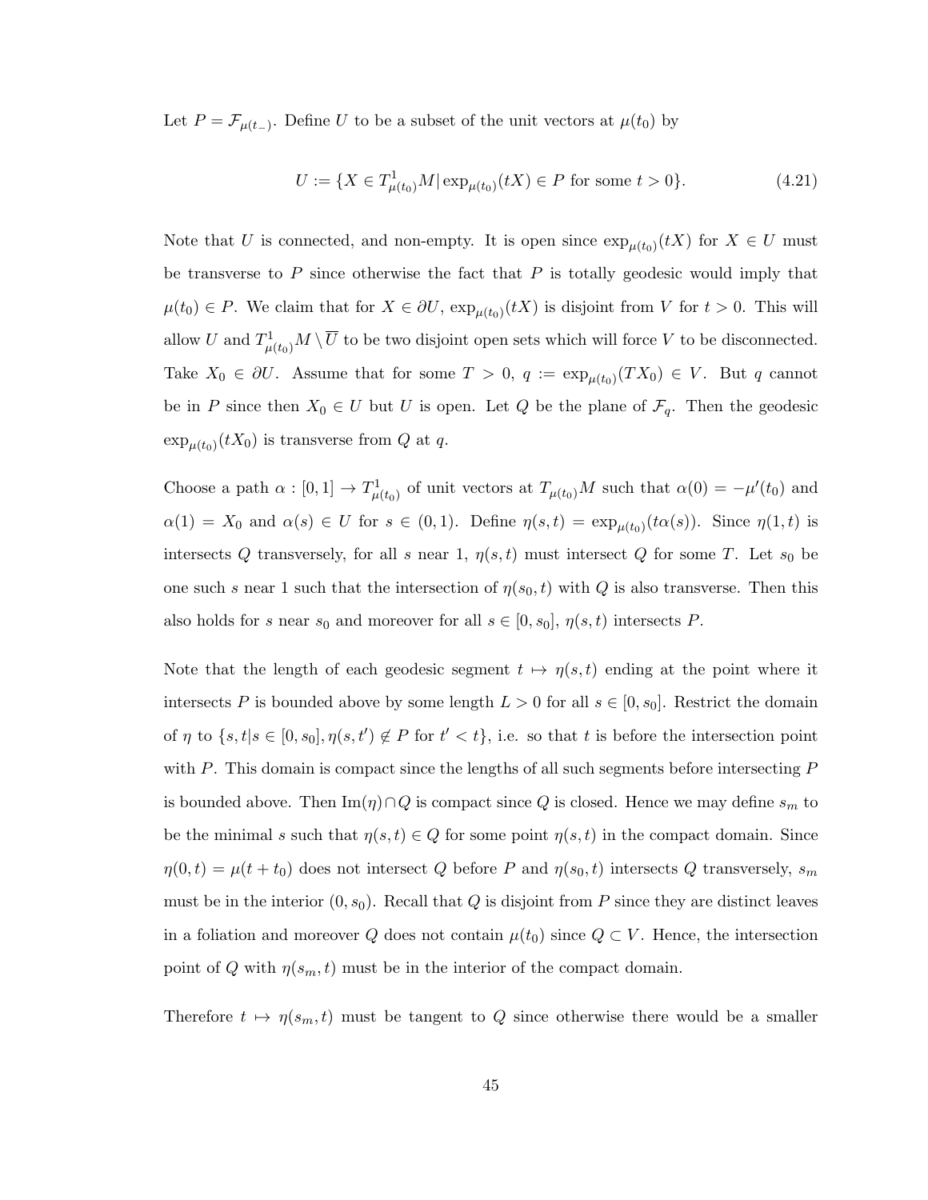Let $P = \mathcal{F}_{\mu(t_-)}$. Define $U$ to be a subset of the unit vectors at $\mu(t_0)$ by

$$U := \{X \in T^1_{\mu(t_0)}M | \exp_{\mu(t_0)}(tX) \in P \text{ for some } t > 0\}. \tag{4.21}$$

Note that $U$ is connected, and non-empty. It is open since $\exp_{\mu(t_0)}(tX)$ for $X \in U$ must be transverse to $P$ since otherwise the fact that $P$ is totally geodesic would imply that $\mu(t_0) \in P$. We claim that for $X \in \partial U$, $\exp_{\mu(t_0)}(tX)$ is disjoint from $V$ for $t > 0$. This will allow $U$ and $T^1_{\mu(t_0)}M \setminus \overline{U}$ to be two disjoint open sets which will force $V$ to be disconnected. Take $X_0 \in \partial U$. Assume that for some $T > 0$, $q := \exp_{\mu(t_0)}(TX_0) \in V$. But $q$ cannot be in $P$ since then $X_0 \in U$ but $U$ is open. Let $Q$ be the plane of $\mathcal{F}_q$. Then the geodesic $\exp_{\mu(t_0)}(tX_0)$ is transverse from $Q$ at $q$.

Choose a path $\alpha : [0, 1] \to T^1_{\mu(t_0)}$ of unit vectors at $T_{\mu(t_0)}M$ such that $\alpha(0) = -\mu'(t_0)$ and $\alpha(1) = X_0$ and $\alpha(s) \in U$ for $s \in (0, 1)$. Define $\eta(s, t) = \exp_{\mu(t_0)}(t\alpha(s))$. Since $\eta(1, t)$ is intersects $Q$ transversely, for all $s$ near 1, $\eta(s, t)$ must intersect $Q$ for some $T$. Let $s_0$ be one such $s$ near 1 such that the intersection of $\eta(s_0, t)$ with $Q$ is also transverse. Then this also holds for $s$ near $s_0$ and moreover for all $s \in [0, s_0]$, $\eta(s, t)$ intersects $P$.

Note that the length of each geodesic segment $t \mapsto \eta(s, t)$ ending at the point where it intersects $P$ is bounded above by some length $L > 0$ for all $s \in [0, s_0]$. Restrict the domain of $\eta$ to $\{s, t | s \in [0, s_0], \eta(s, t') \notin P \text{ for } t' < t\}$, i.e. so that $t$ is before the intersection point with $P$. This domain is compact since the lengths of all such segments before intersecting $P$ is bounded above. Then $\text{Im}(\eta) \cap Q$ is compact since $Q$ is closed. Hence we may define $s_m$ to be the minimal $s$ such that $\eta(s, t) \in Q$ for some point $\eta(s, t)$ in the compact domain. Since $\eta(0, t) = \mu(t + t_0)$ does not intersect $Q$ before $P$ and $\eta(s_0, t)$ intersects $Q$ transversely, $s_m$ must be in the interior $(0, s_0)$. Recall that $Q$ is disjoint from $P$ since they are distinct leaves in a foliation and moreover $Q$ does not contain $\mu(t_0)$ since $Q \subset V$. Hence, the intersection point of $Q$ with $\eta(s_m, t)$ must be in the interior of the compact domain.

Therefore $t \mapsto \eta(s_m, t)$ must be tangent to $Q$ since otherwise there would be a smaller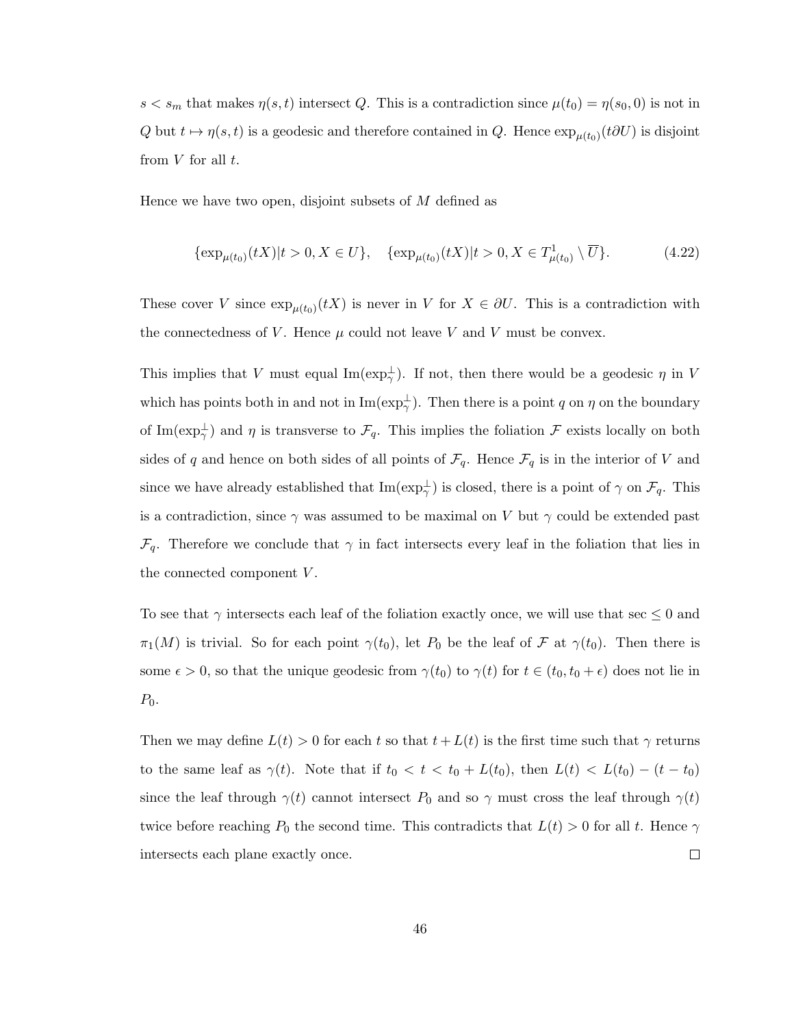$s < s_m$ that makes $\eta(s,t)$ intersect $Q$. This is a contradiction since $\mu(t_0) = \eta(s_0, 0)$ is not in $Q$ but $t \mapsto \eta(s,t)$ is a geodesic and therefore contained in $Q$. Hence $\exp_{\mu(t_0)}(t\partial U)$ is disjoint from $V$ for all $t$.

Hence we have two open, disjoint subsets of $M$ defined as

$$\{\exp_{\mu(t_0)}(tX) | t > 0, X \in U\}, \quad \{\exp_{\mu(t_0)}(tX) | t > 0, X \in T^1_{\mu(t_0)} \setminus \overline{U}\}. \tag{4.22}$$

These cover $V$ since $\exp_{\mu(t_0)}(tX)$ is never in $V$ for $X \in \partial U$. This is a contradiction with the connectedness of $V$. Hence $\mu$ could not leave $V$ and $V$ must be convex.

This implies that $V$ must equal $\mathrm{Im}(\exp^{\perp}_{\gamma})$. If not, then there would be a geodesic $\eta$ in $V$ which has points both in and not in $\mathrm{Im}(\exp^{\perp}_{\gamma})$. Then there is a point $q$ on $\eta$ on the boundary of $\mathrm{Im}(\exp^{\perp}_{\gamma})$ and $\eta$ is transverse to $\mathcal{F}_q$. This implies the foliation $\mathcal{F}$ exists locally on both sides of $q$ and hence on both sides of all points of $\mathcal{F}_q$. Hence $\mathcal{F}_q$ is in the interior of $V$ and since we have already established that $\mathrm{Im}(\exp^{\perp}_{\gamma})$ is closed, there is a point of $\gamma$ on $\mathcal{F}_q$. This is a contradiction, since $\gamma$ was assumed to be maximal on $V$ but $\gamma$ could be extended past $\mathcal{F}_q$. Therefore we conclude that $\gamma$ in fact intersects every leaf in the foliation that lies in the connected component $V$.

To see that $\gamma$ intersects each leaf of the foliation exactly once, we will use that $\sec \leq 0$ and $\pi_1(M)$ is trivial. So for each point $\gamma(t_0)$, let $P_0$ be the leaf of $\mathcal{F}$ at $\gamma(t_0)$. Then there is some $\epsilon > 0$, so that the unique geodesic from $\gamma(t_0)$ to $\gamma(t)$ for $t \in (t_0, t_0 + \epsilon)$ does not lie in $P_0$.

Then we may define $L(t) > 0$ for each $t$ so that $t + L(t)$ is the first time such that $\gamma$ returns to the same leaf as $\gamma(t)$. Note that if $t_0 < t < t_0 + L(t_0)$, then $L(t) < L(t_0) - (t - t_0)$ since the leaf through $\gamma(t)$ cannot intersect $P_0$ and so $\gamma$ must cross the leaf through $\gamma(t)$ twice before reaching $P_0$ the second time. This contradicts that $L(t) > 0$ for all $t$. Hence $\gamma$ intersects each plane exactly once. $\square$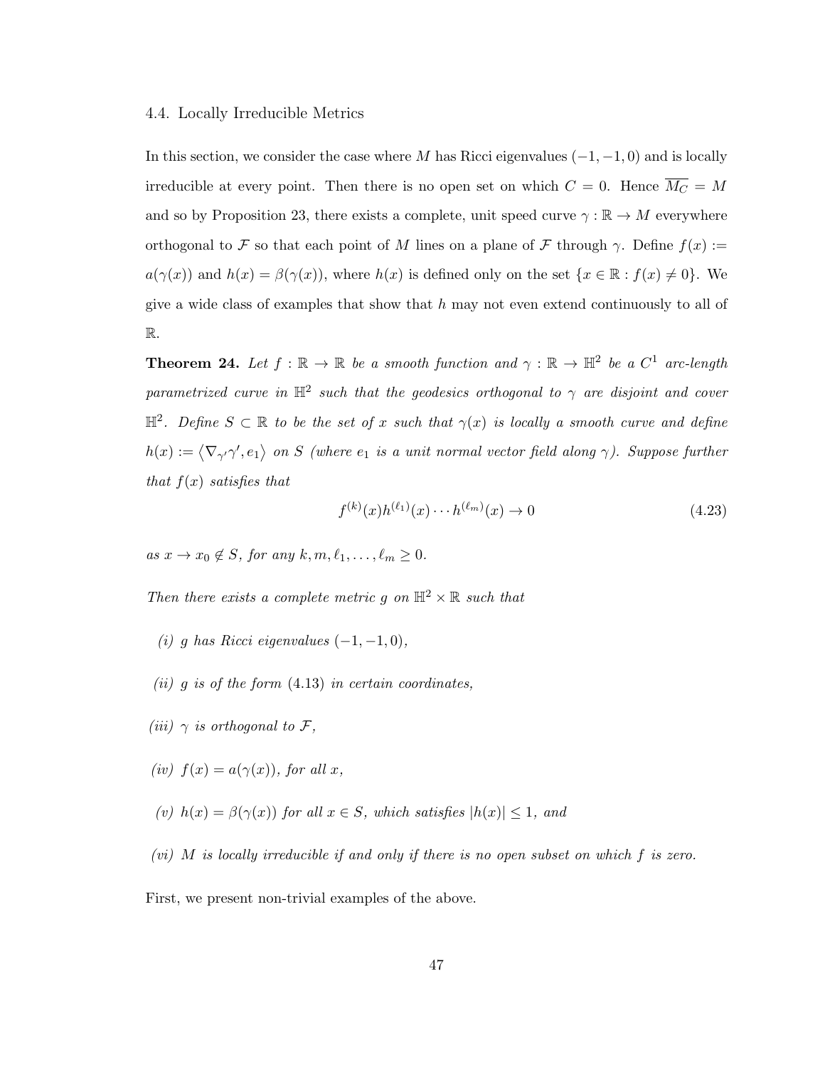### 4.4. Locally Irreducible Metrics

In this section, we consider the case where $M$ has Ricci eigenvalues $(-1,-1,0)$ and is locally irreducible at every point. Then there is no open set on which $C = 0$. Hence $\overline{M_C} = M$ and so by Proposition 23, there exists a complete, unit speed curve $\gamma : \mathbb{R} \to M$ everywhere orthogonal to $\mathcal{F}$ so that each point of $M$ lines on a plane of $\mathcal{F}$ through $\gamma$. Define $f(x) := a(\gamma(x))$ and $h(x) = \beta(\gamma(x))$, where $h(x)$ is defined only on the set $\{x \in \mathbb{R} : f(x) \neq 0\}$. We give a wide class of examples that show that $h$ may not even extend continuously to all of $\mathbb{R}$.

**Theorem 24.** *Let $f : \mathbb{R} \to \mathbb{R}$ be a smooth function and $\gamma : \mathbb{R} \to \mathbb{H}^2$ be a $C^1$ arc-length parametrized curve in $\mathbb{H}^2$ such that the geodesics orthogonal to $\gamma$ are disjoint and cover $\mathbb{H}^2$. Define $S \subset \mathbb{R}$ to be the set of $x$ such that $\gamma(x)$ is locally a smooth curve and define $h(x) := \langle \nabla_{\gamma'}\gamma', e_1 \rangle$ on $S$ (where $e_1$ is a unit normal vector field along $\gamma$). Suppose further that $f(x)$ satisfies that*

$$f^{(k)}(x)h^{(\ell_1)}(x)\cdots h^{(\ell_m)}(x) \to 0 \tag{4.23}$$

*as $x \to x_0 \notin S$, for any $k, m, \ell_1, \ldots, \ell_m \geq 0$.*

*Then there exists a complete metric $g$ on $\mathbb{H}^2 \times \mathbb{R}$ such that*

*(i) $g$ has Ricci eigenvalues $(-1,-1,0)$,*

*(ii) $g$ is of the form (4.13) in certain coordinates,*

*(iii) $\gamma$ is orthogonal to $\mathcal{F}$,*

*(iv) $f(x) = a(\gamma(x))$, for all $x$,*

*(v) $h(x) = \beta(\gamma(x))$ for all $x \in S$, which satisfies $|h(x)| \leq 1$, and*

*(vi) $M$ is locally irreducible if and only if there is no open subset on which $f$ is zero.*

First, we present non-trivial examples of the above.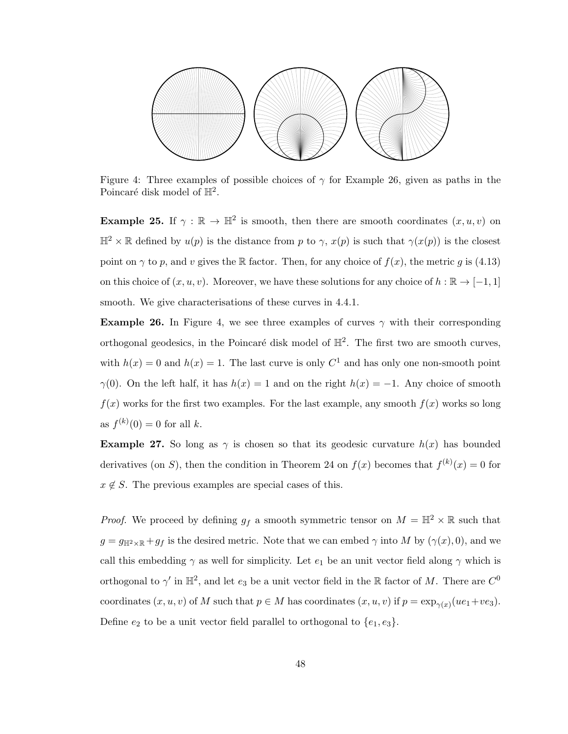Figure 4: Three examples of possible choices of $\gamma$ for Example 26, given as paths in the Poincaré disk model of $\mathbb{H}^2$.

**Example 25.** If $\gamma : \mathbb{R} \to \mathbb{H}^2$ is smooth, then there are smooth coordinates $(x, u, v)$ on $\mathbb{H}^2 \times \mathbb{R}$ defined by $u(p)$ is the distance from $p$ to $\gamma$, $x(p)$ is such that $\gamma(x(p))$ is the closest point on $\gamma$ to $p$, and $v$ gives the $\mathbb{R}$ factor. Then, for any choice of $f(x)$, the metric $g$ is (4.13) on this choice of $(x, u, v)$. Moreover, we have these solutions for any choice of $h : \mathbb{R} \to [-1, 1]$ smooth. We give characterisations of these curves in 4.4.1.

**Example 26.** In Figure 4, we see three examples of curves $\gamma$ with their corresponding orthogonal geodesics, in the Poincaré disk model of $\mathbb{H}^2$. The first two are smooth curves, with $h(x) = 0$ and $h(x) = 1$. The last curve is only $C^1$ and has only one non-smooth point $\gamma(0)$. On the left half, it has $h(x) = 1$ and on the right $h(x) = -1$. Any choice of smooth $f(x)$ works for the first two examples. For the last example, any smooth $f(x)$ works so long as $f^{(k)}(0) = 0$ for all $k$.

**Example 27.** So long as $\gamma$ is chosen so that its geodesic curvature $h(x)$ has bounded derivatives (on $S$), then the condition in Theorem 24 on $f(x)$ becomes that $f^{(k)}(x) = 0$ for $x \notin S$. The previous examples are special cases of this.

*Proof.* We proceed by defining $g_f$ a smooth symmetric tensor on $M = \mathbb{H}^2 \times \mathbb{R}$ such that $g = g_{\mathbb{H}^2 \times \mathbb{R}} + g_f$ is the desired metric. Note that we can embed $\gamma$ into $M$ by $(\gamma(x), 0)$, and we call this embedding $\gamma$ as well for simplicity. Let $e_1$ be an unit vector field along $\gamma$ which is orthogonal to $\gamma'$ in $\mathbb{H}^2$, and let $e_3$ be a unit vector field in the $\mathbb{R}$ factor of $M$. There are $C^0$ coordinates $(x, u, v)$ of $M$ such that $p \in M$ has coordinates $(x, u, v)$ if $p = \exp_{\gamma(x)}(ue_1 + ve_3)$. Define $e_2$ to be a unit vector field parallel to orthogonal to $\{e_1, e_3\}$.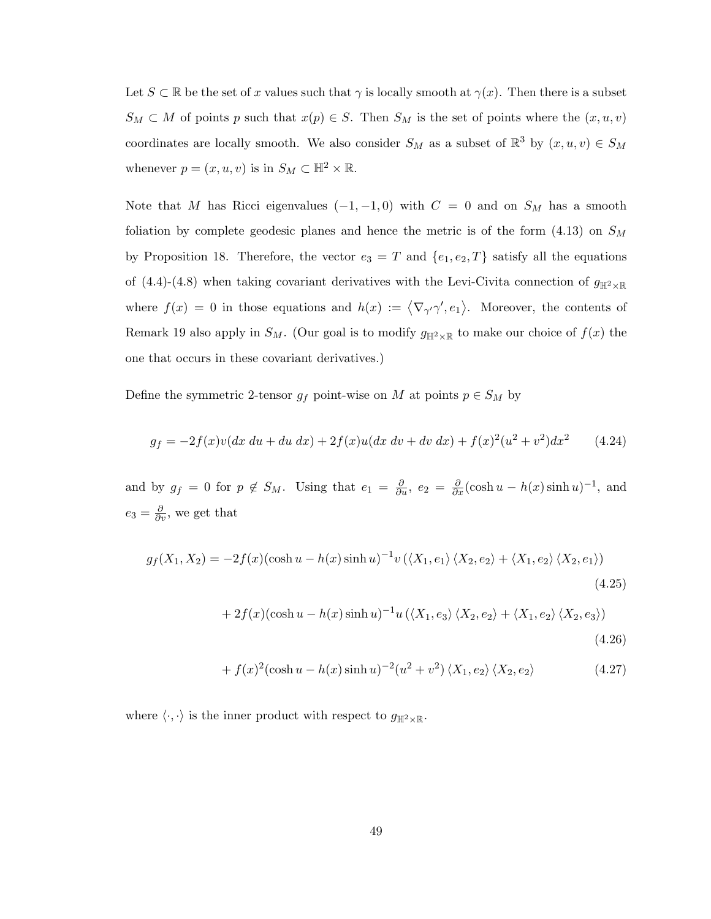Let $S \subset \mathbb{R}$ be the set of $x$ values such that $\gamma$ is locally smooth at $\gamma(x)$. Then there is a subset $S_M \subset M$ of points $p$ such that $x(p) \in S$. Then $S_M$ is the set of points where the $(x, u, v)$ coordinates are locally smooth. We also consider $S_M$ as a subset of $\mathbb{R}^3$ by $(x, u, v) \in S_M$ whenever $p = (x, u, v)$ is in $S_M \subset \mathbb{H}^2 \times \mathbb{R}$.

Note that $M$ has Ricci eigenvalues $(-1, -1, 0)$ with $C = 0$ and on $S_M$ has a smooth foliation by complete geodesic planes and hence the metric is of the form (4.13) on $S_M$ by Proposition 18. Therefore, the vector $e_3 = T$ and $\{e_1, e_2, T\}$ satisfy all the equations of (4.4)-(4.8) when taking covariant derivatives with the Levi-Civita connection of $g_{\mathbb{H}^2 \times \mathbb{R}}$ where $f(x) = 0$ in those equations and $h(x) := \langle \nabla_{\gamma'}\gamma', e_1 \rangle$. Moreover, the contents of Remark 19 also apply in $S_M$. (Our goal is to modify $g_{\mathbb{H}^2 \times \mathbb{R}}$ to make our choice of $f(x)$ the one that occurs in these covariant derivatives.)

Define the symmetric 2-tensor $g_f$ point-wise on $M$ at points $p \in S_M$ by

$$g_f = -2f(x)v(dx\ du + du\ dx) + 2f(x)u(dx\ dv + dv\ dx) + f(x)^2(u^2 + v^2)dx^2 \qquad (4.24)$$

and by $g_f = 0$ for $p \notin S_M$. Using that $e_1 = \frac{\partial}{\partial u}$, $e_2 = \frac{\partial}{\partial x}(\cosh u - h(x)\sinh u)^{-1}$, and $e_3 = \frac{\partial}{\partial v}$, we get that

$$g_f(X_1, X_2) = -2f(x)(\cosh u - h(x)\sinh u)^{-1} v \left( \langle X_1, e_1 \rangle \langle X_2, e_2 \rangle + \langle X_1, e_2 \rangle \langle X_2, e_1 \rangle \right) \qquad (4.25)$$

$$+ 2f(x)(\cosh u - h(x)\sinh u)^{-1} u \left( \langle X_1, e_3 \rangle \langle X_2, e_2 \rangle + \langle X_1, e_2 \rangle \langle X_2, e_3 \rangle \right) \qquad (4.26)$$

$$+ f(x)^2(\cosh u - h(x)\sinh u)^{-2}(u^2 + v^2) \langle X_1, e_2 \rangle \langle X_2, e_2 \rangle \qquad (4.27)$$

where $\langle \cdot, \cdot \rangle$ is the inner product with respect to $g_{\mathbb{H}^2 \times \mathbb{R}}$.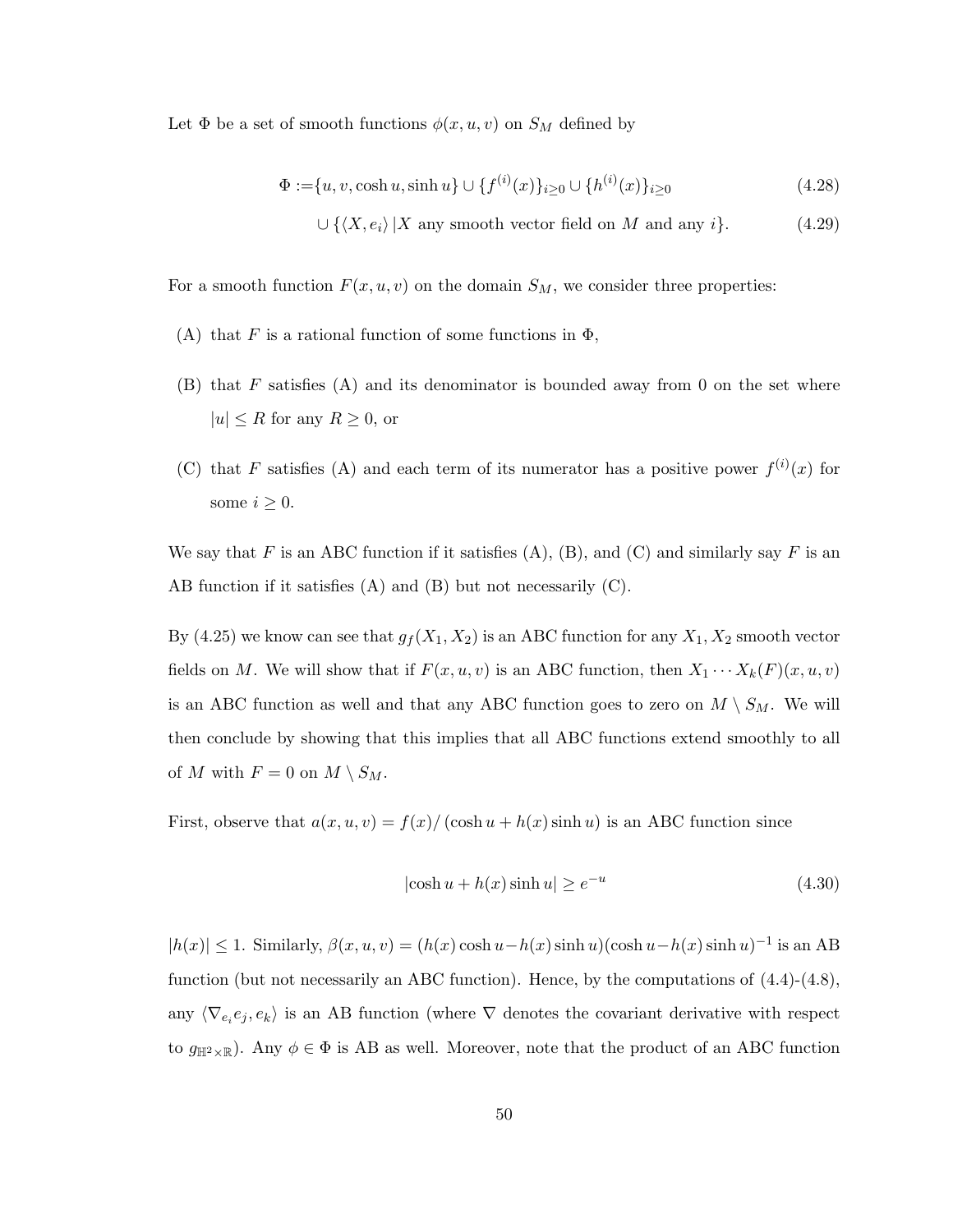Let $\Phi$ be a set of smooth functions $\phi(x, u, v)$ on $S_M$ defined by

$$\Phi := \{u, v, \cosh u, \sinh u\} \cup \{f^{(i)}(x)\}_{i \geq 0} \cup \{h^{(i)}(x)\}_{i \geq 0} \tag{4.28}$$

$$\cup \{\langle X, e_i \rangle \,|X \text{ any smooth vector field on } M \text{ and any } i\}. \tag{4.29}$$

For a smooth function $F(x, u, v)$ on the domain $S_M$, we consider three properties:

(A) that $F$ is a rational function of some functions in $\Phi$,

(B) that $F$ satisfies (A) and its denominator is bounded away from 0 on the set where $|u| \leq R$ for any $R \geq 0$, or

(C) that $F$ satisfies (A) and each term of its numerator has a positive power $f^{(i)}(x)$ for some $i \geq 0$.

We say that $F$ is an ABC function if it satisfies (A), (B), and (C) and similarly say $F$ is an AB function if it satisfies (A) and (B) but not necessarily (C).

By (4.25) we know can see that $g_f(X_1, X_2)$ is an ABC function for any $X_1, X_2$ smooth vector fields on $M$. We will show that if $F(x, u, v)$ is an ABC function, then $X_1 \cdots X_k(F)(x, u, v)$ is an ABC function as well and that any ABC function goes to zero on $M \setminus S_M$. We will then conclude by showing that this implies that all ABC functions extend smoothly to all of $M$ with $F = 0$ on $M \setminus S_M$.

First, observe that $a(x, u, v) = f(x)/ (\cosh u + h(x) \sinh u)$ is an ABC function since

$$|\cosh u + h(x) \sinh u| \geq e^{-u} \tag{4.30}$$

$|h(x)| \leq 1$. Similarly, $\beta(x, u, v) = (h(x) \cosh u - h(x) \sinh u)(\cosh u - h(x) \sinh u)^{-1}$ is an AB function (but not necessarily an ABC function). Hence, by the computations of (4.4)-(4.8), any $\langle \nabla_{e_i} e_j, e_k \rangle$ is an AB function (where $\nabla$ denotes the covariant derivative with respect to $g_{\mathbb{H}^2 \times \mathbb{R}}$). Any $\phi \in \Phi$ is AB as well. Moreover, note that the product of an ABC function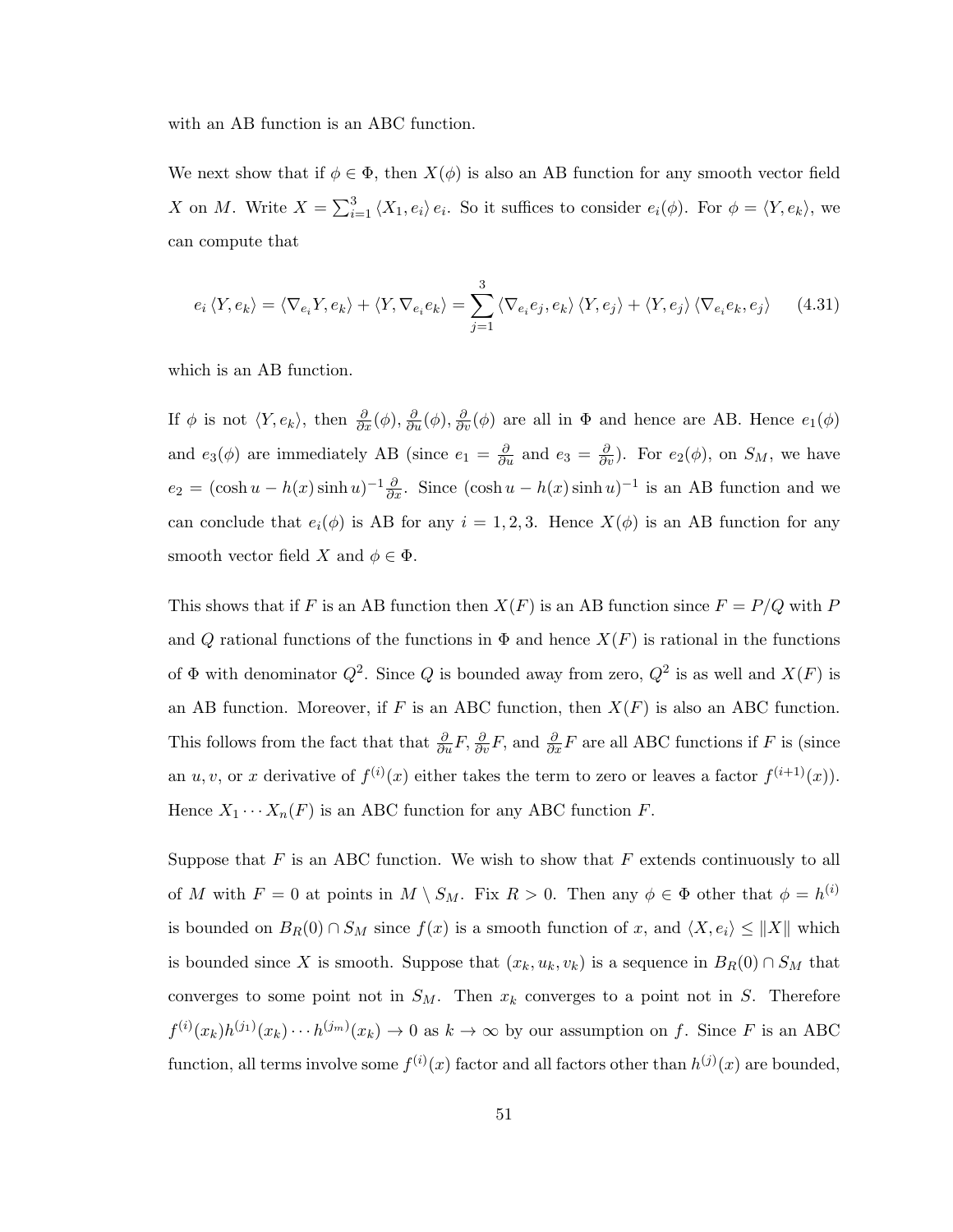with an AB function is an ABC function.

We next show that if $\phi \in \Phi$, then $X(\phi)$ is also an AB function for any smooth vector field $X$ on $M$. Write $X = \sum_{i=1}^{3} \langle X_1, e_i \rangle e_i$. So it suffices to consider $e_i(\phi)$. For $\phi = \langle Y, e_k \rangle$, we can compute that

$$e_i \langle Y, e_k \rangle = \langle \nabla_{e_i} Y, e_k \rangle + \langle Y, \nabla_{e_i} e_k \rangle = \sum_{j=1}^{3} \langle \nabla_{e_i} e_j, e_k \rangle \langle Y, e_j \rangle + \langle Y, e_j \rangle \langle \nabla_{e_i} e_k, e_j \rangle \qquad (4.31)$$

which is an AB function.

If $\phi$ is not $\langle Y, e_k \rangle$, then $\frac{\partial}{\partial x}(\phi), \frac{\partial}{\partial u}(\phi), \frac{\partial}{\partial v}(\phi)$ are all in $\Phi$ and hence are AB. Hence $e_1(\phi)$ and $e_3(\phi)$ are immediately AB (since $e_1 = \frac{\partial}{\partial u}$ and $e_3 = \frac{\partial}{\partial v}$). For $e_2(\phi)$, on $S_M$, we have $e_2 = (\cosh u - h(x) \sinh u)^{-1} \frac{\partial}{\partial x}$. Since $(\cosh u - h(x) \sinh u)^{-1}$ is an AB function and we can conclude that $e_i(\phi)$ is AB for any $i = 1, 2, 3$. Hence $X(\phi)$ is an AB function for any smooth vector field $X$ and $\phi \in \Phi$.

This shows that if $F$ is an AB function then $X(F)$ is an AB function since $F = P/Q$ with $P$ and $Q$ rational functions of the functions in $\Phi$ and hence $X(F)$ is rational in the functions of $\Phi$ with denominator $Q^2$. Since $Q$ is bounded away from zero, $Q^2$ is as well and $X(F)$ is an AB function. Moreover, if $F$ is an ABC function, then $X(F)$ is also an ABC function. This follows from the fact that that $\frac{\partial}{\partial u} F, \frac{\partial}{\partial v} F$, and $\frac{\partial}{\partial x} F$ are all ABC functions if $F$ is (since an $u, v$, or $x$ derivative of $f^{(i)}(x)$ either takes the term to zero or leaves a factor $f^{(i+1)}(x)$). Hence $X_1 \cdots X_n(F)$ is an ABC function for any ABC function $F$.

Suppose that $F$ is an ABC function. We wish to show that $F$ extends continuously to all of $M$ with $F = 0$ at points in $M \setminus S_M$. Fix $R > 0$. Then any $\phi \in \Phi$ other that $\phi = h^{(i)}$ is bounded on $B_R(0) \cap S_M$ since $f(x)$ is a smooth function of $x$, and $\langle X, e_i \rangle \leq \|X\|$ which is bounded since $X$ is smooth. Suppose that $(x_k, u_k, v_k)$ is a sequence in $B_R(0) \cap S_M$ that converges to some point not in $S_M$. Then $x_k$ converges to a point not in $S$. Therefore $f^{(i)}(x_k) h^{(j_1)}(x_k) \cdots h^{(j_m)}(x_k) \to 0$ as $k \to \infty$ by our assumption on $f$. Since $F$ is an ABC function, all terms involve some $f^{(i)}(x)$ factor and all factors other than $h^{(j)}(x)$ are bounded,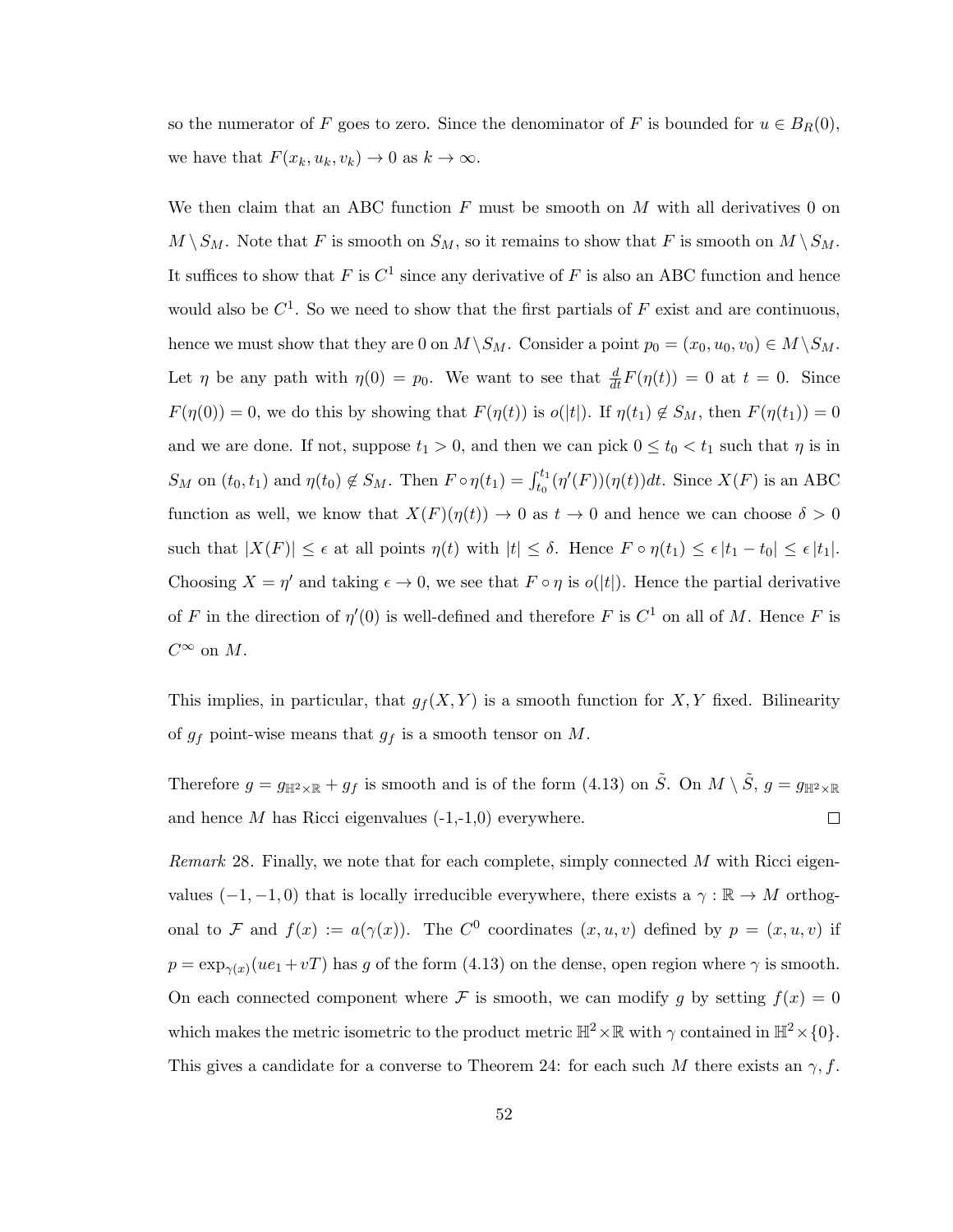so the numerator of $F$ goes to zero. Since the denominator of $F$ is bounded for $u \in B_R(0)$, we have that $F(x_k, u_k, v_k) \to 0$ as $k \to \infty$.

We then claim that an ABC function $F$ must be smooth on $M$ with all derivatives 0 on $M \setminus S_M$. Note that $F$ is smooth on $S_M$, so it remains to show that $F$ is smooth on $M \setminus S_M$. It suffices to show that $F$ is $C^1$ since any derivative of $F$ is also an ABC function and hence would also be $C^1$. So we need to show that the first partials of $F$ exist and are continuous, hence we must show that they are 0 on $M \setminus S_M$. Consider a point $p_0 = (x_0, u_0, v_0) \in M \setminus S_M$. Let $\eta$ be any path with $\eta(0) = p_0$. We want to see that $\frac{d}{dt} F(\eta(t)) = 0$ at $t = 0$. Since $F(\eta(0)) = 0$, we do this by showing that $F(\eta(t))$ is $o(|t|)$. If $\eta(t_1) \notin S_M$, then $F(\eta(t_1)) = 0$ and we are done. If not, suppose $t_1 > 0$, and then we can pick $0 \leq t_0 < t_1$ such that $\eta$ is in $S_M$ on $(t_0, t_1)$ and $\eta(t_0) \notin S_M$. Then $F \circ \eta(t_1) = \int_{t_0}^{t_1} (\eta'(F))(\eta(t))dt$. Since $X(F)$ is an ABC function as well, we know that $X(F)(\eta(t)) \to 0$ as $t \to 0$ and hence we can choose $\delta > 0$ such that $|X(F)| \leq \epsilon$ at all points $\eta(t)$ with $|t| \leq \delta$. Hence $F \circ \eta(t_1) \leq \epsilon |t_1 - t_0| \leq \epsilon |t_1|$. Choosing $X = \eta'$ and taking $\epsilon \to 0$, we see that $F \circ \eta$ is $o(|t|)$. Hence the partial derivative of $F$ in the direction of $\eta'(0)$ is well-defined and therefore $F$ is $C^1$ on all of $M$. Hence $F$ is $C^\infty$ on $M$.

This implies, in particular, that $g_f(X, Y)$ is a smooth function for $X, Y$ fixed. Bilinearity of $g_f$ point-wise means that $g_f$ is a smooth tensor on $M$.

Therefore $g = g_{\mathbb{H}^2 \times \mathbb{R}} + g_f$ is smooth and is of the form (4.13) on $\tilde{S}$. On $M \setminus \tilde{S}$, $g = g_{\mathbb{H}^2 \times \mathbb{R}}$ and hence $M$ has Ricci eigenvalues (-1,-1,0) everywhere. □

*Remark* 28. Finally, we note that for each complete, simply connected $M$ with Ricci eigenvalues $(-1, -1, 0)$ that is locally irreducible everywhere, there exists a $\gamma : \mathbb{R} \to M$ orthogonal to $\mathcal{F}$ and $f(x) := a(\gamma(x))$. The $C^0$ coordinates $(x, u, v)$ defined by $p = (x, u, v)$ if $p = \exp_{\gamma(x)}(ue_1 + vT)$ has $g$ of the form (4.13) on the dense, open region where $\gamma$ is smooth. On each connected component where $\mathcal{F}$ is smooth, we can modify $g$ by setting $f(x) = 0$ which makes the metric isometric to the product metric $\mathbb{H}^2 \times \mathbb{R}$ with $\gamma$ contained in $\mathbb{H}^2 \times \{0\}$. This gives a candidate for a converse to Theorem 24: for each such $M$ there exists an $\gamma, f$.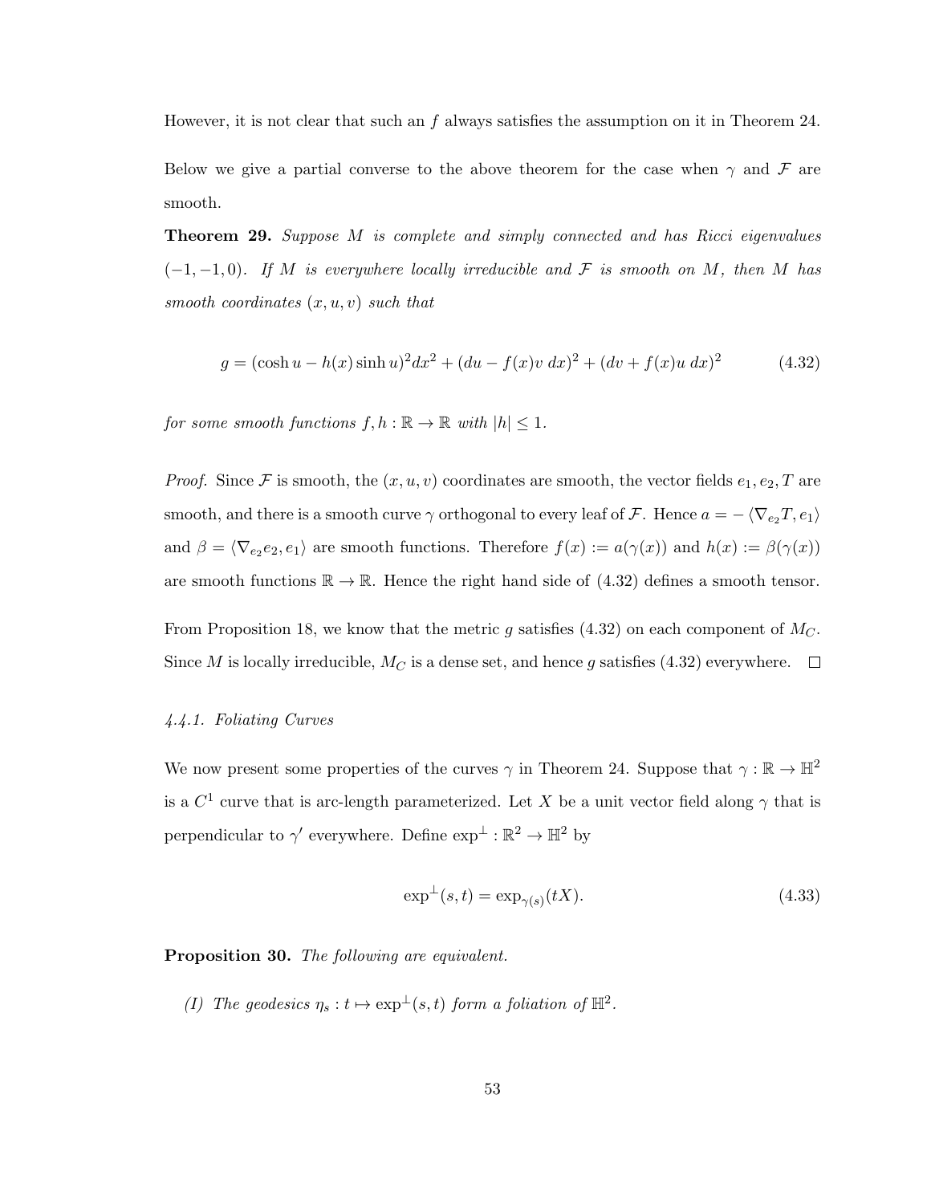However, it is not clear that such an $f$ always satisfies the assumption on it in Theorem 24.

Below we give a partial converse to the above theorem for the case when $\gamma$ and $\mathcal{F}$ are smooth.

**Theorem 29.** *Suppose $M$ is complete and simply connected and has Ricci eigenvalues $(-1,-1,0)$. If $M$ is everywhere locally irreducible and $\mathcal{F}$ is smooth on $M$, then $M$ has smooth coordinates $(x,u,v)$ such that*

$$g = (\cosh u - h(x)\sinh u)^2 dx^2 + (du - f(x)v\,dx)^2 + (dv + f(x)u\,dx)^2 \tag{4.32}$$

*for some smooth functions $f,h:\mathbb{R}\to\mathbb{R}$ with $|h|\leq 1$.*

*Proof.* Since $\mathcal{F}$ is smooth, the $(x,u,v)$ coordinates are smooth, the vector fields $e_1, e_2, T$ are smooth, and there is a smooth curve $\gamma$ orthogonal to every leaf of $\mathcal{F}$. Hence $a = -\langle \nabla_{e_2}T, e_1\rangle$ and $\beta = \langle \nabla_{e_2}e_2, e_1\rangle$ are smooth functions. Therefore $f(x) := a(\gamma(x))$ and $h(x) := \beta(\gamma(x))$ are smooth functions $\mathbb{R}\to\mathbb{R}$. Hence the right hand side of (4.32) defines a smooth tensor.

From Proposition 18, we know that the metric $g$ satisfies (4.32) on each component of $M_C$. Since $M$ is locally irreducible, $M_C$ is a dense set, and hence $g$ satisfies (4.32) everywhere. $\square$

#### 4.4.1. Foliating Curves

We now present some properties of the curves $\gamma$ in Theorem 24. Suppose that $\gamma:\mathbb{R}\to\mathbb{H}^2$ is a $C^1$ curve that is arc-length parameterized. Let $X$ be a unit vector field along $\gamma$ that is perpendicular to $\gamma'$ everywhere. Define $\exp^{\perp}:\mathbb{R}^2\to\mathbb{H}^2$ by

$$\exp^{\perp}(s,t) = \exp_{\gamma(s)}(tX). \tag{4.33}$$

**Proposition 30.** *The following are equivalent.*

*(I) The geodesics $\eta_s : t\mapsto \exp^{\perp}(s,t)$ form a foliation of $\mathbb{H}^2$.*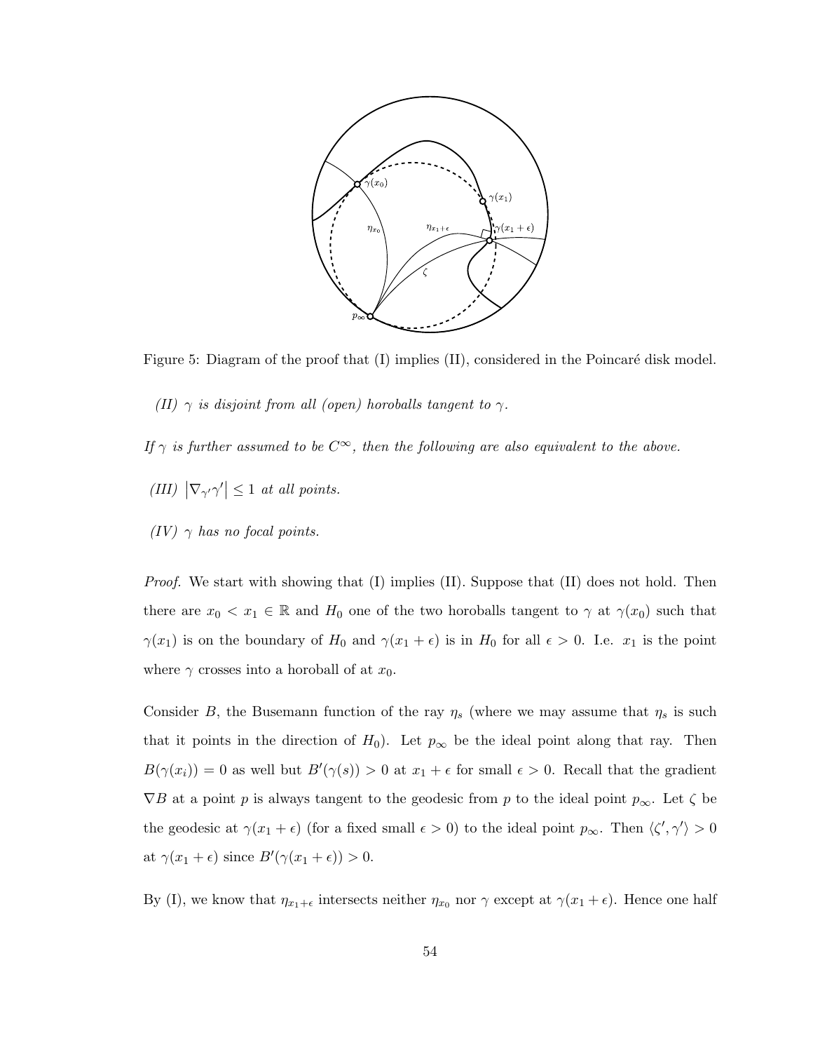Figure 5: Diagram of the proof that (I) implies (II), considered in the Poincaré disk model.

*(II) $\gamma$ is disjoint from all (open) horoballs tangent to $\gamma$.*

*If $\gamma$ is further assumed to be $C^\infty$, then the following are also equivalent to the above.*

*(III) $\left|\nabla_{\gamma'}\gamma'\right| \leq 1$ at all points.*

*(IV) $\gamma$ has no focal points.*

*Proof.* We start with showing that (I) implies (II). Suppose that (II) does not hold. Then there are $x_0 < x_1 \in \mathbb{R}$ and $H_0$ one of the two horoballs tangent to $\gamma$ at $\gamma(x_0)$ such that $\gamma(x_1)$ is on the boundary of $H_0$ and $\gamma(x_1 + \epsilon)$ is in $H_0$ for all $\epsilon > 0$. I.e. $x_1$ is the point where $\gamma$ crosses into a horoball of at $x_0$.

Consider $B$, the Busemann function of the ray $\eta_s$ (where we may assume that $\eta_s$ is such that it points in the direction of $H_0$). Let $p_\infty$ be the ideal point along that ray. Then $B(\gamma(x_i)) = 0$ as well but $B'(\gamma(s)) > 0$ at $x_1 + \epsilon$ for small $\epsilon > 0$. Recall that the gradient $\nabla B$ at a point $p$ is always tangent to the geodesic from $p$ to the ideal point $p_\infty$. Let $\zeta$ be the geodesic at $\gamma(x_1 + \epsilon)$ (for a fixed small $\epsilon > 0$) to the ideal point $p_\infty$. Then $\langle \zeta', \gamma' \rangle > 0$ at $\gamma(x_1 + \epsilon)$ since $B'(\gamma(x_1 + \epsilon)) > 0$.

By (I), we know that $\eta_{x_1+\epsilon}$ intersects neither $\eta_{x_0}$ nor $\gamma$ except at $\gamma(x_1 + \epsilon)$. Hence one half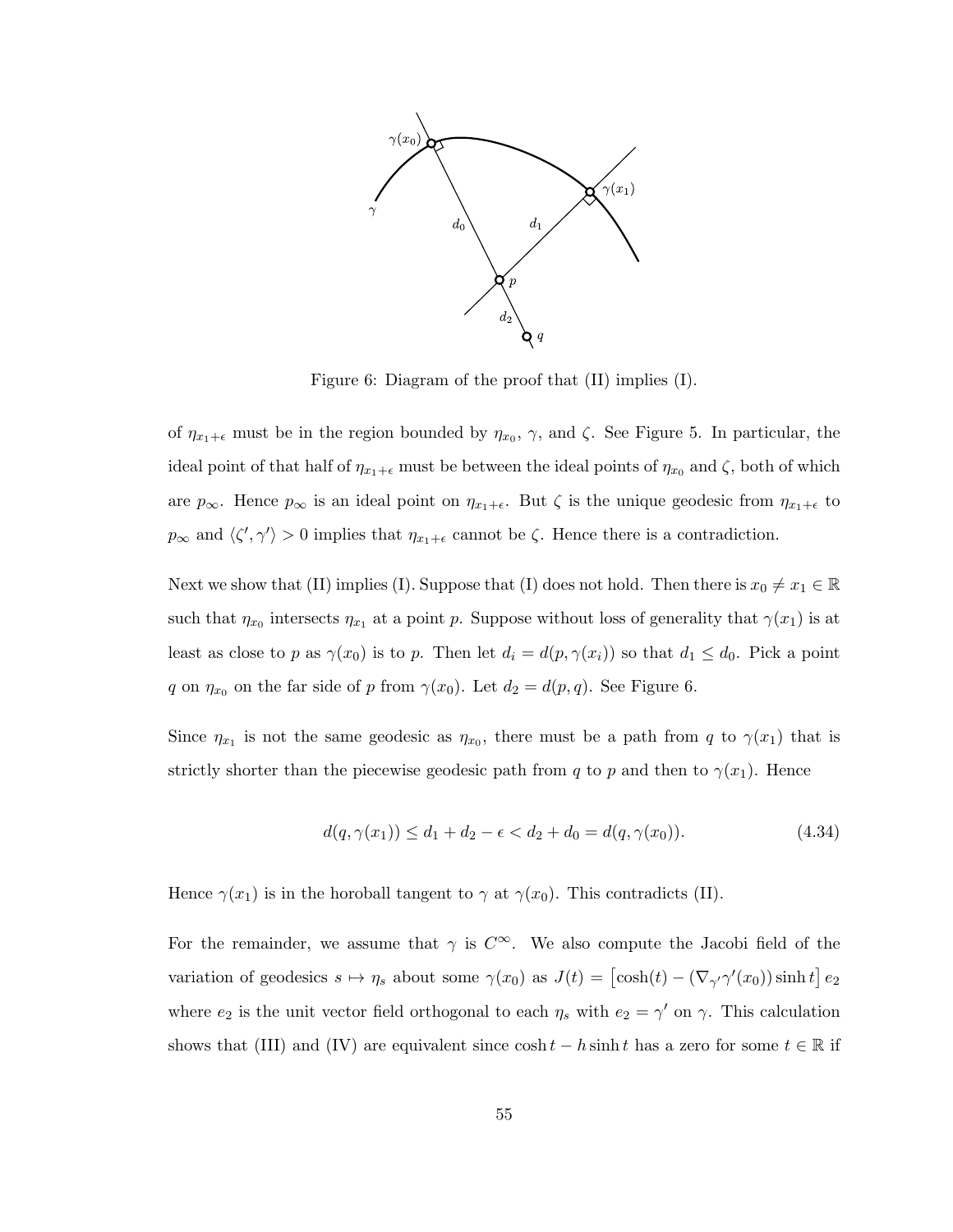Figure 6: Diagram of the proof that (II) implies (I).

of $\eta_{x_1+\epsilon}$ must be in the region bounded by $\eta_{x_0}$, $\gamma$, and $\zeta$. See Figure 5. In particular, the ideal point of that half of $\eta_{x_1+\epsilon}$ must be between the ideal points of $\eta_{x_0}$ and $\zeta$, both of which are $p_\infty$. Hence $p_\infty$ is an ideal point on $\eta_{x_1+\epsilon}$. But $\zeta$ is the unique geodesic from $\eta_{x_1+\epsilon}$ to $p_\infty$ and $\langle \zeta', \gamma' \rangle > 0$ implies that $\eta_{x_1+\epsilon}$ cannot be $\zeta$. Hence there is a contradiction.

Next we show that (II) implies (I). Suppose that (I) does not hold. Then there is $x_0 \neq x_1 \in \mathbb{R}$ such that $\eta_{x_0}$ intersects $\eta_{x_1}$ at a point $p$. Suppose without loss of generality that $\gamma(x_1)$ is at least as close to $p$ as $\gamma(x_0)$ is to $p$. Then let $d_i = d(p, \gamma(x_i))$ so that $d_1 \leq d_0$. Pick a point $q$ on $\eta_{x_0}$ on the far side of $p$ from $\gamma(x_0)$. Let $d_2 = d(p, q)$. See Figure 6.

Since $\eta_{x_1}$ is not the same geodesic as $\eta_{x_0}$, there must be a path from $q$ to $\gamma(x_1)$ that is strictly shorter than the piecewise geodesic path from $q$ to $p$ and then to $\gamma(x_1)$. Hence

$$d(q, \gamma(x_1)) \leq d_1 + d_2 - \epsilon < d_2 + d_0 = d(q, \gamma(x_0)). \tag{4.34}$$

Hence $\gamma(x_1)$ is in the horoball tangent to $\gamma$ at $\gamma(x_0)$. This contradicts (II).

For the remainder, we assume that $\gamma$ is $C^\infty$. We also compute the Jacobi field of the variation of geodesics $s \mapsto \eta_s$ about some $\gamma(x_0)$ as $J(t) = \left[\cosh(t) - (\nabla_{\gamma'}\gamma'(x_0))\sinh t\right] e_2$ where $e_2$ is the unit vector field orthogonal to each $\eta_s$ with $e_2 = \gamma'$ on $\gamma$. This calculation shows that (III) and (IV) are equivalent since $\cosh t - h \sinh t$ has a zero for some $t \in \mathbb{R}$ if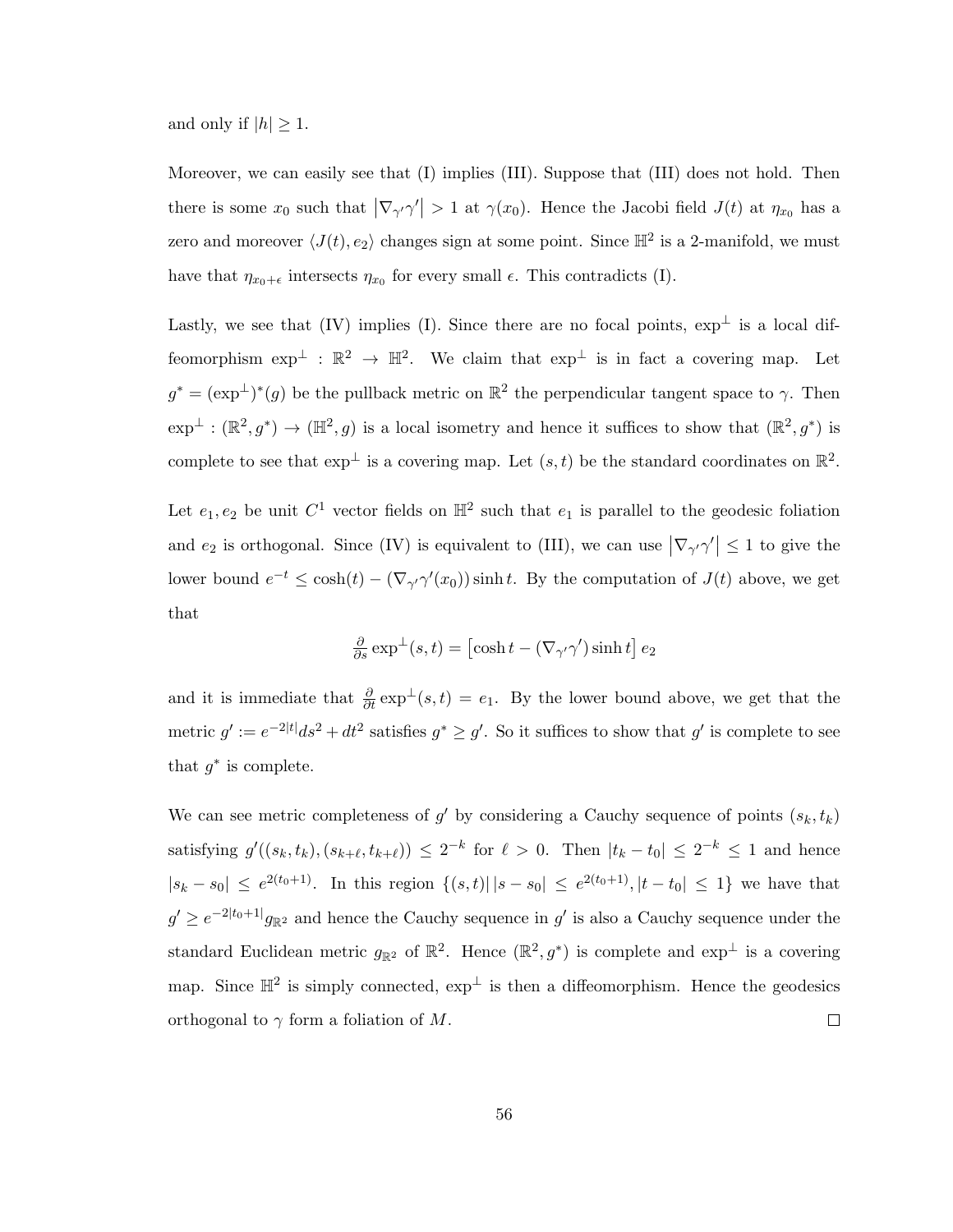and only if $|h| \geq 1$.

Moreover, we can easily see that (I) implies (III). Suppose that (III) does not hold. Then there is some $x_0$ such that $\left|\nabla_{\gamma'}\gamma'\right| > 1$ at $\gamma(x_0)$. Hence the Jacobi field $J(t)$ at $\eta_{x_0}$ has a zero and moreover $\langle J(t), e_2 \rangle$ changes sign at some point. Since $\mathbb{H}^2$ is a 2-manifold, we must have that $\eta_{x_0+\epsilon}$ intersects $\eta_{x_0}$ for every small $\epsilon$. This contradicts (I).

Lastly, we see that (IV) implies (I). Since there are no focal points, $\exp^{\perp}$ is a local diffeomorphism $\exp^{\perp} : \mathbb{R}^2 \to \mathbb{H}^2$. We claim that $\exp^{\perp}$ is in fact a covering map. Let $g^* = (\exp^{\perp})^*(g)$ be the pullback metric on $\mathbb{R}^2$ the perpendicular tangent space to $\gamma$. Then $\exp^{\perp} : (\mathbb{R}^2, g^*) \to (\mathbb{H}^2, g)$ is a local isometry and hence it suffices to show that $(\mathbb{R}^2, g^*)$ is complete to see that $\exp^{\perp}$ is a covering map. Let $(s,t)$ be the standard coordinates on $\mathbb{R}^2$.

Let $e_1, e_2$ be unit $C^1$ vector fields on $\mathbb{H}^2$ such that $e_1$ is parallel to the geodesic foliation and $e_2$ is orthogonal. Since (IV) is equivalent to (III), we can use $\left|\nabla_{\gamma'}\gamma'\right| \leq 1$ to give the lower bound $e^{-t} \leq \cosh(t) - (\nabla_{\gamma'}\gamma'(x_0))\sinh t$. By the computation of $J(t)$ above, we get that

$$\tfrac{\partial}{\partial s}\exp^{\perp}(s,t) = \left[\cosh t - (\nabla_{\gamma'}\gamma')\sinh t\right] e_2$$

and it is immediate that $\frac{\partial}{\partial t}\exp^{\perp}(s,t) = e_1$. By the lower bound above, we get that the metric $g' := e^{-2|t|}ds^2 + dt^2$ satisfies $g^* \geq g'$. So it suffices to show that $g'$ is complete to see that $g^*$ is complete.

We can see metric completeness of $g'$ by considering a Cauchy sequence of points $(s_k, t_k)$ satisfying $g'((s_k,t_k),(s_{k+\ell},t_{k+\ell})) \leq 2^{-k}$ for $\ell > 0$. Then $|t_k - t_0| \leq 2^{-k} \leq 1$ and hence $|s_k - s_0| \leq e^{2(t_0+1)}$. In this region $\{(s,t) | \, |s - s_0| \leq e^{2(t_0+1)}, |t - t_0| \leq 1\}$ we have that $g' \geq e^{-2|t_0+1|}g_{\mathbb{R}^2}$ and hence the Cauchy sequence in $g'$ is also a Cauchy sequence under the standard Euclidean metric $g_{\mathbb{R}^2}$ of $\mathbb{R}^2$. Hence $(\mathbb{R}^2, g^*)$ is complete and $\exp^{\perp}$ is a covering map. Since $\mathbb{H}^2$ is simply connected, $\exp^{\perp}$ is then a diffeomorphism. Hence the geodesics orthogonal to $\gamma$ form a foliation of $M$. $\square$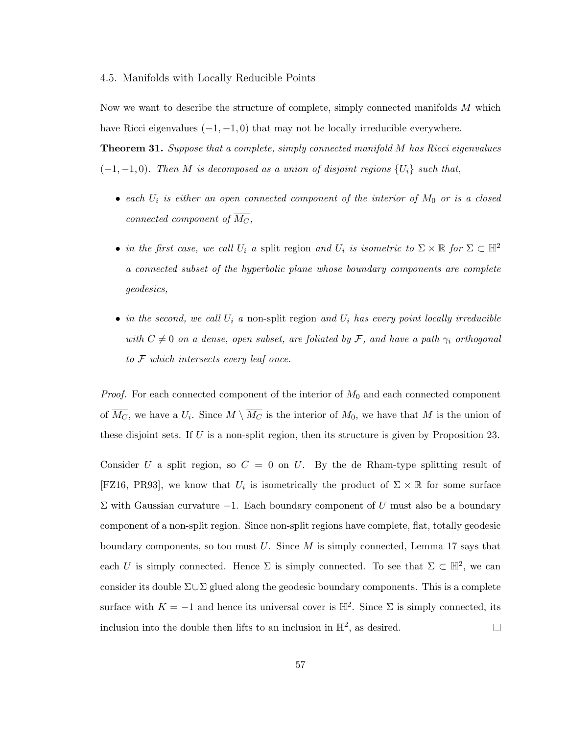### 4.5. Manifolds with Locally Reducible Points

Now we want to describe the structure of complete, simply connected manifolds $M$ which have Ricci eigenvalues $(-1,-1,0)$ that may not be locally irreducible everywhere.

**Theorem 31.** *Suppose that a complete, simply connected manifold $M$ has Ricci eigenvalues $(-1,-1,0)$. Then $M$ is decomposed as a union of disjoint regions $\{U_i\}$ such that,*

- *each $U_i$ is either an open connected component of the interior of $M_0$ or is a closed connected component of $\overline{M_C}$,*
- *in the first case, we call $U_i$ a* split region *and $U_i$ is isometric to $\Sigma \times \mathbb{R}$ for $\Sigma \subset \mathbb{H}^2$ a connected subset of the hyperbolic plane whose boundary components are complete geodesics,*
- *in the second, we call $U_i$ a* non-split region *and $U_i$ has every point locally irreducible with $C \neq 0$ on a dense, open subset, are foliated by $\mathcal{F}$, and have a path $\gamma_i$ orthogonal to $\mathcal{F}$ which intersects every leaf once.*

*Proof.* For each connected component of the interior of $M_0$ and each connected component of $\overline{M_C}$, we have a $U_i$. Since $M \setminus \overline{M_C}$ is the interior of $M_0$, we have that $M$ is the union of these disjoint sets. If $U$ is a non-split region, then its structure is given by Proposition 23.

Consider $U$ a split region, so $C = 0$ on $U$. By the de Rham-type splitting result of [FZ16, PR93], we know that $U_i$ is isometrically the product of $\Sigma \times \mathbb{R}$ for some surface $\Sigma$ with Gaussian curvature $-1$. Each boundary component of $U$ must also be a boundary component of a non-split region. Since non-split regions have complete, flat, totally geodesic boundary components, so too must $U$. Since $M$ is simply connected, Lemma 17 says that each $U$ is simply connected. Hence $\Sigma$ is simply connected. To see that $\Sigma \subset \mathbb{H}^2$, we can consider its double $\Sigma \cup \Sigma$ glued along the geodesic boundary components. This is a complete surface with $K = -1$ and hence its universal cover is $\mathbb{H}^2$. Since $\Sigma$ is simply connected, its inclusion into the double then lifts to an inclusion in $\mathbb{H}^2$, as desired. $\square$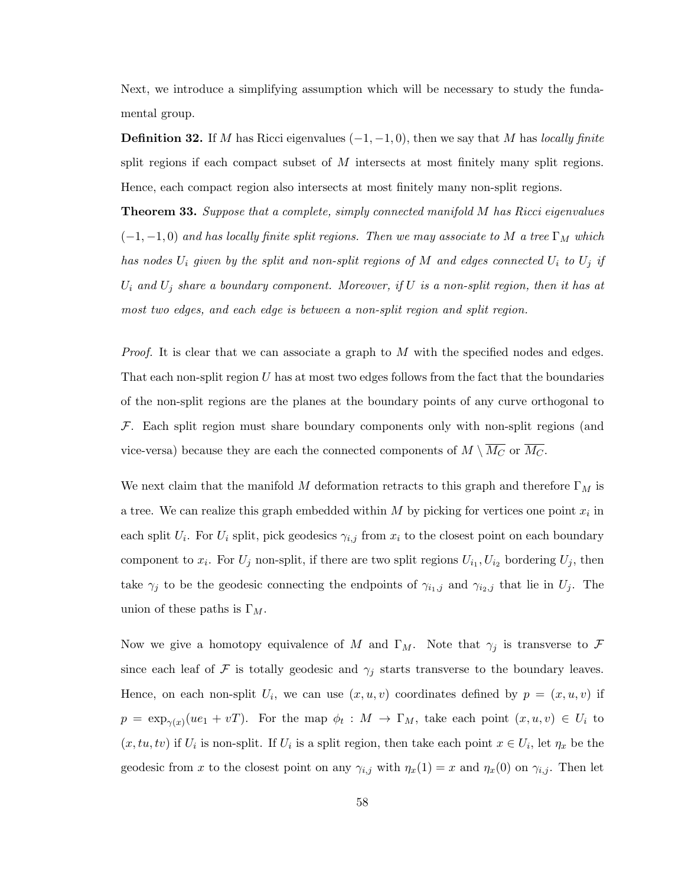Next, we introduce a simplifying assumption which will be necessary to study the fundamental group.

**Definition 32.** If $M$ has Ricci eigenvalues $(-1,-1,0)$, then we say that $M$ has *locally finite* split regions if each compact subset of $M$ intersects at most finitely many split regions. Hence, each compact region also intersects at most finitely many non-split regions.

**Theorem 33.** *Suppose that a complete, simply connected manifold $M$ has Ricci eigenvalues $(-1,-1,0)$ and has locally finite split regions. Then we may associate to $M$ a tree $\Gamma_M$ which has nodes $U_i$ given by the split and non-split regions of $M$ and edges connected $U_i$ to $U_j$ if $U_i$ and $U_j$ share a boundary component. Moreover, if $U$ is a non-split region, then it has at most two edges, and each edge is between a non-split region and split region.*

*Proof.* It is clear that we can associate a graph to $M$ with the specified nodes and edges. That each non-split region $U$ has at most two edges follows from the fact that the boundaries of the non-split regions are the planes at the boundary points of any curve orthogonal to $\mathcal{F}$. Each split region must share boundary components only with non-split regions (and vice-versa) because they are each the connected components of $M \setminus \overline{M_C}$ or $\overline{M_C}$.

We next claim that the manifold $M$ deformation retracts to this graph and therefore $\Gamma_M$ is a tree. We can realize this graph embedded within $M$ by picking for vertices one point $x_i$ in each split $U_i$. For $U_i$ split, pick geodesics $\gamma_{i,j}$ from $x_i$ to the closest point on each boundary component to $x_i$. For $U_j$ non-split, if there are two split regions $U_{i_1}, U_{i_2}$ bordering $U_j$, then take $\gamma_j$ to be the geodesic connecting the endpoints of $\gamma_{i_1,j}$ and $\gamma_{i_2,j}$ that lie in $U_j$. The union of these paths is $\Gamma_M$.

Now we give a homotopy equivalence of $M$ and $\Gamma_M$. Note that $\gamma_j$ is transverse to $\mathcal{F}$ since each leaf of $\mathcal{F}$ is totally geodesic and $\gamma_j$ starts transverse to the boundary leaves. Hence, on each non-split $U_i$, we can use $(x,u,v)$ coordinates defined by $p = (x,u,v)$ if $p = \exp_{\gamma(x)}(ue_1 + vT)$. For the map $\phi_t : M \to \Gamma_M$, take each point $(x,u,v) \in U_i$ to $(x,tu,tv)$ if $U_i$ is non-split. If $U_i$ is a split region, then take each point $x \in U_i$, let $\eta_x$ be the geodesic from $x$ to the closest point on any $\gamma_{i,j}$ with $\eta_x(1) = x$ and $\eta_x(0)$ on $\gamma_{i,j}$. Then let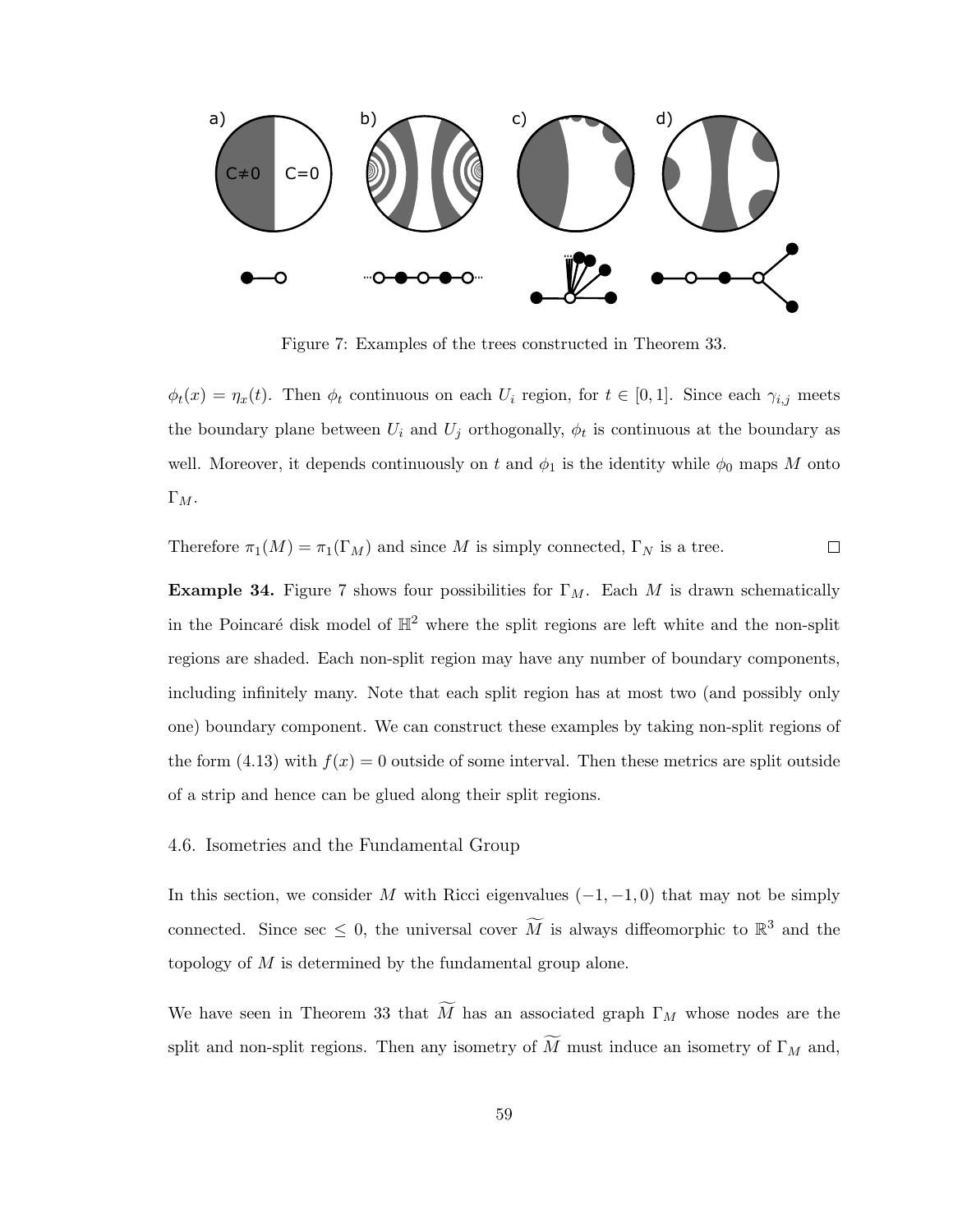a) b) c) d)

C≠0 C=0

Figure 7: Examples of the trees constructed in Theorem 33.

$\phi_t(x) = \eta_x(t)$. Then $\phi_t$ continuous on each $U_i$ region, for $t \in [0,1]$. Since each $\gamma_{i,j}$ meets the boundary plane between $U_i$ and $U_j$ orthogonally, $\phi_t$ is continuous at the boundary as well. Moreover, it depends continuously on $t$ and $\phi_1$ is the identity while $\phi_0$ maps $M$ onto $\Gamma_M$.

Therefore $\pi_1(M) = \pi_1(\Gamma_M)$ and since $M$ is simply connected, $\Gamma_N$ is a tree. □

**Example 34.** Figure 7 shows four possibilities for $\Gamma_M$. Each $M$ is drawn schematically in the Poincaré disk model of $\mathbb{H}^2$ where the split regions are left white and the non-split regions are shaded. Each non-split region may have any number of boundary components, including infinitely many. Note that each split region has at most two (and possibly only one) boundary component. We can construct these examples by taking non-split regions of the form (4.13) with $f(x) = 0$ outside of some interval. Then these metrics are split outside of a strip and hence can be glued along their split regions.

### 4.6. Isometries and the Fundamental Group

In this section, we consider $M$ with Ricci eigenvalues $(-1,-1,0)$ that may not be simply connected. Since sec $\leq 0$, the universal cover $\widetilde{M}$ is always diffeomorphic to $\mathbb{R}^3$ and the topology of $M$ is determined by the fundamental group alone.

We have seen in Theorem 33 that $\widetilde{M}$ has an associated graph $\Gamma_M$ whose nodes are the split and non-split regions. Then any isometry of $\widetilde{M}$ must induce an isometry of $\Gamma_M$ and,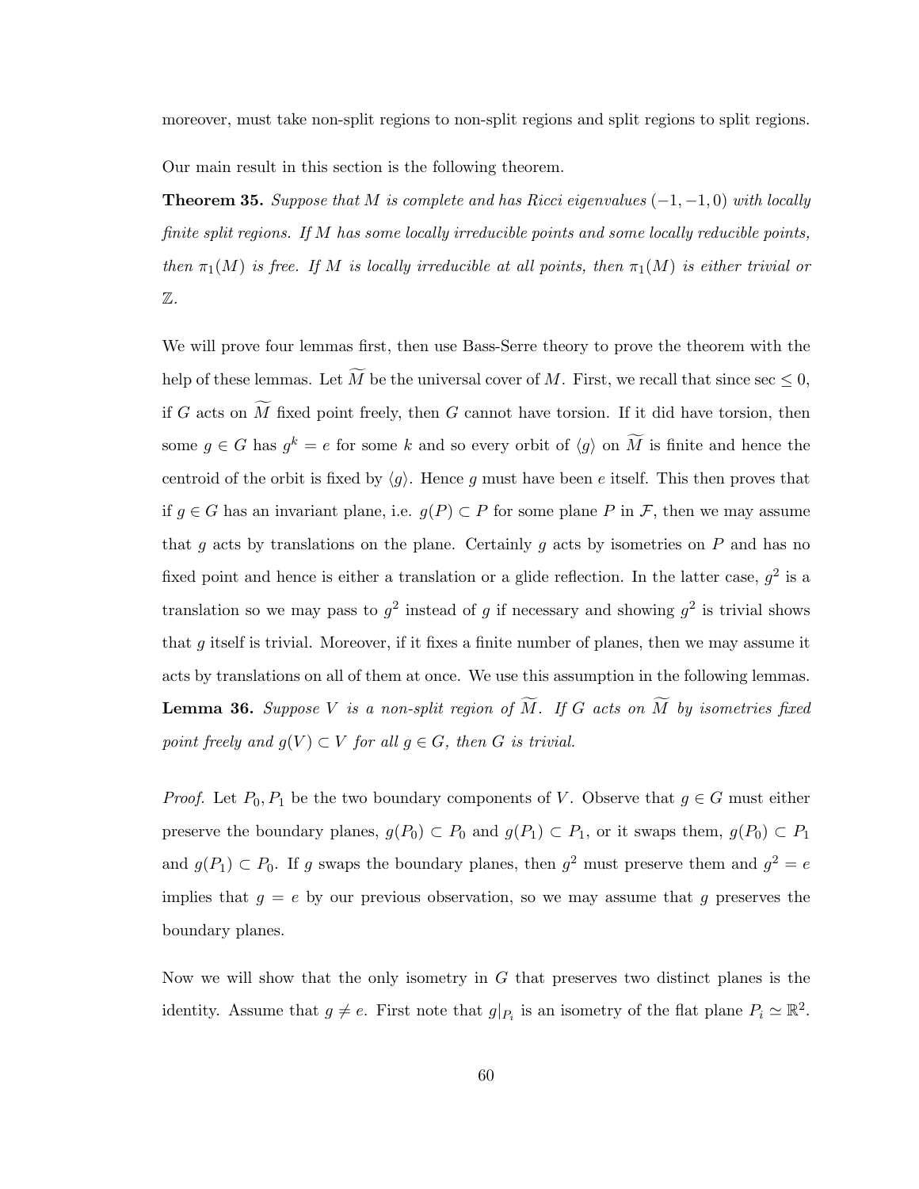moreover, must take non-split regions to non-split regions and split regions to split regions.

Our main result in this section is the following theorem.

**Theorem 35.** *Suppose that $M$ is complete and has Ricci eigenvalues $(-1,-1,0)$ with locally finite split regions. If $M$ has some locally irreducible points and some locally reducible points, then $\pi_1(M)$ is free. If $M$ is locally irreducible at all points, then $\pi_1(M)$ is either trivial or $\mathbb{Z}$.*

We will prove four lemmas first, then use Bass-Serre theory to prove the theorem with the help of these lemmas. Let $\widetilde{M}$ be the universal cover of $M$. First, we recall that since $\sec \leq 0$, if $G$ acts on $\widetilde{M}$ fixed point freely, then $G$ cannot have torsion. If it did have torsion, then some $g \in G$ has $g^k = e$ for some $k$ and so every orbit of $\langle g \rangle$ on $\widetilde{M}$ is finite and hence the centroid of the orbit is fixed by $\langle g \rangle$. Hence $g$ must have been $e$ itself. This then proves that if $g \in G$ has an invariant plane, i.e. $g(P) \subset P$ for some plane $P$ in $\mathcal{F}$, then we may assume that $g$ acts by translations on the plane. Certainly $g$ acts by isometries on $P$ and has no fixed point and hence is either a translation or a glide reflection. In the latter case, $g^2$ is a translation so we may pass to $g^2$ instead of $g$ if necessary and showing $g^2$ is trivial shows that $g$ itself is trivial. Moreover, if it fixes a finite number of planes, then we may assume it acts by translations on all of them at once. We use this assumption in the following lemmas.

**Lemma 36.** *Suppose $V$ is a non-split region of $\widetilde{M}$. If $G$ acts on $\widetilde{M}$ by isometries fixed point freely and $g(V) \subset V$ for all $g \in G$, then $G$ is trivial.*

*Proof.* Let $P_0, P_1$ be the two boundary components of $V$. Observe that $g \in G$ must either preserve the boundary planes, $g(P_0) \subset P_0$ and $g(P_1) \subset P_1$, or it swaps them, $g(P_0) \subset P_1$ and $g(P_1) \subset P_0$. If $g$ swaps the boundary planes, then $g^2$ must preserve them and $g^2 = e$ implies that $g = e$ by our previous observation, so we may assume that $g$ preserves the boundary planes.

Now we will show that the only isometry in $G$ that preserves two distinct planes is the identity. Assume that $g \neq e$. First note that $g|_{P_i}$ is an isometry of the flat plane $P_i \simeq \mathbb{R}^2$.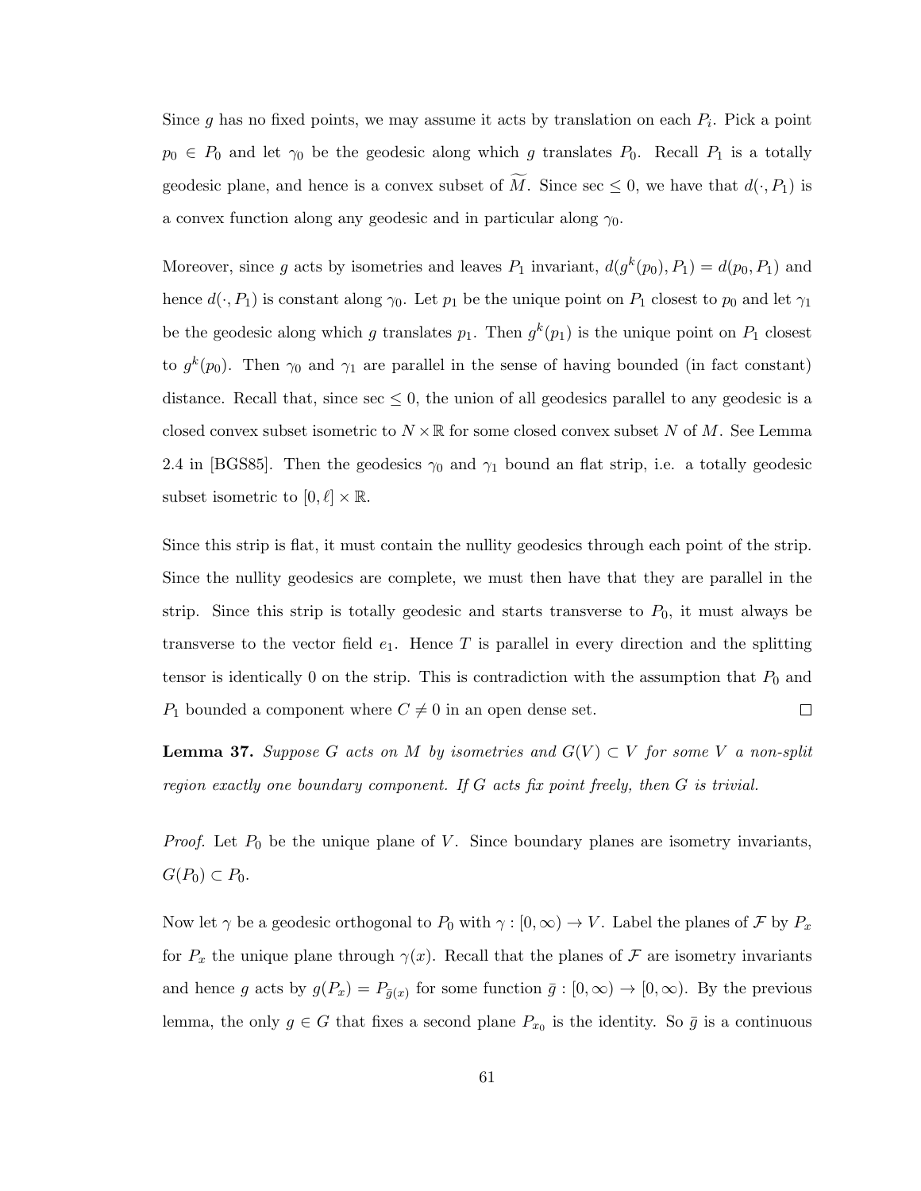Since $g$ has no fixed points, we may assume it acts by translation on each $P_i$. Pick a point $p_0 \in P_0$ and let $\gamma_0$ be the geodesic along which $g$ translates $P_0$. Recall $P_1$ is a totally geodesic plane, and hence is a convex subset of $\widetilde{M}$. Since $\sec \leq 0$, we have that $d(\cdot, P_1)$ is a convex function along any geodesic and in particular along $\gamma_0$.

Moreover, since $g$ acts by isometries and leaves $P_1$ invariant, $d(g^k(p_0), P_1) = d(p_0, P_1)$ and hence $d(\cdot, P_1)$ is constant along $\gamma_0$. Let $p_1$ be the unique point on $P_1$ closest to $p_0$ and let $\gamma_1$ be the geodesic along which $g$ translates $p_1$. Then $g^k(p_1)$ is the unique point on $P_1$ closest to $g^k(p_0)$. Then $\gamma_0$ and $\gamma_1$ are parallel in the sense of having bounded (in fact constant) distance. Recall that, since $\sec \leq 0$, the union of all geodesics parallel to any geodesic is a closed convex subset isometric to $N \times \mathbb{R}$ for some closed convex subset $N$ of $M$. See Lemma 2.4 in [BGS85]. Then the geodesics $\gamma_0$ and $\gamma_1$ bound an flat strip, i.e. a totally geodesic subset isometric to $[0, \ell] \times \mathbb{R}$.

Since this strip is flat, it must contain the nullity geodesics through each point of the strip. Since the nullity geodesics are complete, we must then have that they are parallel in the strip. Since this strip is totally geodesic and starts transverse to $P_0$, it must always be transverse to the vector field $e_1$. Hence $T$ is parallel in every direction and the splitting tensor is identically 0 on the strip. This is contradiction with the assumption that $P_0$ and $P_1$ bounded a component where $C \neq 0$ in an open dense set. $\square$

**Lemma 37.** *Suppose $G$ acts on $M$ by isometries and $G(V) \subset V$ for some $V$ a non-split region exactly one boundary component. If $G$ acts fix point freely, then $G$ is trivial.*

*Proof.* Let $P_0$ be the unique plane of $V$. Since boundary planes are isometry invariants, $G(P_0) \subset P_0$.

Now let $\gamma$ be a geodesic orthogonal to $P_0$ with $\gamma : [0, \infty) \to V$. Label the planes of $\mathcal{F}$ by $P_x$ for $P_x$ the unique plane through $\gamma(x)$. Recall that the planes of $\mathcal{F}$ are isometry invariants and hence $g$ acts by $g(P_x) = P_{\bar{g}(x)}$ for some function $\bar{g} : [0, \infty) \to [0, \infty)$. By the previous lemma, the only $g \in G$ that fixes a second plane $P_{x_0}$ is the identity. So $\bar{g}$ is a continuous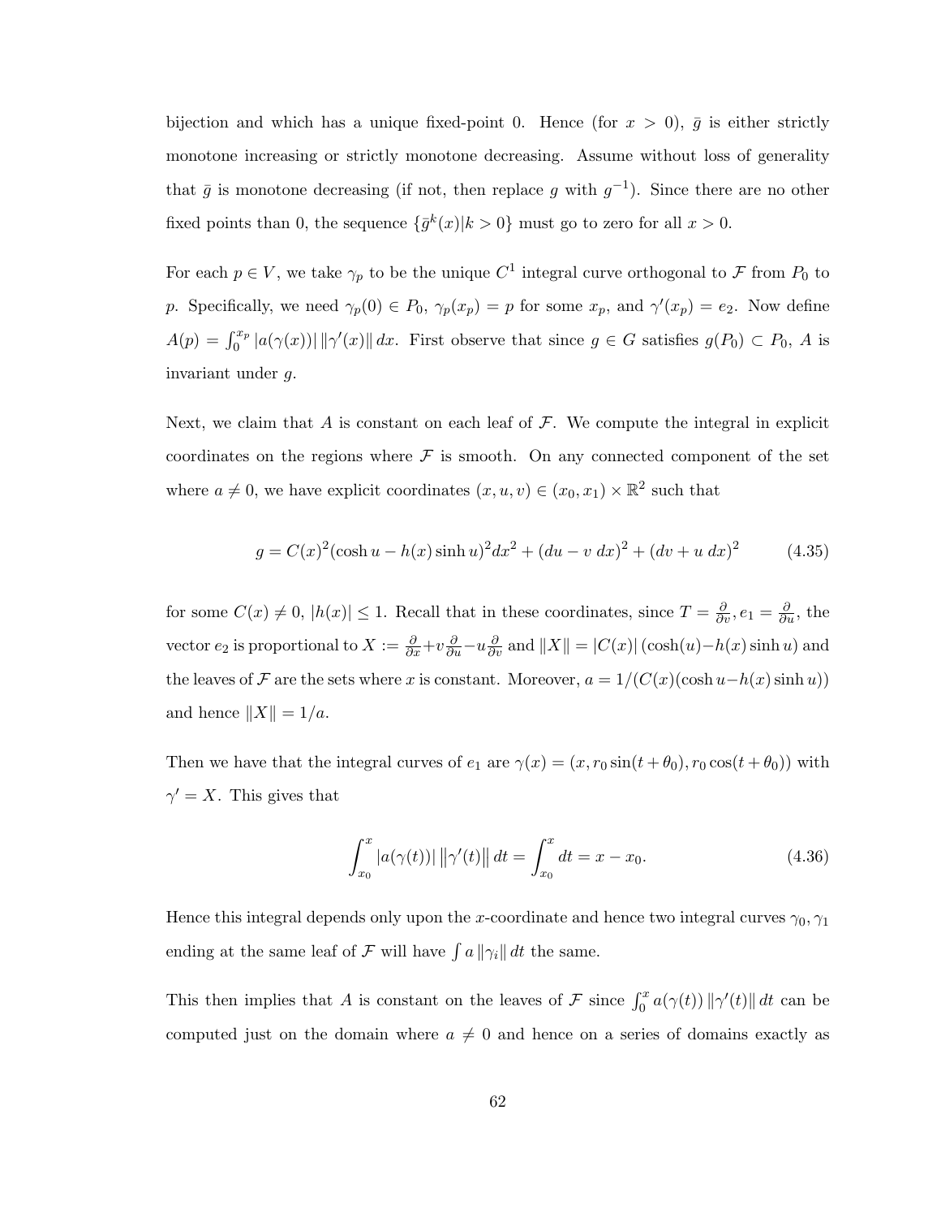bijection and which has a unique fixed-point 0. Hence (for $x > 0$), $\bar{g}$ is either strictly monotone increasing or strictly monotone decreasing. Assume without loss of generality that $\bar{g}$ is monotone decreasing (if not, then replace $g$ with $g^{-1}$). Since there are no other fixed points than 0, the sequence $\{\bar{g}^k(x)|k > 0\}$ must go to zero for all $x > 0$.

For each $p \in V$, we take $\gamma_p$ to be the unique $C^1$ integral curve orthogonal to $\mathcal{F}$ from $P_0$ to $p$. Specifically, we need $\gamma_p(0) \in P_0$, $\gamma_p(x_p) = p$ for some $x_p$, and $\gamma'(x_p) = e_2$. Now define $A(p) = \int_0^{x_p} |a(\gamma(x))| \, \|\gamma'(x)\| \, dx$. First observe that since $g \in G$ satisfies $g(P_0) \subset P_0$, $A$ is invariant under $g$.

Next, we claim that $A$ is constant on each leaf of $\mathcal{F}$. We compute the integral in explicit coordinates on the regions where $\mathcal{F}$ is smooth. On any connected component of the set where $a \neq 0$, we have explicit coordinates $(x, u, v) \in (x_0, x_1) \times \mathbb{R}^2$ such that

$$g = C(x)^2(\cosh u - h(x)\sinh u)^2 dx^2 + (du - v\, dx)^2 + (dv + u\, dx)^2 \tag{4.35}$$

for some $C(x) \neq 0$, $|h(x)| \leq 1$. Recall that in these coordinates, since $T = \frac{\partial}{\partial v}, e_1 = \frac{\partial}{\partial u}$, the vector $e_2$ is proportional to $X := \frac{\partial}{\partial x} + v\frac{\partial}{\partial u} - u\frac{\partial}{\partial v}$ and $\|X\| = |C(x)| \, (\cosh(u) - h(x)\sinh u)$ and the leaves of $\mathcal{F}$ are the sets where $x$ is constant. Moreover, $a = 1/(C(x)(\cosh u - h(x)\sinh u))$ and hence $\|X\| = 1/a$.

Then we have that the integral curves of $e_1$ are $\gamma(x) = (x, r_0 \sin(t + \theta_0), r_0 \cos(t + \theta_0))$ with $\gamma' = X$. This gives that

$$\int_{x_0}^{x} |a(\gamma(t))| \, \|\gamma'(t)\| \, dt = \int_{x_0}^{x} dt = x - x_0. \tag{4.36}$$

Hence this integral depends only upon the $x$-coordinate and hence two integral curves $\gamma_0, \gamma_1$ ending at the same leaf of $\mathcal{F}$ will have $\int a \, \|\gamma_i\| \, dt$ the same.

This then implies that $A$ is constant on the leaves of $\mathcal{F}$ since $\int_0^x a(\gamma(t)) \, \|\gamma'(t)\| \, dt$ can be computed just on the domain where $a \neq 0$ and hence on a series of domains exactly as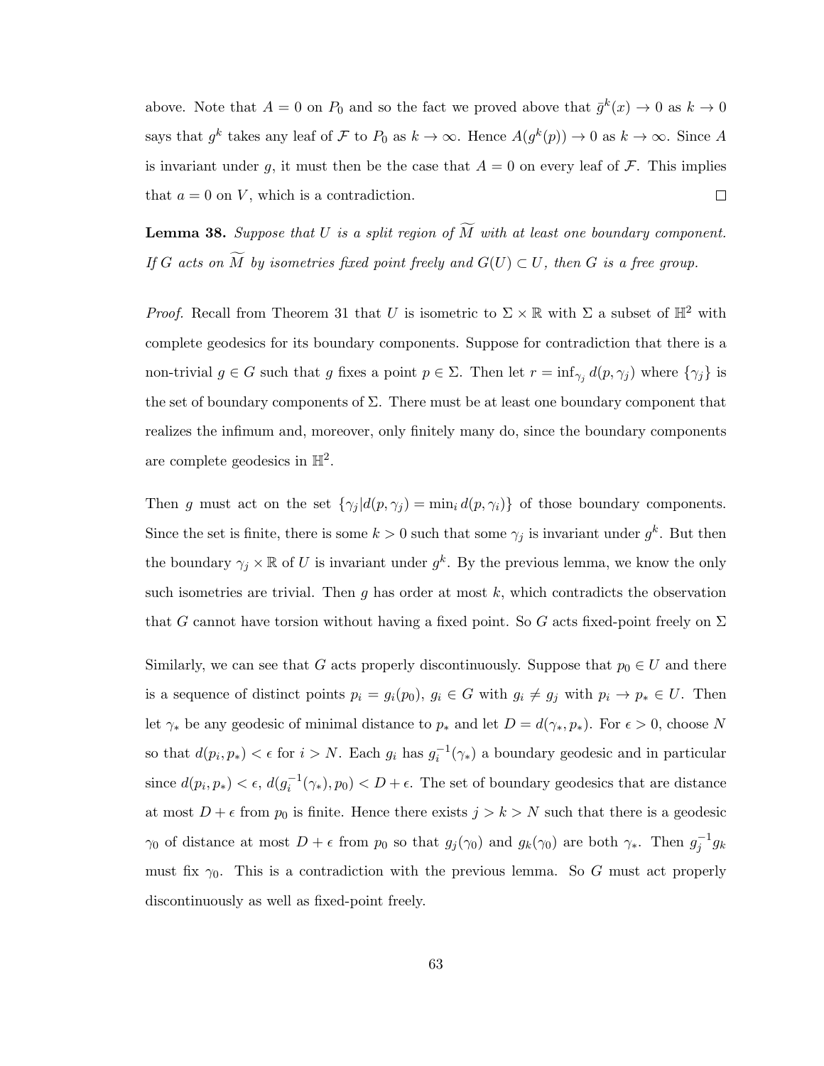above. Note that $A = 0$ on $P_0$ and so the fact we proved above that $\bar{g}^k(x) \to 0$ as $k \to 0$ says that $g^k$ takes any leaf of $\mathcal{F}$ to $P_0$ as $k \to \infty$. Hence $A(g^k(p)) \to 0$ as $k \to \infty$. Since $A$ is invariant under $g$, it must then be the case that $A = 0$ on every leaf of $\mathcal{F}$. This implies that $a = 0$ on $V$, which is a contradiction. □

**Lemma 38.** *Suppose that $U$ is a split region of $\widetilde{M}$ with at least one boundary component. If $G$ acts on $\widetilde{M}$ by isometries fixed point freely and $G(U) \subset U$, then $G$ is a free group.*

*Proof.* Recall from Theorem 31 that $U$ is isometric to $\Sigma \times \mathbb{R}$ with $\Sigma$ a subset of $\mathbb{H}^2$ with complete geodesics for its boundary components. Suppose for contradiction that there is a non-trivial $g \in G$ such that $g$ fixes a point $p \in \Sigma$. Then let $r = \inf_{\gamma_j} d(p, \gamma_j)$ where $\{\gamma_j\}$ is the set of boundary components of $\Sigma$. There must be at least one boundary component that realizes the infimum and, moreover, only finitely many do, since the boundary components are complete geodesics in $\mathbb{H}^2$.

Then $g$ must act on the set $\{\gamma_j | d(p, \gamma_j) = \min_i d(p, \gamma_i)\}$ of those boundary components. Since the set is finite, there is some $k > 0$ such that some $\gamma_j$ is invariant under $g^k$. But then the boundary $\gamma_j \times \mathbb{R}$ of $U$ is invariant under $g^k$. By the previous lemma, we know the only such isometries are trivial. Then $g$ has order at most $k$, which contradicts the observation that $G$ cannot have torsion without having a fixed point. So $G$ acts fixed-point freely on $\Sigma$

Similarly, we can see that $G$ acts properly discontinuously. Suppose that $p_0 \in U$ and there is a sequence of distinct points $p_i = g_i(p_0)$, $g_i \in G$ with $g_i \neq g_j$ with $p_i \to p_* \in U$. Then let $\gamma_*$ be any geodesic of minimal distance to $p_*$ and let $D = d(\gamma_*, p_*)$. For $\epsilon > 0$, choose $N$ so that $d(p_i, p_*) < \epsilon$ for $i > N$. Each $g_i$ has $g_i^{-1}(\gamma_*)$ a boundary geodesic and in particular since $d(p_i, p_*) < \epsilon$, $d(g_i^{-1}(\gamma_*), p_0) < D + \epsilon$. The set of boundary geodesics that are distance at most $D + \epsilon$ from $p_0$ is finite. Hence there exists $j > k > N$ such that there is a geodesic $\gamma_0$ of distance at most $D + \epsilon$ from $p_0$ so that $g_j(\gamma_0)$ and $g_k(\gamma_0)$ are both $\gamma_*$. Then $g_j^{-1} g_k$ must fix $\gamma_0$. This is a contradiction with the previous lemma. So $G$ must act properly discontinuously as well as fixed-point freely.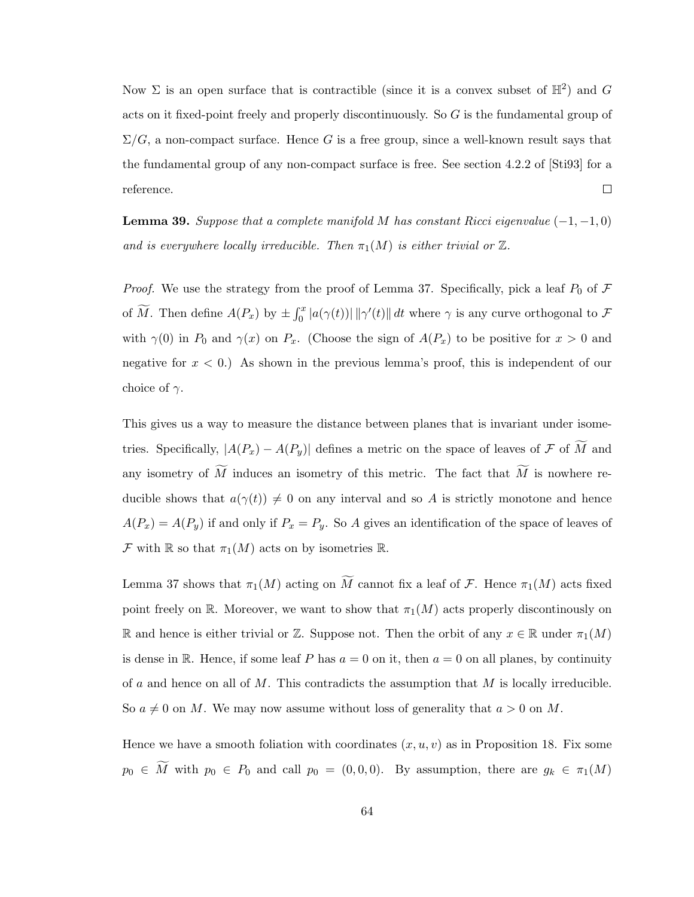Now $\Sigma$ is an open surface that is contractible (since it is a convex subset of $\mathbb{H}^2$) and $G$ acts on it fixed-point freely and properly discontinuously. So $G$ is the fundamental group of $\Sigma/G$, a non-compact surface. Hence $G$ is a free group, since a well-known result says that the fundamental group of any non-compact surface is free. See section 4.2.2 of [Sti93] for a reference. □

**Lemma 39.** *Suppose that a complete manifold $M$ has constant Ricci eigenvalue $(-1,-1,0)$ and is everywhere locally irreducible. Then $\pi_1(M)$ is either trivial or $\mathbb{Z}$.*

*Proof.* We use the strategy from the proof of Lemma 37. Specifically, pick a leaf $P_0$ of $\mathcal{F}$ of $\widetilde{M}$. Then define $A(P_x)$ by $\pm \int_0^x |a(\gamma(t))| \, \|\gamma'(t)\| \, dt$ where $\gamma$ is any curve orthogonal to $\mathcal{F}$ with $\gamma(0)$ in $P_0$ and $\gamma(x)$ on $P_x$. (Choose the sign of $A(P_x)$ to be positive for $x > 0$ and negative for $x < 0$.) As shown in the previous lemma's proof, this is independent of our choice of $\gamma$.

This gives us a way to measure the distance between planes that is invariant under isometries. Specifically, $|A(P_x) - A(P_y)|$ defines a metric on the space of leaves of $\mathcal{F}$ of $\widetilde{M}$ and any isometry of $\widetilde{M}$ induces an isometry of this metric. The fact that $\widetilde{M}$ is nowhere reducible shows that $a(\gamma(t)) \neq 0$ on any interval and so $A$ is strictly monotone and hence $A(P_x) = A(P_y)$ if and only if $P_x = P_y$. So $A$ gives an identification of the space of leaves of $\mathcal{F}$ with $\mathbb{R}$ so that $\pi_1(M)$ acts on by isometries $\mathbb{R}$.

Lemma 37 shows that $\pi_1(M)$ acting on $\widetilde{M}$ cannot fix a leaf of $\mathcal{F}$. Hence $\pi_1(M)$ acts fixed point freely on $\mathbb{R}$. Moreover, we want to show that $\pi_1(M)$ acts properly discontinously on $\mathbb{R}$ and hence is either trivial or $\mathbb{Z}$. Suppose not. Then the orbit of any $x \in \mathbb{R}$ under $\pi_1(M)$ is dense in $\mathbb{R}$. Hence, if some leaf $P$ has $a = 0$ on it, then $a = 0$ on all planes, by continuity of $a$ and hence on all of $M$. This contradicts the assumption that $M$ is locally irreducible. So $a \neq 0$ on $M$. We may now assume without loss of generality that $a > 0$ on $M$.

Hence we have a smooth foliation with coordinates $(x, u, v)$ as in Proposition 18. Fix some $p_0 \in \widetilde{M}$ with $p_0 \in P_0$ and call $p_0 = (0, 0, 0)$. By assumption, there are $g_k \in \pi_1(M)$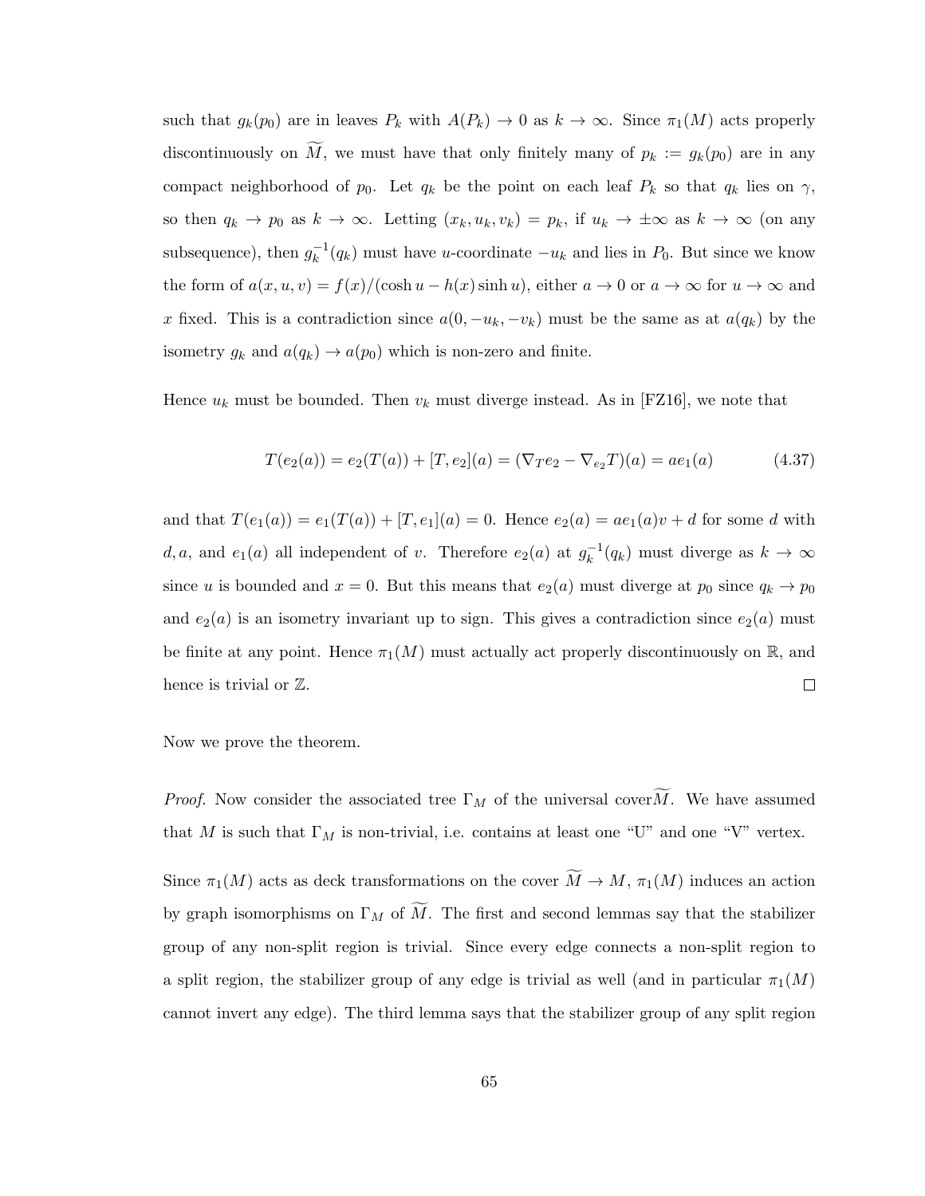such that $g_k(p_0)$ are in leaves $P_k$ with $A(P_k) \to 0$ as $k \to \infty$. Since $\pi_1(M)$ acts properly discontinuously on $\widetilde{M}$, we must have that only finitely many of $p_k := g_k(p_0)$ are in any compact neighborhood of $p_0$. Let $q_k$ be the point on each leaf $P_k$ so that $q_k$ lies on $\gamma$, so then $q_k \to p_0$ as $k \to \infty$. Letting $(x_k, u_k, v_k) = p_k$, if $u_k \to \pm\infty$ as $k \to \infty$ (on any subsequence), then $g_k^{-1}(q_k)$ must have $u$-coordinate $-u_k$ and lies in $P_0$. But since we know the form of $a(x, u, v) = f(x)/(\cosh u - h(x) \sinh u)$, either $a \to 0$ or $a \to \infty$ for $u \to \infty$ and $x$ fixed. This is a contradiction since $a(0, -u_k, -v_k)$ must be the same as at $a(q_k)$ by the isometry $g_k$ and $a(q_k) \to a(p_0)$ which is non-zero and finite.

Hence $u_k$ must be bounded. Then $v_k$ must diverge instead. As in [FZ16], we note that

$$T(e_2(a)) = e_2(T(a)) + [T, e_2](a) = (\nabla_T e_2 - \nabla_{e_2} T)(a) = a e_1(a) \tag{4.37}$$

and that $T(e_1(a)) = e_1(T(a)) + [T, e_1](a) = 0$. Hence $e_2(a) = a e_1(a) v + d$ for some $d$ with $d, a$, and $e_1(a)$ all independent of $v$. Therefore $e_2(a)$ at $g_k^{-1}(q_k)$ must diverge as $k \to \infty$ since $u$ is bounded and $x = 0$. But this means that $e_2(a)$ must diverge at $p_0$ since $q_k \to p_0$ and $e_2(a)$ is an isometry invariant up to sign. This gives a contradiction since $e_2(a)$ must be finite at any point. Hence $\pi_1(M)$ must actually act properly discontinuously on $\mathbb{R}$, and hence is trivial or $\mathbb{Z}$. □

Now we prove the theorem.

*Proof.* Now consider the associated tree $\Gamma_M$ of the universal cover$\widetilde{M}$. We have assumed that $M$ is such that $\Gamma_M$ is non-trivial, i.e. contains at least one "U" and one "V" vertex.

Since $\pi_1(M)$ acts as deck transformations on the cover $\widetilde{M} \to M$, $\pi_1(M)$ induces an action by graph isomorphisms on $\Gamma_M$ of $\widetilde{M}$. The first and second lemmas say that the stabilizer group of any non-split region is trivial. Since every edge connects a non-split region to a split region, the stabilizer group of any edge is trivial as well (and in particular $\pi_1(M)$ cannot invert any edge). The third lemma says that the stabilizer group of any split region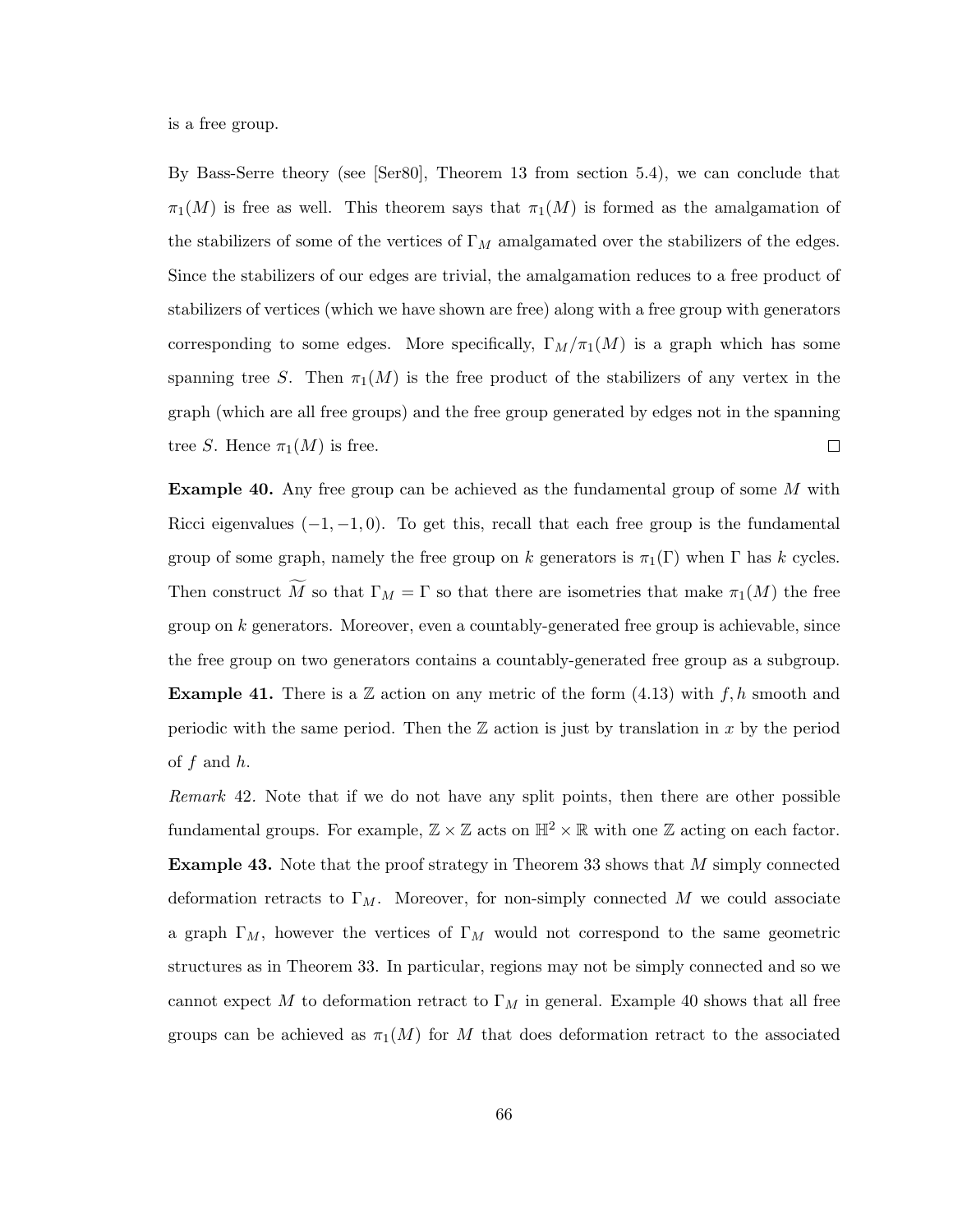is a free group.

By Bass-Serre theory (see [Ser80], Theorem 13 from section 5.4), we can conclude that $\pi_1(M)$ is free as well. This theorem says that $\pi_1(M)$ is formed as the amalgamation of the stabilizers of some of the vertices of $\Gamma_M$ amalgamated over the stabilizers of the edges. Since the stabilizers of our edges are trivial, the amalgamation reduces to a free product of stabilizers of vertices (which we have shown are free) along with a free group with generators corresponding to some edges. More specifically, $\Gamma_M/\pi_1(M)$ is a graph which has some spanning tree $S$. Then $\pi_1(M)$ is the free product of the stabilizers of any vertex in the graph (which are all free groups) and the free group generated by edges not in the spanning tree $S$. Hence $\pi_1(M)$ is free. $\square$

**Example 40.** Any free group can be achieved as the fundamental group of some $M$ with Ricci eigenvalues $(-1, -1, 0)$. To get this, recall that each free group is the fundamental group of some graph, namely the free group on $k$ generators is $\pi_1(\Gamma)$ when $\Gamma$ has $k$ cycles. Then construct $\widetilde{M}$ so that $\Gamma_M = \Gamma$ so that there are isometries that make $\pi_1(M)$ the free group on $k$ generators. Moreover, even a countably-generated free group is achievable, since the free group on two generators contains a countably-generated free group as a subgroup.

**Example 41.** There is a $\mathbb{Z}$ action on any metric of the form (4.13) with $f, h$ smooth and periodic with the same period. Then the $\mathbb{Z}$ action is just by translation in $x$ by the period of $f$ and $h$.

*Remark* 42. Note that if we do not have any split points, then there are other possible fundamental groups. For example, $\mathbb{Z} \times \mathbb{Z}$ acts on $\mathbb{H}^2 \times \mathbb{R}$ with one $\mathbb{Z}$ acting on each factor.

**Example 43.** Note that the proof strategy in Theorem 33 shows that $M$ simply connected deformation retracts to $\Gamma_M$. Moreover, for non-simply connected $M$ we could associate a graph $\Gamma_M$, however the vertices of $\Gamma_M$ would not correspond to the same geometric structures as in Theorem 33. In particular, regions may not be simply connected and so we cannot expect $M$ to deformation retract to $\Gamma_M$ in general. Example 40 shows that all free groups can be achieved as $\pi_1(M)$ for $M$ that does deformation retract to the associated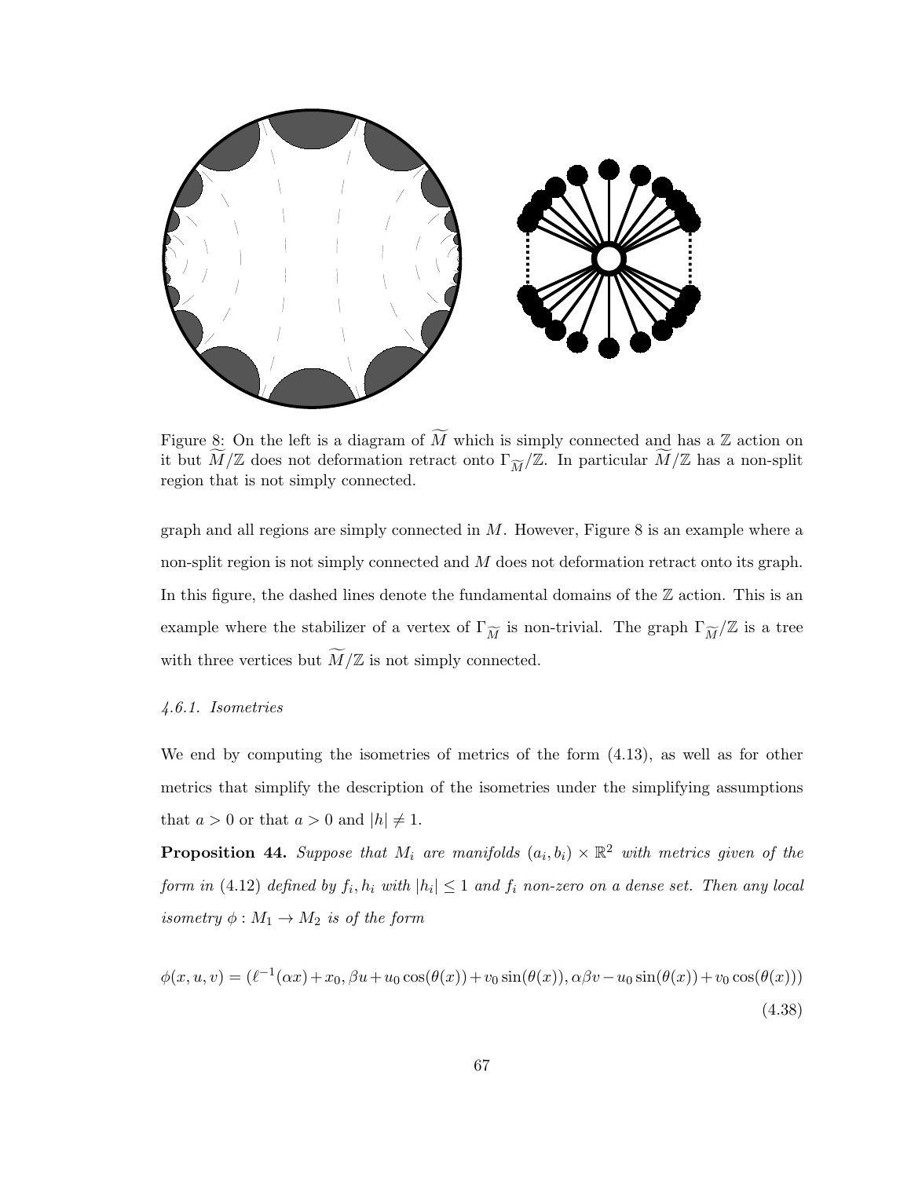Figure 8: On the left is a diagram of $\widetilde{M}$ which is simply connected and has a $\mathbb{Z}$ action on it but $\widetilde{M}/\mathbb{Z}$ does not deformation retract onto $\Gamma_{\widetilde{M}}/\mathbb{Z}$. In particular $\widetilde{M}/\mathbb{Z}$ has a non-split region that is not simply connected.

graph and all regions are simply connected in $M$. However, Figure 8 is an example where a non-split region is not simply connected and $M$ does not deformation retract onto its graph. In this figure, the dashed lines denote the fundamental domains of the $\mathbb{Z}$ action. This is an example where the stabilizer of a vertex of $\Gamma_{\widetilde{M}}$ is non-trivial. The graph $\Gamma_{\widetilde{M}}/\mathbb{Z}$ is a tree with three vertices but $\widetilde{M}/\mathbb{Z}$ is not simply connected.

#### *4.6.1. Isometries*

We end by computing the isometries of metrics of the form (4.13), as well as for other metrics that simplify the description of the isometries under the simplifying assumptions that $a > 0$ or that $a > 0$ and $|h| \neq 1$.

**Proposition 44.** *Suppose that $M_i$ are manifolds $(a_i, b_i) \times \mathbb{R}^2$ with metrics given of the form in (4.12) defined by $f_i, h_i$ with $|h_i| \leq 1$ and $f_i$ non-zero on a dense set. Then any local isometry $\phi : M_1 \to M_2$ is of the form*

$$\phi(x, u, v) = (\ell^{-1}(\alpha x) + x_0, \beta u + u_0 \cos(\theta(x)) + v_0 \sin(\theta(x)), \alpha\beta v - u_0 \sin(\theta(x)) + v_0 \cos(\theta(x))) \tag{4.38}$$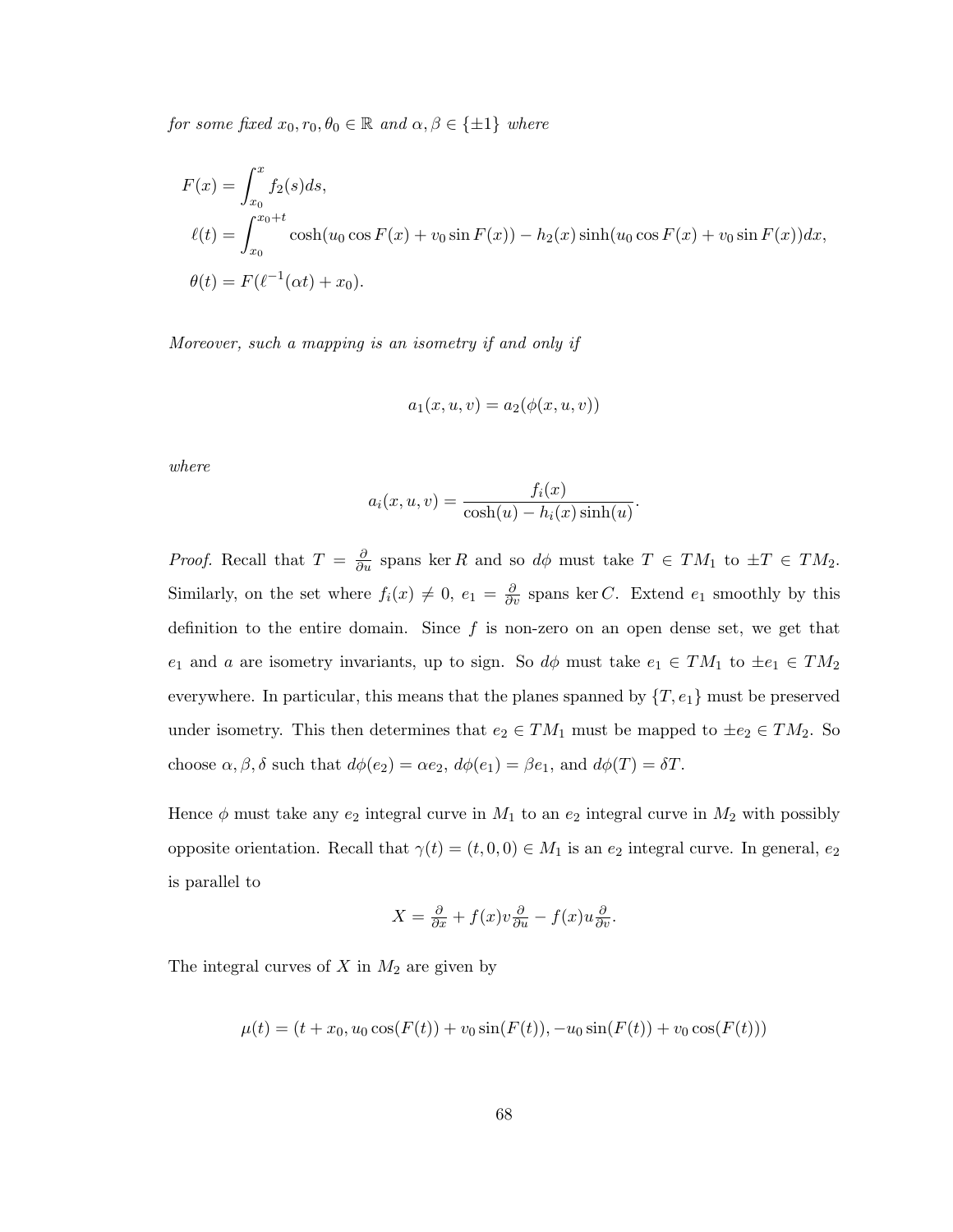*for some fixed $x_0, r_0, \theta_0 \in \mathbb{R}$ and $\alpha, \beta \in \{\pm 1\}$ where*

$$
\begin{aligned}
F(x) &= \int_{x_0}^{x} f_2(s)ds, \\
\ell(t) &= \int_{x_0}^{x_0+t} \cosh(u_0 \cos F(x) + v_0 \sin F(x)) - h_2(x) \sinh(u_0 \cos F(x) + v_0 \sin F(x)) dx, \\
\theta(t) &= F(\ell^{-1}(\alpha t) + x_0).
\end{aligned}
$$

*Moreover, such a mapping is an isometry if and only if*

$$
a_1(x, u, v) = a_2(\phi(x, u, v))
$$

*where*

$$
a_i(x, u, v) = \frac{f_i(x)}{\cosh(u) - h_i(x)\sinh(u)}.
$$

*Proof.* Recall that $T = \frac{\partial}{\partial u}$ spans $\ker R$ and so $d\phi$ must take $T \in TM_1$ to $\pm T \in TM_2$. Similarly, on the set where $f_i(x) \neq 0$, $e_1 = \frac{\partial}{\partial v}$ spans $\ker C$. Extend $e_1$ smoothly by this definition to the entire domain. Since $f$ is non-zero on an open dense set, we get that $e_1$ and $a$ are isometry invariants, up to sign. So $d\phi$ must take $e_1 \in TM_1$ to $\pm e_1 \in TM_2$ everywhere. In particular, this means that the planes spanned by $\{T, e_1\}$ must be preserved under isometry. This then determines that $e_2 \in TM_1$ must be mapped to $\pm e_2 \in TM_2$. So choose $\alpha, \beta, \delta$ such that $d\phi(e_2) = \alpha e_2$, $d\phi(e_1) = \beta e_1$, and $d\phi(T) = \delta T$.

Hence $\phi$ must take any $e_2$ integral curve in $M_1$ to an $e_2$ integral curve in $M_2$ with possibly opposite orientation. Recall that $\gamma(t) = (t, 0, 0) \in M_1$ is an $e_2$ integral curve. In general, $e_2$ is parallel to

$$
X = \frac{\partial}{\partial x} + f(x)v\frac{\partial}{\partial u} - f(x)u\frac{\partial}{\partial v}.
$$

The integral curves of $X$ in $M_2$ are given by

$$
\mu(t) = (t + x_0, u_0 \cos(F(t)) + v_0 \sin(F(t)), -u_0 \sin(F(t)) + v_0 \cos(F(t)))
$$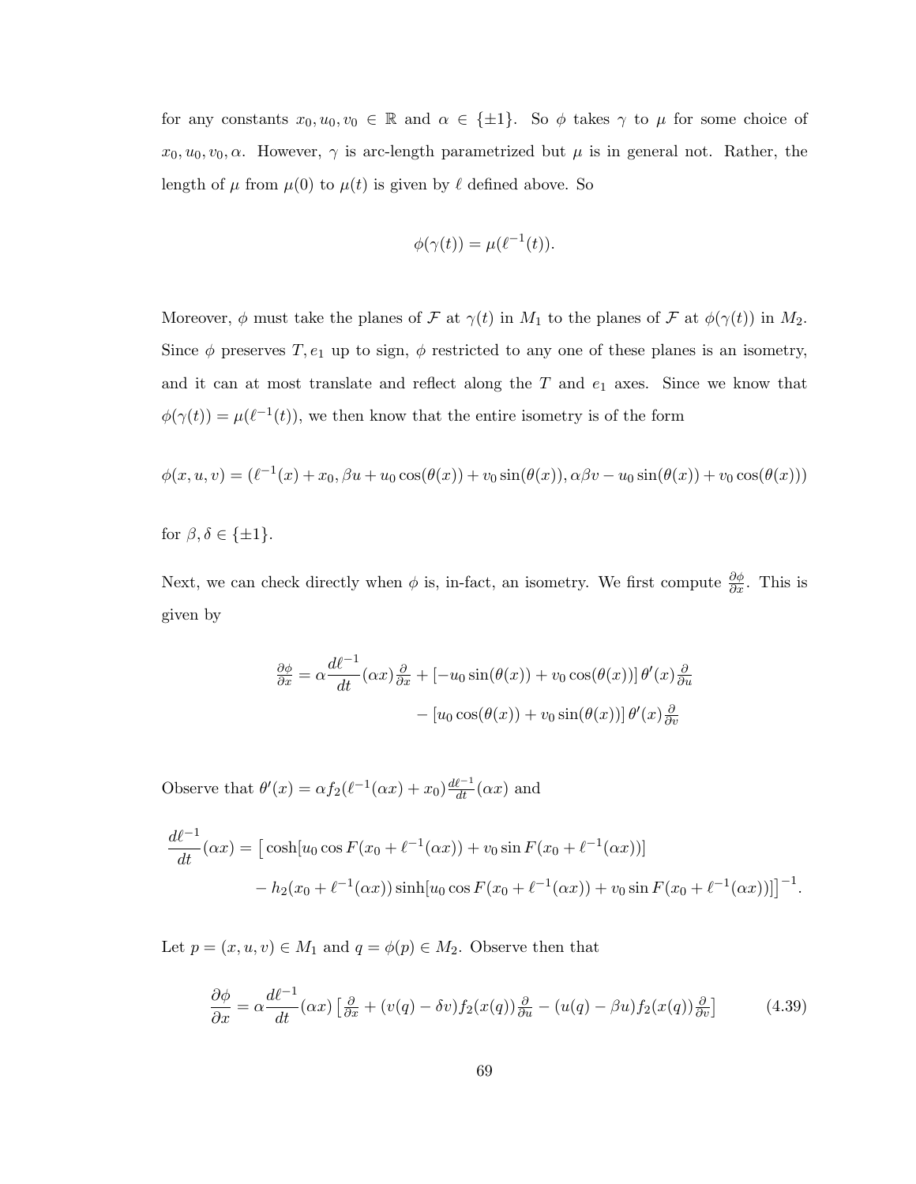for any constants $x_0, u_0, v_0 \in \mathbb{R}$ and $\alpha \in \{\pm 1\}$. So $\phi$ takes $\gamma$ to $\mu$ for some choice of $x_0, u_0, v_0, \alpha$. However, $\gamma$ is arc-length parametrized but $\mu$ is in general not. Rather, the length of $\mu$ from $\mu(0)$ to $\mu(t)$ is given by $\ell$ defined above. So

$$\phi(\gamma(t)) = \mu(\ell^{-1}(t)).$$

Moreover, $\phi$ must take the planes of $\mathcal{F}$ at $\gamma(t)$ in $M_1$ to the planes of $\mathcal{F}$ at $\phi(\gamma(t))$ in $M_2$. Since $\phi$ preserves $T, e_1$ up to sign, $\phi$ restricted to any one of these planes is an isometry, and it can at most translate and reflect along the $T$ and $e_1$ axes. Since we know that $\phi(\gamma(t)) = \mu(\ell^{-1}(t))$, we then know that the entire isometry is of the form

$$\phi(x, u, v) = (\ell^{-1}(x) + x_0, \beta u + u_0 \cos(\theta(x)) + v_0 \sin(\theta(x)), \alpha\beta v - u_0 \sin(\theta(x)) + v_0 \cos(\theta(x)))$$

for $\beta, \delta \in \{\pm 1\}$.

Next, we can check directly when $\phi$ is, in-fact, an isometry. We first compute $\frac{\partial \phi}{\partial x}$. This is given by

$$\begin{aligned}\tfrac{\partial \phi}{\partial x} = \alpha \frac{d\ell^{-1}}{dt}(\alpha x) \tfrac{\partial}{\partial x} &+ \left[-u_0 \sin(\theta(x)) + v_0 \cos(\theta(x))\right] \theta'(x) \tfrac{\partial}{\partial u} \\ &- \left[u_0 \cos(\theta(x)) + v_0 \sin(\theta(x))\right] \theta'(x) \tfrac{\partial}{\partial v}\end{aligned}$$

Observe that $\theta'(x) = \alpha f_2(\ell^{-1}(\alpha x) + x_0) \frac{d\ell^{-1}}{dt}(\alpha x)$ and

$$\begin{aligned}\frac{d\ell^{-1}}{dt}(\alpha x) = \big[ &\cosh[u_0 \cos F(x_0 + \ell^{-1}(\alpha x)) + v_0 \sin F(x_0 + \ell^{-1}(\alpha x))] \\ &- h_2(x_0 + \ell^{-1}(\alpha x)) \sinh[u_0 \cos F(x_0 + \ell^{-1}(\alpha x)) + v_0 \sin F(x_0 + \ell^{-1}(\alpha x))]\big]^{-1}.\end{aligned}$$

Let $p = (x, u, v) \in M_1$ and $q = \phi(p) \in M_2$. Observe then that

$$\frac{\partial \phi}{\partial x} = \alpha \frac{d\ell^{-1}}{dt}(\alpha x) \left[ \tfrac{\partial}{\partial x} + (v(q) - \delta v) f_2(x(q)) \tfrac{\partial}{\partial u} - (u(q) - \beta u) f_2(x(q)) \tfrac{\partial}{\partial v} \right] \tag{4.39}$$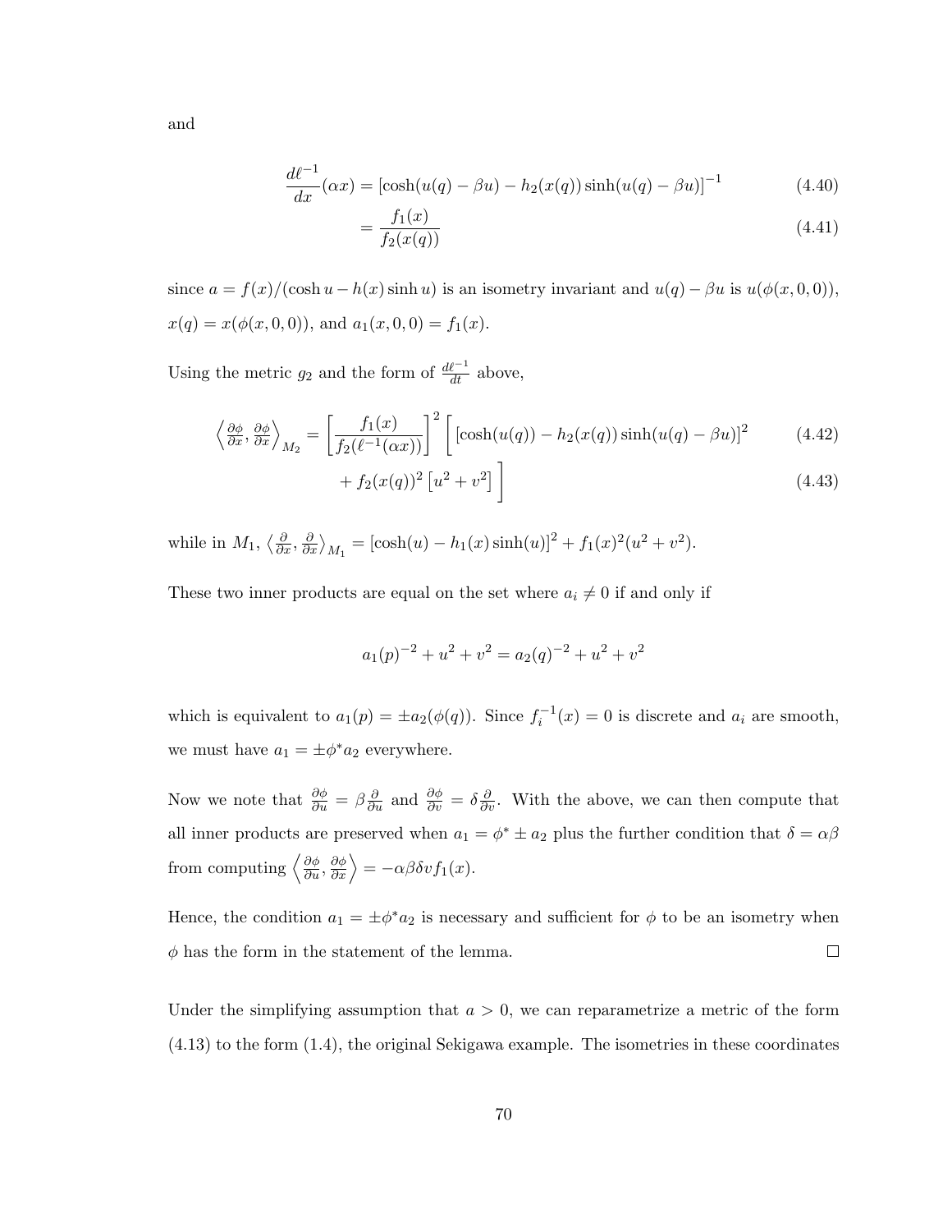and

$$\frac{d\ell^{-1}}{dx}(\alpha x) = \left[\cosh(u(q) - \beta u) - h_2(x(q))\sinh(u(q) - \beta u)\right]^{-1} \tag{4.40}$$

$$= \frac{f_1(x)}{f_2(x(q))} \tag{4.41}$$

since $a = f(x)/(\cosh u - h(x)\sinh u)$ is an isometry invariant and $u(q) - \beta u$ is $u(\phi(x,0,0))$, $x(q) = x(\phi(x,0,0))$, and $a_1(x,0,0) = f_1(x)$.

Using the metric $g_2$ and the form of $\frac{d\ell^{-1}}{dt}$ above,

$$\left\langle \tfrac{\partial \phi}{\partial x}, \tfrac{\partial \phi}{\partial x} \right\rangle_{M_2} = \left[\frac{f_1(x)}{f_2(\ell^{-1}(\alpha x))}\right]^2 \Bigg[ \left[\cosh(u(q)) - h_2(x(q))\sinh(u(q) - \beta u)\right]^2 \tag{4.42}$$

$$+ f_2(x(q))^2\left[u^2 + v^2\right] \Bigg] \tag{4.43}$$

while in $M_1$, $\left\langle \frac{\partial}{\partial x}, \frac{\partial}{\partial x} \right\rangle_{M_1} = \left[\cosh(u) - h_1(x)\sinh(u)\right]^2 + f_1(x)^2(u^2 + v^2)$.

These two inner products are equal on the set where $a_i \neq 0$ if and only if

$$a_1(p)^{-2} + u^2 + v^2 = a_2(q)^{-2} + u^2 + v^2$$

which is equivalent to $a_1(p) = \pm a_2(\phi(q))$. Since $f_i^{-1}(x) = 0$ is discrete and $a_i$ are smooth, we must have $a_1 = \pm \phi^* a_2$ everywhere.

Now we note that $\frac{\partial \phi}{\partial u} = \beta \frac{\partial}{\partial u}$ and $\frac{\partial \phi}{\partial v} = \delta \frac{\partial}{\partial v}$. With the above, we can then compute that all inner products are preserved when $a_1 = \phi^* \pm a_2$ plus the further condition that $\delta = \alpha\beta$ from computing $\left\langle \frac{\partial \phi}{\partial u}, \frac{\partial \phi}{\partial x} \right\rangle = -\alpha\beta\delta v f_1(x)$.

Hence, the condition $a_1 = \pm \phi^* a_2$ is necessary and sufficient for $\phi$ to be an isometry when $\phi$ has the form in the statement of the lemma. $\square$

Under the simplifying assumption that $a > 0$, we can reparametrize a metric of the form (4.13) to the form (1.4), the original Sekigawa example. The isometries in these coordinates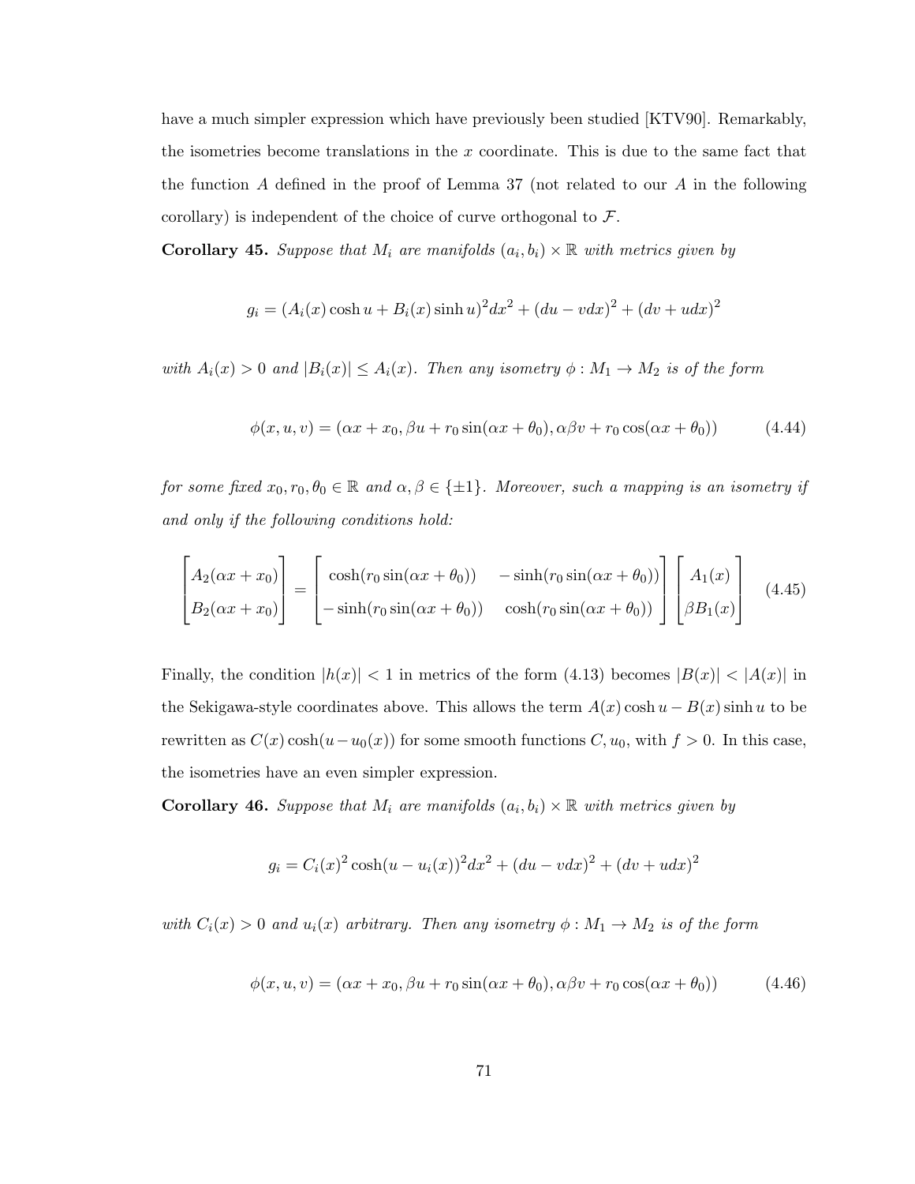have a much simpler expression which have previously been studied [KTV90]. Remarkably, the isometries become translations in the $x$ coordinate. This is due to the same fact that the function $A$ defined in the proof of Lemma 37 (not related to our $A$ in the following corollary) is independent of the choice of curve orthogonal to $\mathcal{F}$.

**Corollary 45.** *Suppose that $M_i$ are manifolds $(a_i, b_i) \times \mathbb{R}$ with metrics given by*

$$g_i = (A_i(x)\cosh u + B_i(x)\sinh u)^2 dx^2 + (du - v dx)^2 + (dv + u dx)^2$$

*with $A_i(x) > 0$ and $|B_i(x)| \leq A_i(x)$. Then any isometry $\phi : M_1 \to M_2$ is of the form*

$$\phi(x, u, v) = (\alpha x + x_0, \beta u + r_0 \sin(\alpha x + \theta_0), \alpha\beta v + r_0 \cos(\alpha x + \theta_0)) \tag{4.44}$$

*for some fixed $x_0, r_0, \theta_0 \in \mathbb{R}$ and $\alpha, \beta \in \{\pm 1\}$. Moreover, such a mapping is an isometry if and only if the following conditions hold:*

$$\begin{bmatrix} A_2(\alpha x + x_0) \\ B_2(\alpha x + x_0) \end{bmatrix} = \begin{bmatrix} \cosh(r_0 \sin(\alpha x + \theta_0)) & -\sinh(r_0 \sin(\alpha x + \theta_0)) \\ -\sinh(r_0 \sin(\alpha x + \theta_0)) & \cosh(r_0 \sin(\alpha x + \theta_0)) \end{bmatrix} \begin{bmatrix} A_1(x) \\ \beta B_1(x) \end{bmatrix} \tag{4.45}$$

Finally, the condition $|h(x)| < 1$ in metrics of the form (4.13) becomes $|B(x)| < |A(x)|$ in the Sekigawa-style coordinates above. This allows the term $A(x)\cosh u - B(x)\sinh u$ to be rewritten as $C(x)\cosh(u - u_0(x))$ for some smooth functions $C, u_0$, with $f > 0$. In this case, the isometries have an even simpler expression.

**Corollary 46.** *Suppose that $M_i$ are manifolds $(a_i, b_i) \times \mathbb{R}$ with metrics given by*

$$g_i = C_i(x)^2 \cosh(u - u_i(x))^2 dx^2 + (du - v dx)^2 + (dv + u dx)^2$$

*with $C_i(x) > 0$ and $u_i(x)$ arbitrary. Then any isometry $\phi : M_1 \to M_2$ is of the form*

$$\phi(x, u, v) = (\alpha x + x_0, \beta u + r_0 \sin(\alpha x + \theta_0), \alpha\beta v + r_0 \cos(\alpha x + \theta_0)) \tag{4.46}$$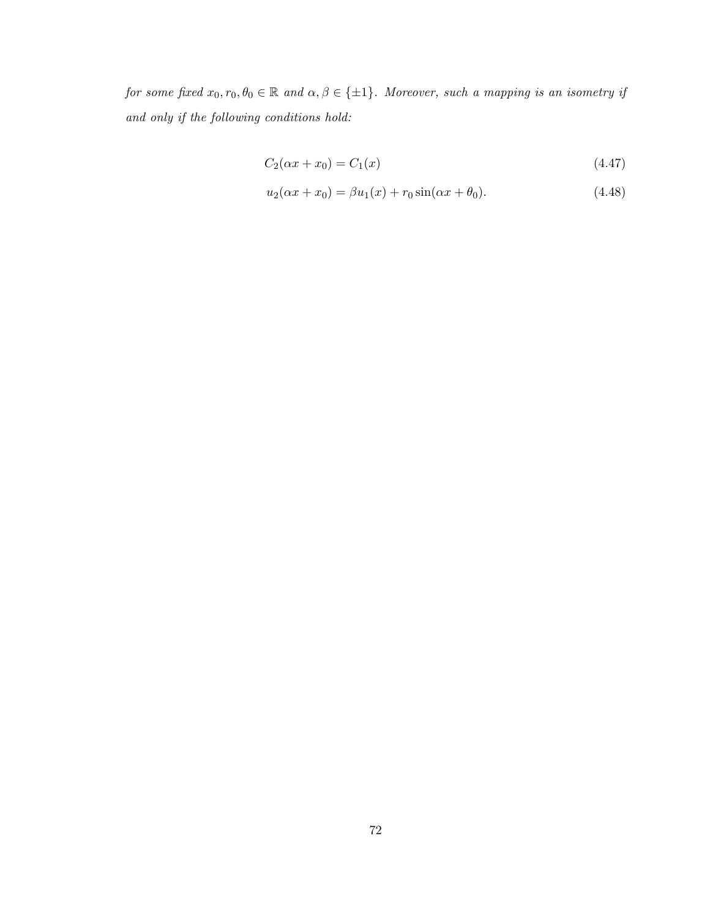*for some fixed $x_0, r_0, \theta_0 \in \mathbb{R}$ and $\alpha, \beta \in \{\pm 1\}$. Moreover, such a mapping is an isometry if and only if the following conditions hold:*

$$C_2(\alpha x + x_0) = C_1(x) \tag{4.47}$$

$$u_2(\alpha x + x_0) = \beta u_1(x) + r_0 \sin(\alpha x + \theta_0). \tag{4.48}$$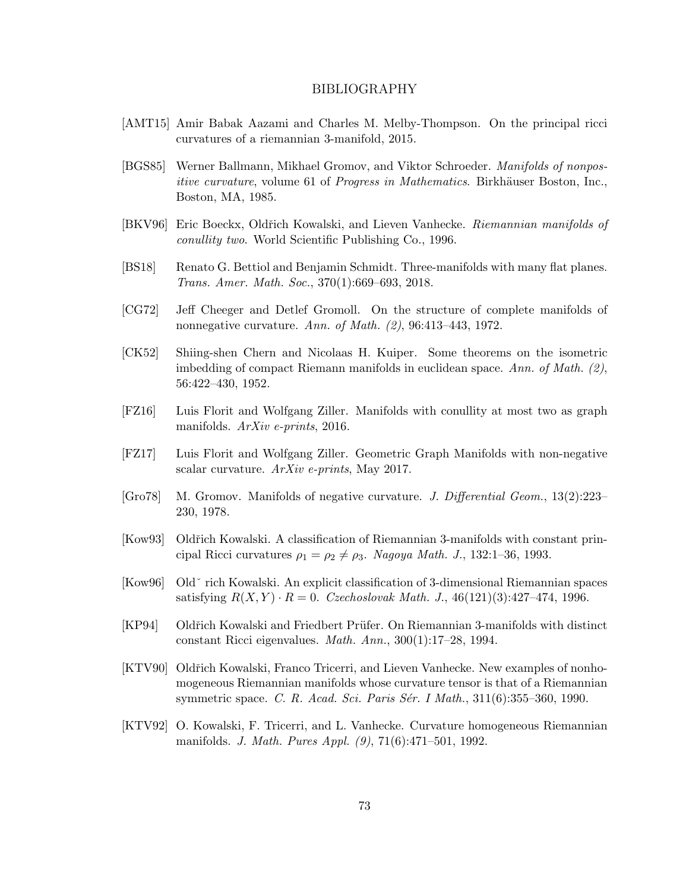# BIBLIOGRAPHY

[AMT15] Amir Babak Aazami and Charles M. Melby-Thompson. On the principal ricci curvatures of a riemannian 3-manifold, 2015.

[BGS85] Werner Ballmann, Mikhael Gromov, and Viktor Schroeder. *Manifolds of nonpositive curvature*, volume 61 of *Progress in Mathematics*. Birkhäuser Boston, Inc., Boston, MA, 1985.

[BKV96] Eric Boeckx, Oldřich Kowalski, and Lieven Vanhecke. *Riemannian manifolds of conullity two*. World Scientific Publishing Co., 1996.

[BS18] Renato G. Bettiol and Benjamin Schmidt. Three-manifolds with many flat planes. *Trans. Amer. Math. Soc.*, 370(1):669–693, 2018.

[CG72] Jeff Cheeger and Detlef Gromoll. On the structure of complete manifolds of nonnegative curvature. *Ann. of Math. (2)*, 96:413–443, 1972.

[CK52] Shiing-shen Chern and Nicolaas H. Kuiper. Some theorems on the isometric imbedding of compact Riemann manifolds in euclidean space. *Ann. of Math. (2)*, 56:422–430, 1952.

[FZ16] Luis Florit and Wolfgang Ziller. Manifolds with conullity at most two as graph manifolds. *ArXiv e-prints*, 2016.

[FZ17] Luis Florit and Wolfgang Ziller. Geometric Graph Manifolds with non-negative scalar curvature. *ArXiv e-prints*, May 2017.

[Gro78] M. Gromov. Manifolds of negative curvature. *J. Differential Geom.*, 13(2):223–230, 1978.

[Kow93] Oldřich Kowalski. A classification of Riemannian 3-manifolds with constant principal Ricci curvatures $\rho_1 = \rho_2 \neq \rho_3$. *Nagoya Math. J.*, 132:1–36, 1993.

[Kow96] Old˘ rich Kowalski. An explicit classification of 3-dimensional Riemannian spaces satisfying $R(X, Y) \cdot R = 0$. *Czechoslovak Math. J.*, 46(121)(3):427–474, 1996.

[KP94] Oldřich Kowalski and Friedbert Prüfer. On Riemannian 3-manifolds with distinct constant Ricci eigenvalues. *Math. Ann.*, 300(1):17–28, 1994.

[KTV90] Oldřich Kowalski, Franco Tricerri, and Lieven Vanhecke. New examples of nonhomogeneous Riemannian manifolds whose curvature tensor is that of a Riemannian symmetric space. *C. R. Acad. Sci. Paris Sér. I Math.*, 311(6):355–360, 1990.

[KTV92] O. Kowalski, F. Tricerri, and L. Vanhecke. Curvature homogeneous Riemannian manifolds. *J. Math. Pures Appl. (9)*, 71(6):471–501, 1992.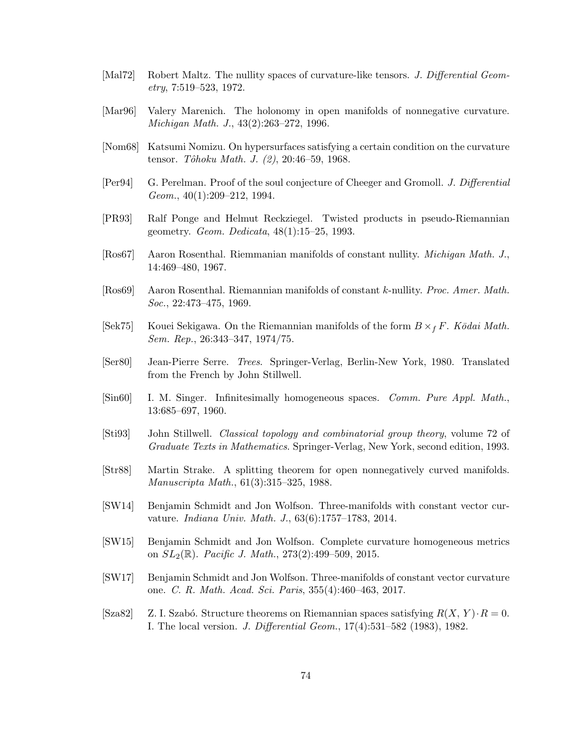[Mal72] Robert Maltz. The nullity spaces of curvature-like tensors. *J. Differential Geometry*, 7:519–523, 1972.

[Mar96] Valery Marenich. The holonomy in open manifolds of nonnegative curvature. *Michigan Math. J.*, 43(2):263–272, 1996.

[Nom68] Katsumi Nomizu. On hypersurfaces satisfying a certain condition on the curvature tensor. *Tôhoku Math. J. (2)*, 20:46–59, 1968.

[Per94] G. Perelman. Proof of the soul conjecture of Cheeger and Gromoll. *J. Differential Geom.*, 40(1):209–212, 1994.

[PR93] Ralf Ponge and Helmut Reckziegel. Twisted products in pseudo-Riemannian geometry. *Geom. Dedicata*, 48(1):15–25, 1993.

[Ros67] Aaron Rosenthal. Riemmanian manifolds of constant nullity. *Michigan Math. J.*, 14:469–480, 1967.

[Ros69] Aaron Rosenthal. Riemannian manifolds of constant $k$-nullity. *Proc. Amer. Math. Soc.*, 22:473–475, 1969.

[Sek75] Kouei Sekigawa. On the Riemannian manifolds of the form $B \times_f F$. *Kōdai Math. Sem. Rep.*, 26:343–347, 1974/75.

[Ser80] Jean-Pierre Serre. *Trees*. Springer-Verlag, Berlin-New York, 1980. Translated from the French by John Stillwell.

[Sin60] I. M. Singer. Infinitesimally homogeneous spaces. *Comm. Pure Appl. Math.*, 13:685–697, 1960.

[Sti93] John Stillwell. *Classical topology and combinatorial group theory*, volume 72 of *Graduate Texts in Mathematics*. Springer-Verlag, New York, second edition, 1993.

[Str88] Martin Strake. A splitting theorem for open nonnegatively curved manifolds. *Manuscripta Math.*, 61(3):315–325, 1988.

[SW14] Benjamin Schmidt and Jon Wolfson. Three-manifolds with constant vector curvature. *Indiana Univ. Math. J.*, 63(6):1757–1783, 2014.

[SW15] Benjamin Schmidt and Jon Wolfson. Complete curvature homogeneous metrics on $SL_2(\mathbb{R})$. *Pacific J. Math.*, 273(2):499–509, 2015.

[SW17] Benjamin Schmidt and Jon Wolfson. Three-manifolds of constant vector curvature one. *C. R. Math. Acad. Sci. Paris*, 355(4):460–463, 2017.

[Sza82] Z. I. Szabó. Structure theorems on Riemannian spaces satisfying $R(X, Y) \cdot R = 0$. I. The local version. *J. Differential Geom.*, 17(4):531–582 (1983), 1982.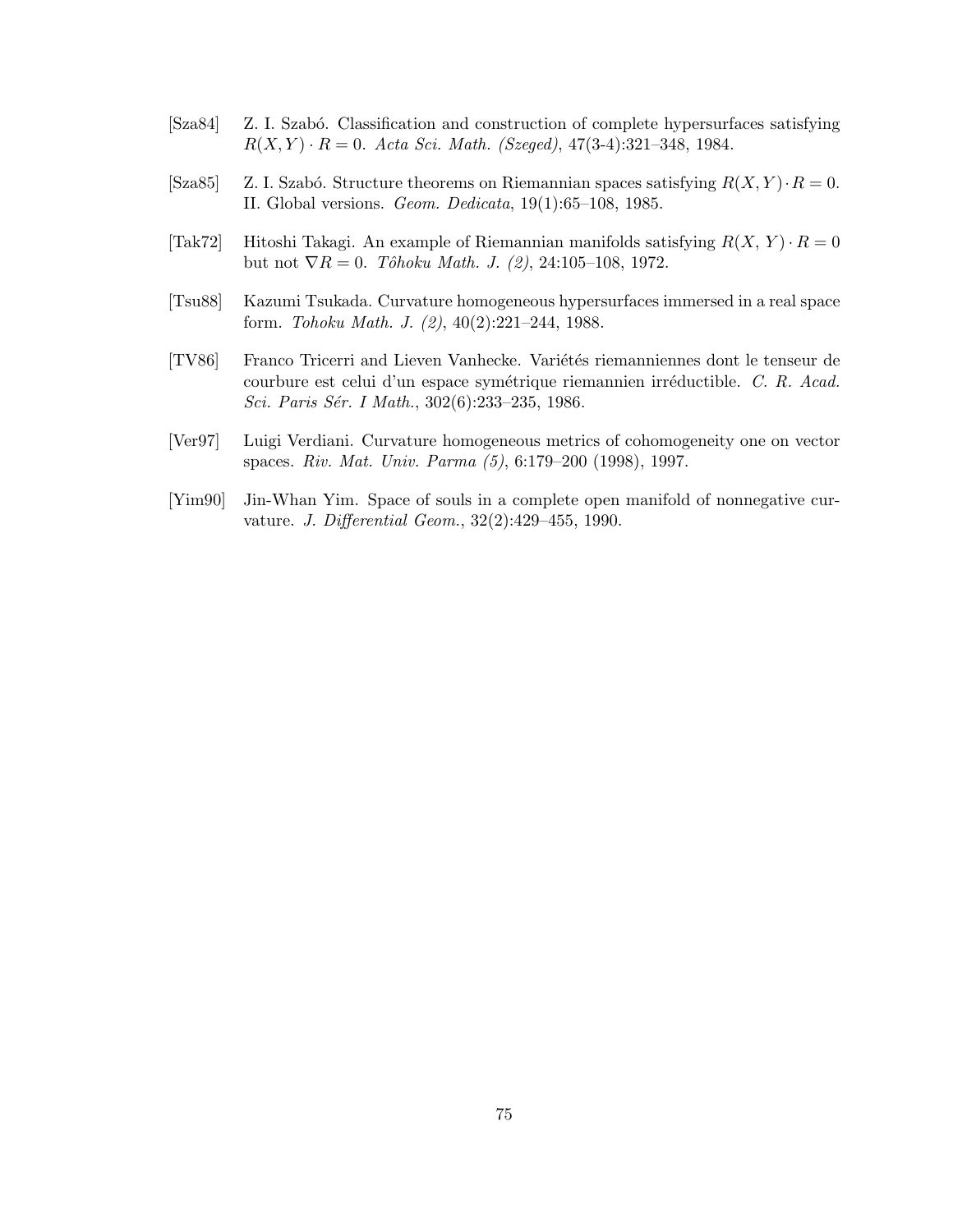[Sza84] Z. I. Szabó. Classification and construction of complete hypersurfaces satisfying $R(X,Y)\cdot R = 0$. *Acta Sci. Math. (Szeged)*, 47(3-4):321–348, 1984.

[Sza85] Z. I. Szabó. Structure theorems on Riemannian spaces satisfying $R(X,Y)\cdot R = 0$. II. Global versions. *Geom. Dedicata*, 19(1):65–108, 1985.

[Tak72] Hitoshi Takagi. An example of Riemannian manifolds satisfying $R(X,\, Y)\cdot R = 0$ but not $\nabla R = 0$. *Tôhoku Math. J. (2)*, 24:105–108, 1972.

[Tsu88] Kazumi Tsukada. Curvature homogeneous hypersurfaces immersed in a real space form. *Tohoku Math. J. (2)*, 40(2):221–244, 1988.

[TV86] Franco Tricerri and Lieven Vanhecke. Variétés riemanniennes dont le tenseur de courbure est celui d'un espace symétrique riemannien irréductible. *C. R. Acad. Sci. Paris Sér. I Math.*, 302(6):233–235, 1986.

[Ver97] Luigi Verdiani. Curvature homogeneous metrics of cohomogeneity one on vector spaces. *Riv. Mat. Univ. Parma (5)*, 6:179–200 (1998), 1997.

[Yim90] Jin-Whan Yim. Space of souls in a complete open manifold of nonnegative curvature. *J. Differential Geom.*, 32(2):429–455, 1990.